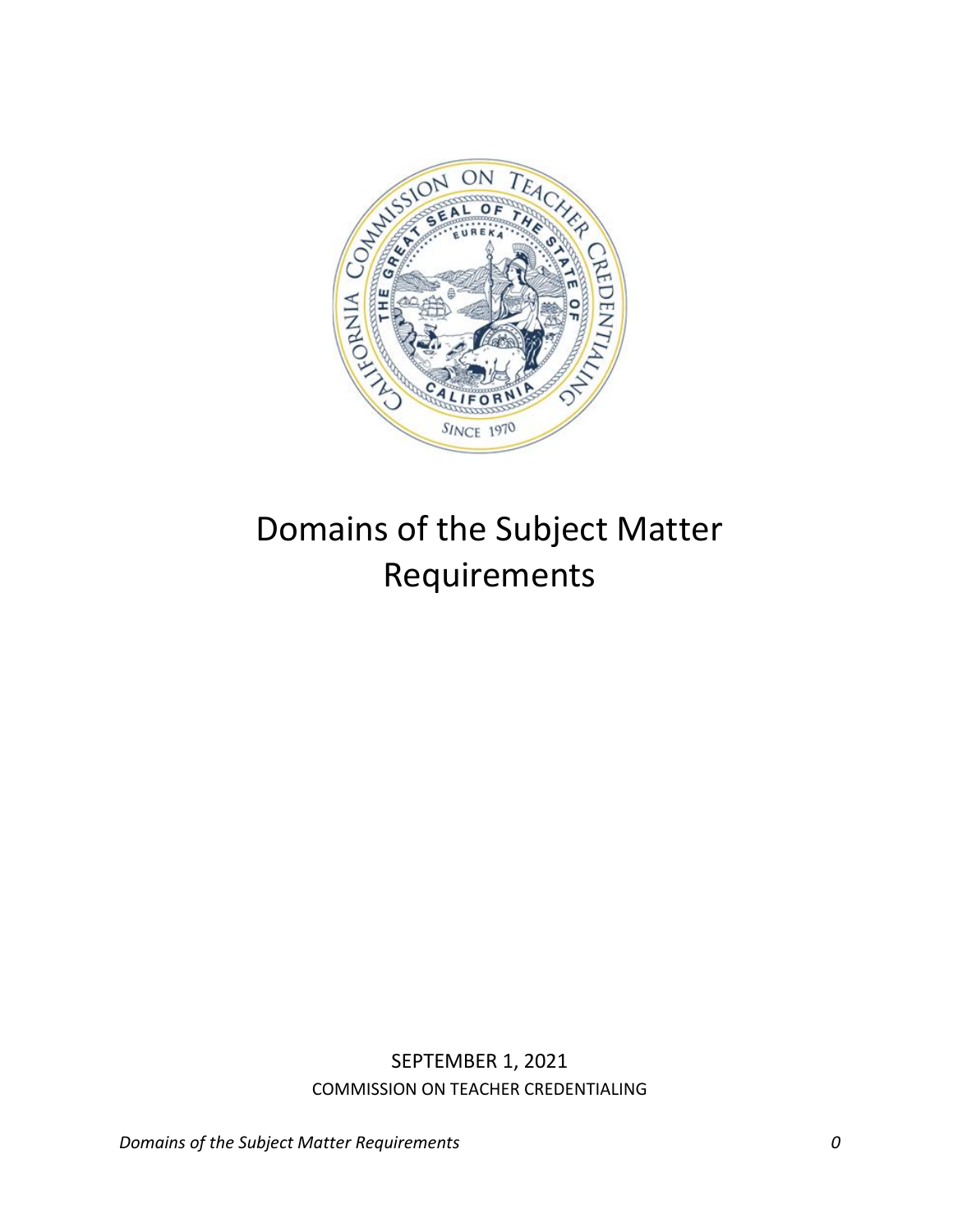# Domains of the Subject Matter Requirements

SEPTEMBER 1, 2021

COMMISSION ON TEACHER CREDENTIALING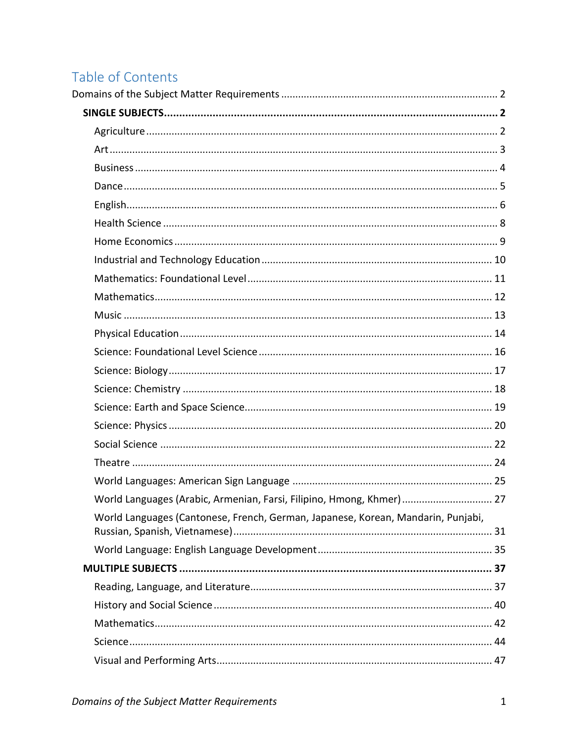# Table of Contents

Domains of the Subject Matter Requirements ........ 2

- **SINGLE SUBJECTS ........ 2**
  - Agriculture ........ 2
  - Art ........ 3
  - Business ........ 4
  - Dance ........ 5
  - English ........ 6
  - Health Science ........ 8
  - Home Economics ........ 9
  - Industrial and Technology Education ........ 10
  - Mathematics: Foundational Level ........ 11
  - Mathematics ........ 12
  - Music ........ 13
  - Physical Education ........ 14
  - Science: Foundational Level Science ........ 16
  - Science: Biology ........ 17
  - Science: Chemistry ........ 18
  - Science: Earth and Space Science ........ 19
  - Science: Physics ........ 20
  - Social Science ........ 22
  - Theatre ........ 24
  - World Languages: American Sign Language ........ 25
  - World Languages (Arabic, Armenian, Farsi, Filipino, Hmong, Khmer) ........ 27
  - World Languages (Cantonese, French, German, Japanese, Korean, Mandarin, Punjabi, Russian, Spanish, Vietnamese) ........ 31
  - World Language: English Language Development ........ 35
- **MULTIPLE SUBJECTS ........ 37**
  - Reading, Language, and Literature ........ 37
  - History and Social Science ........ 40
  - Mathematics ........ 42
  - Science ........ 44
  - Visual and Performing Arts ........ 47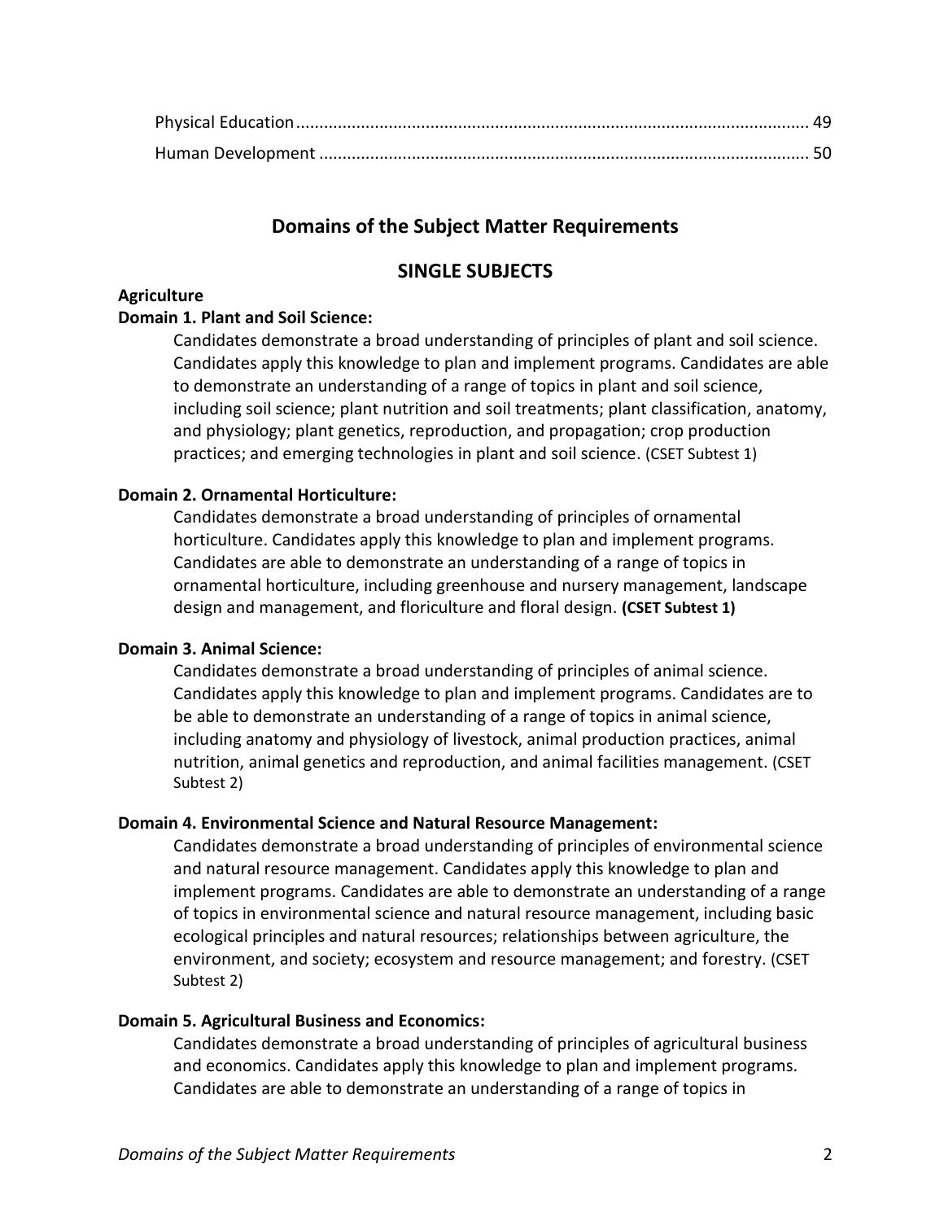Physical Education .......................................................................................................... 49
Human Development ...................................................................................................... 50

## Domains of the Subject Matter Requirements

## SINGLE SUBJECTS

**Agriculture**

**Domain 1. Plant and Soil Science:**

Candidates demonstrate a broad understanding of principles of plant and soil science. Candidates apply this knowledge to plan and implement programs. Candidates are able to demonstrate an understanding of a range of topics in plant and soil science, including soil science; plant nutrition and soil treatments; plant classification, anatomy, and physiology; plant genetics, reproduction, and propagation; crop production practices; and emerging technologies in plant and soil science. (CSET Subtest 1)

**Domain 2. Ornamental Horticulture:**

Candidates demonstrate a broad understanding of principles of ornamental horticulture. Candidates apply this knowledge to plan and implement programs. Candidates are able to demonstrate an understanding of a range of topics in ornamental horticulture, including greenhouse and nursery management, landscape design and management, and floriculture and floral design. **(CSET Subtest 1)**

**Domain 3. Animal Science:**

Candidates demonstrate a broad understanding of principles of animal science. Candidates apply this knowledge to plan and implement programs. Candidates are to be able to demonstrate an understanding of a range of topics in animal science, including anatomy and physiology of livestock, animal production practices, animal nutrition, animal genetics and reproduction, and animal facilities management. (CSET Subtest 2)

**Domain 4. Environmental Science and Natural Resource Management:**

Candidates demonstrate a broad understanding of principles of environmental science and natural resource management. Candidates apply this knowledge to plan and implement programs. Candidates are able to demonstrate an understanding of a range of topics in environmental science and natural resource management, including basic ecological principles and natural resources; relationships between agriculture, the environment, and society; ecosystem and resource management; and forestry. (CSET Subtest 2)

**Domain 5. Agricultural Business and Economics:**

Candidates demonstrate a broad understanding of principles of agricultural business and economics. Candidates apply this knowledge to plan and implement programs. Candidates are able to demonstrate an understanding of a range of topics in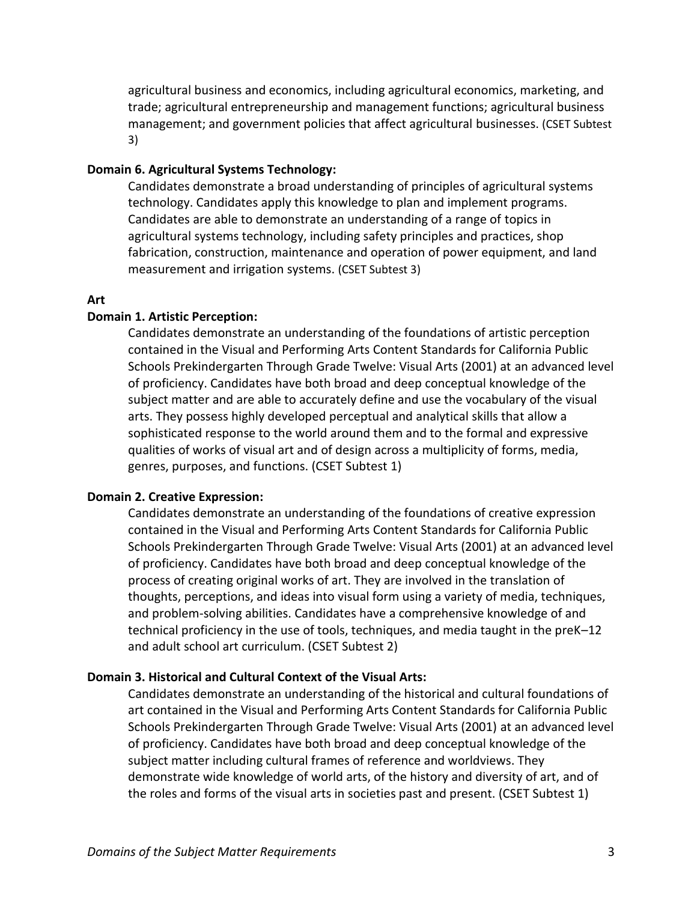agricultural business and economics, including agricultural economics, marketing, and trade; agricultural entrepreneurship and management functions; agricultural business management; and government policies that affect agricultural businesses. (CSET Subtest 3)

**Domain 6. Agricultural Systems Technology:**

Candidates demonstrate a broad understanding of principles of agricultural systems technology. Candidates apply this knowledge to plan and implement programs. Candidates are able to demonstrate an understanding of a range of topics in agricultural systems technology, including safety principles and practices, shop fabrication, construction, maintenance and operation of power equipment, and land measurement and irrigation systems. (CSET Subtest 3)

**Art**

**Domain 1. Artistic Perception:**

Candidates demonstrate an understanding of the foundations of artistic perception contained in the Visual and Performing Arts Content Standards for California Public Schools Prekindergarten Through Grade Twelve: Visual Arts (2001) at an advanced level of proficiency. Candidates have both broad and deep conceptual knowledge of the subject matter and are able to accurately define and use the vocabulary of the visual arts. They possess highly developed perceptual and analytical skills that allow a sophisticated response to the world around them and to the formal and expressive qualities of works of visual art and of design across a multiplicity of forms, media, genres, purposes, and functions. (CSET Subtest 1)

**Domain 2. Creative Expression:**

Candidates demonstrate an understanding of the foundations of creative expression contained in the Visual and Performing Arts Content Standards for California Public Schools Prekindergarten Through Grade Twelve: Visual Arts (2001) at an advanced level of proficiency. Candidates have both broad and deep conceptual knowledge of the process of creating original works of art. They are involved in the translation of thoughts, perceptions, and ideas into visual form using a variety of media, techniques, and problem-solving abilities. Candidates have a comprehensive knowledge of and technical proficiency in the use of tools, techniques, and media taught in the preK–12 and adult school art curriculum. (CSET Subtest 2)

**Domain 3. Historical and Cultural Context of the Visual Arts:**

Candidates demonstrate an understanding of the historical and cultural foundations of art contained in the Visual and Performing Arts Content Standards for California Public Schools Prekindergarten Through Grade Twelve: Visual Arts (2001) at an advanced level of proficiency. Candidates have both broad and deep conceptual knowledge of the subject matter including cultural frames of reference and worldviews. They demonstrate wide knowledge of world arts, of the history and diversity of art, and of the roles and forms of the visual arts in societies past and present. (CSET Subtest 1)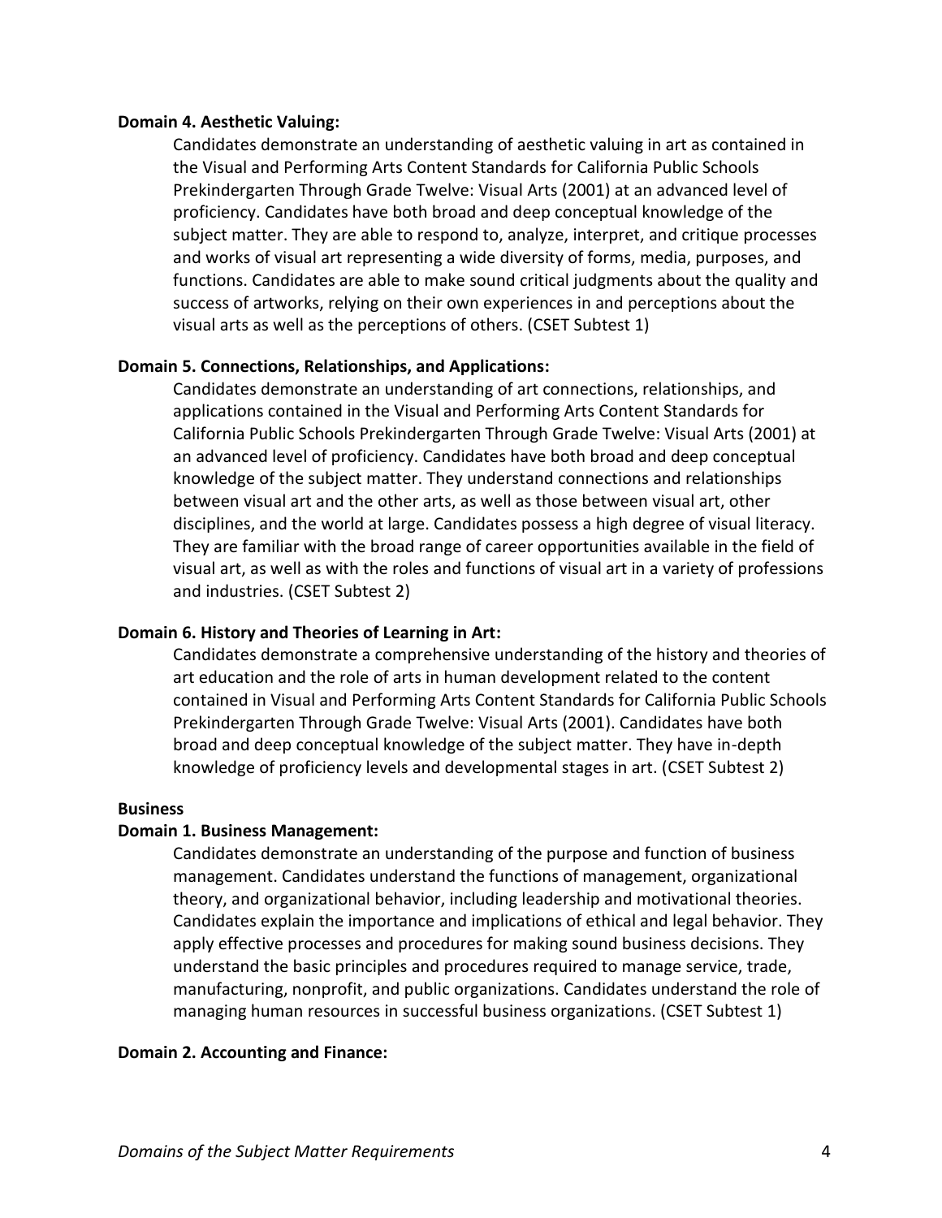**Domain 4. Aesthetic Valuing:**

Candidates demonstrate an understanding of aesthetic valuing in art as contained in the Visual and Performing Arts Content Standards for California Public Schools Prekindergarten Through Grade Twelve: Visual Arts (2001) at an advanced level of proficiency. Candidates have both broad and deep conceptual knowledge of the subject matter. They are able to respond to, analyze, interpret, and critique processes and works of visual art representing a wide diversity of forms, media, purposes, and functions. Candidates are able to make sound critical judgments about the quality and success of artworks, relying on their own experiences in and perceptions about the visual arts as well as the perceptions of others. (CSET Subtest 1)

**Domain 5. Connections, Relationships, and Applications:**

Candidates demonstrate an understanding of art connections, relationships, and applications contained in the Visual and Performing Arts Content Standards for California Public Schools Prekindergarten Through Grade Twelve: Visual Arts (2001) at an advanced level of proficiency. Candidates have both broad and deep conceptual knowledge of the subject matter. They understand connections and relationships between visual art and the other arts, as well as those between visual art, other disciplines, and the world at large. Candidates possess a high degree of visual literacy. They are familiar with the broad range of career opportunities available in the field of visual art, as well as with the roles and functions of visual art in a variety of professions and industries. (CSET Subtest 2)

**Domain 6. History and Theories of Learning in Art:**

Candidates demonstrate a comprehensive understanding of the history and theories of art education and the role of arts in human development related to the content contained in Visual and Performing Arts Content Standards for California Public Schools Prekindergarten Through Grade Twelve: Visual Arts (2001). Candidates have both broad and deep conceptual knowledge of the subject matter. They have in-depth knowledge of proficiency levels and developmental stages in art. (CSET Subtest 2)

**Business**

**Domain 1. Business Management:**

Candidates demonstrate an understanding of the purpose and function of business management. Candidates understand the functions of management, organizational theory, and organizational behavior, including leadership and motivational theories. Candidates explain the importance and implications of ethical and legal behavior. They apply effective processes and procedures for making sound business decisions. They understand the basic principles and procedures required to manage service, trade, manufacturing, nonprofit, and public organizations. Candidates understand the role of managing human resources in successful business organizations. (CSET Subtest 1)

**Domain 2. Accounting and Finance:**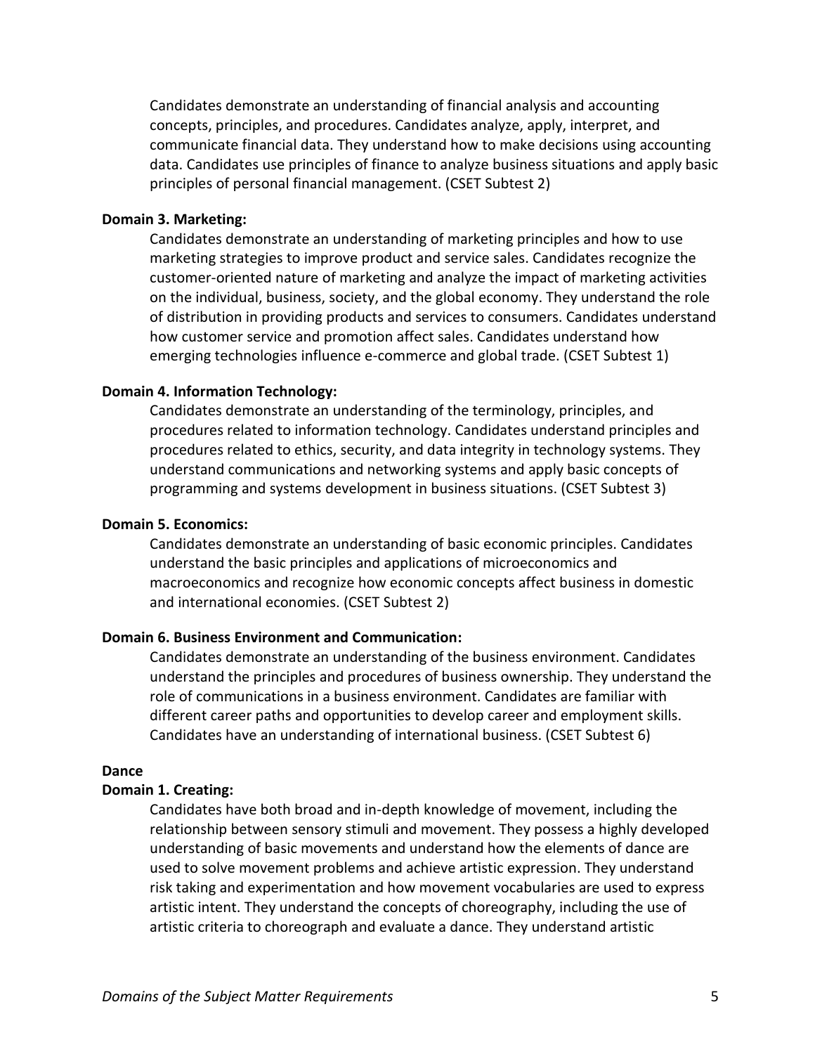Candidates demonstrate an understanding of financial analysis and accounting concepts, principles, and procedures. Candidates analyze, apply, interpret, and communicate financial data. They understand how to make decisions using accounting data. Candidates use principles of finance to analyze business situations and apply basic principles of personal financial management. (CSET Subtest 2)

**Domain 3. Marketing:**

Candidates demonstrate an understanding of marketing principles and how to use marketing strategies to improve product and service sales. Candidates recognize the customer-oriented nature of marketing and analyze the impact of marketing activities on the individual, business, society, and the global economy. They understand the role of distribution in providing products and services to consumers. Candidates understand how customer service and promotion affect sales. Candidates understand how emerging technologies influence e-commerce and global trade. (CSET Subtest 1)

**Domain 4. Information Technology:**

Candidates demonstrate an understanding of the terminology, principles, and procedures related to information technology. Candidates understand principles and procedures related to ethics, security, and data integrity in technology systems. They understand communications and networking systems and apply basic concepts of programming and systems development in business situations. (CSET Subtest 3)

**Domain 5. Economics:**

Candidates demonstrate an understanding of basic economic principles. Candidates understand the basic principles and applications of microeconomics and macroeconomics and recognize how economic concepts affect business in domestic and international economies. (CSET Subtest 2)

**Domain 6. Business Environment and Communication:**

Candidates demonstrate an understanding of the business environment. Candidates understand the principles and procedures of business ownership. They understand the role of communications in a business environment. Candidates are familiar with different career paths and opportunities to develop career and employment skills. Candidates have an understanding of international business. (CSET Subtest 6)

**Dance**

**Domain 1. Creating:**

Candidates have both broad and in-depth knowledge of movement, including the relationship between sensory stimuli and movement. They possess a highly developed understanding of basic movements and understand how the elements of dance are used to solve movement problems and achieve artistic expression. They understand risk taking and experimentation and how movement vocabularies are used to express artistic intent. They understand the concepts of choreography, including the use of artistic criteria to choreograph and evaluate a dance. They understand artistic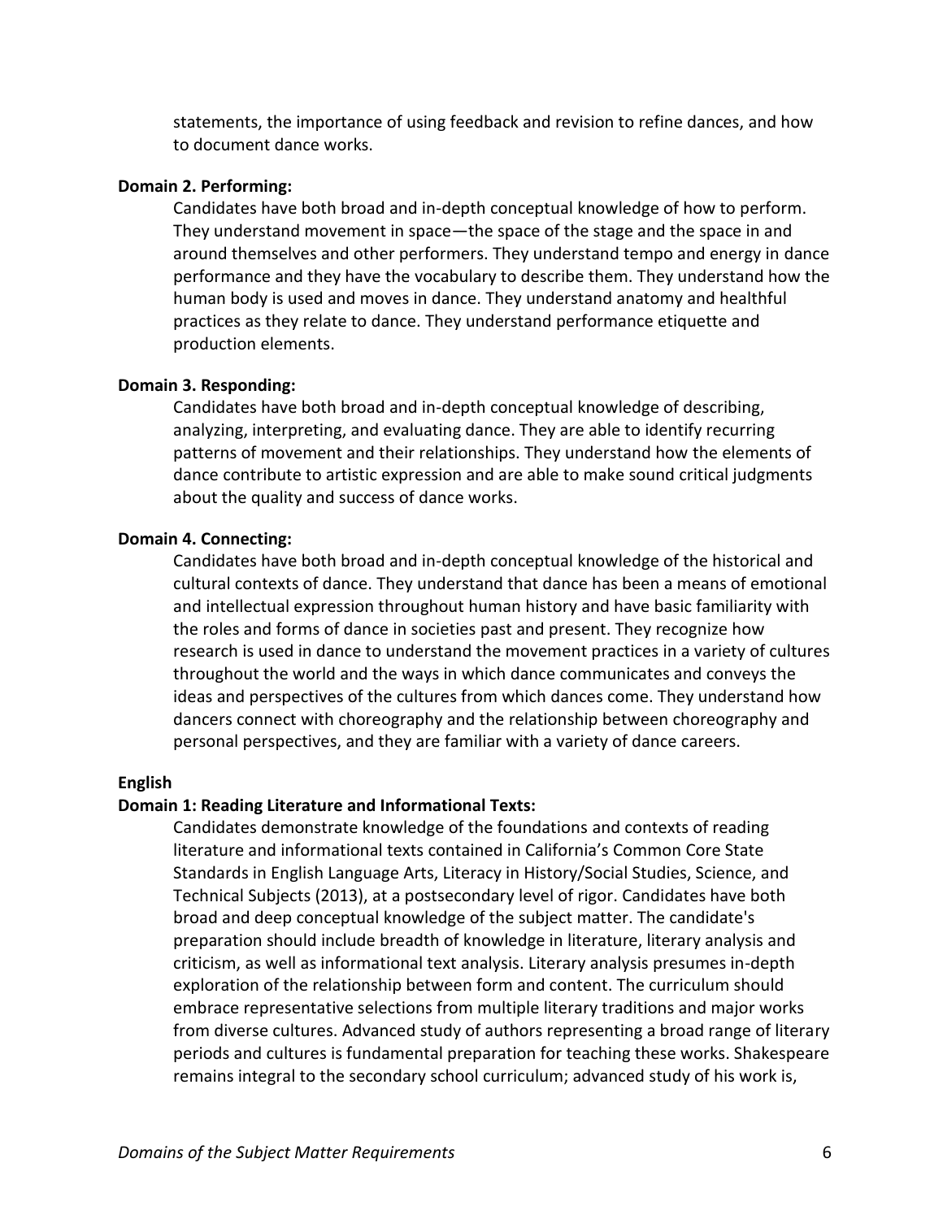statements, the importance of using feedback and revision to refine dances, and how to document dance works.

**Domain 2. Performing:**

Candidates have both broad and in-depth conceptual knowledge of how to perform. They understand movement in space—the space of the stage and the space in and around themselves and other performers. They understand tempo and energy in dance performance and they have the vocabulary to describe them. They understand how the human body is used and moves in dance. They understand anatomy and healthful practices as they relate to dance. They understand performance etiquette and production elements.

**Domain 3. Responding:**

Candidates have both broad and in-depth conceptual knowledge of describing, analyzing, interpreting, and evaluating dance. They are able to identify recurring patterns of movement and their relationships. They understand how the elements of dance contribute to artistic expression and are able to make sound critical judgments about the quality and success of dance works.

**Domain 4. Connecting:**

Candidates have both broad and in-depth conceptual knowledge of the historical and cultural contexts of dance. They understand that dance has been a means of emotional and intellectual expression throughout human history and have basic familiarity with the roles and forms of dance in societies past and present. They recognize how research is used in dance to understand the movement practices in a variety of cultures throughout the world and the ways in which dance communicates and conveys the ideas and perspectives of the cultures from which dances come. They understand how dancers connect with choreography and the relationship between choreography and personal perspectives, and they are familiar with a variety of dance careers.

**English**

**Domain 1: Reading Literature and Informational Texts:**

Candidates demonstrate knowledge of the foundations and contexts of reading literature and informational texts contained in California's Common Core State Standards in English Language Arts, Literacy in History/Social Studies, Science, and Technical Subjects (2013), at a postsecondary level of rigor. Candidates have both broad and deep conceptual knowledge of the subject matter. The candidate's preparation should include breadth of knowledge in literature, literary analysis and criticism, as well as informational text analysis. Literary analysis presumes in-depth exploration of the relationship between form and content. The curriculum should embrace representative selections from multiple literary traditions and major works from diverse cultures. Advanced study of authors representing a broad range of literary periods and cultures is fundamental preparation for teaching these works. Shakespeare remains integral to the secondary school curriculum; advanced study of his work is,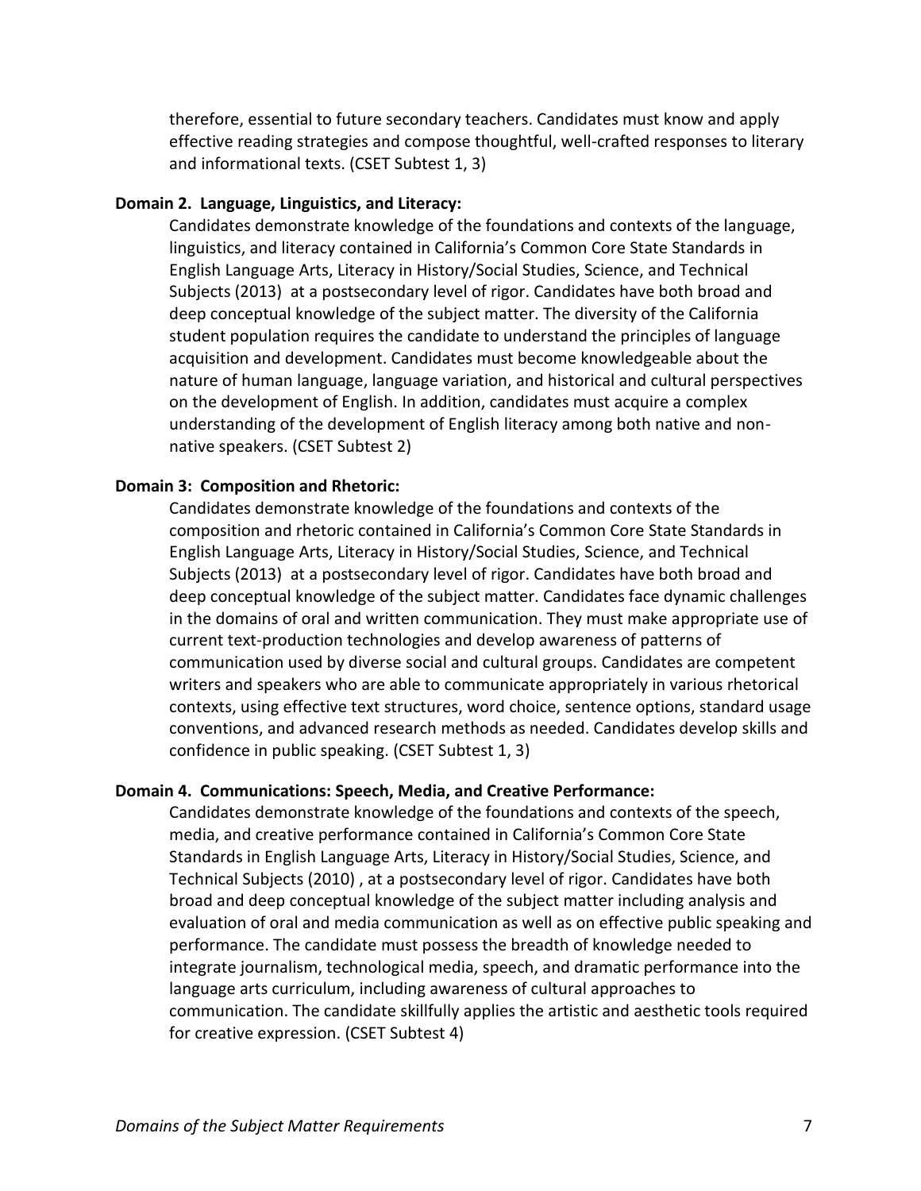therefore, essential to future secondary teachers. Candidates must know and apply effective reading strategies and compose thoughtful, well-crafted responses to literary and informational texts. (CSET Subtest 1, 3)

**Domain 2. Language, Linguistics, and Literacy:**

Candidates demonstrate knowledge of the foundations and contexts of the language, linguistics, and literacy contained in California's Common Core State Standards in English Language Arts, Literacy in History/Social Studies, Science, and Technical Subjects (2013) at a postsecondary level of rigor. Candidates have both broad and deep conceptual knowledge of the subject matter. The diversity of the California student population requires the candidate to understand the principles of language acquisition and development. Candidates must become knowledgeable about the nature of human language, language variation, and historical and cultural perspectives on the development of English. In addition, candidates must acquire a complex understanding of the development of English literacy among both native and non-native speakers. (CSET Subtest 2)

**Domain 3: Composition and Rhetoric:**

Candidates demonstrate knowledge of the foundations and contexts of the composition and rhetoric contained in California's Common Core State Standards in English Language Arts, Literacy in History/Social Studies, Science, and Technical Subjects (2013) at a postsecondary level of rigor. Candidates have both broad and deep conceptual knowledge of the subject matter. Candidates face dynamic challenges in the domains of oral and written communication. They must make appropriate use of current text-production technologies and develop awareness of patterns of communication used by diverse social and cultural groups. Candidates are competent writers and speakers who are able to communicate appropriately in various rhetorical contexts, using effective text structures, word choice, sentence options, standard usage conventions, and advanced research methods as needed. Candidates develop skills and confidence in public speaking. (CSET Subtest 1, 3)

**Domain 4. Communications: Speech, Media, and Creative Performance:**

Candidates demonstrate knowledge of the foundations and contexts of the speech, media, and creative performance contained in California's Common Core State Standards in English Language Arts, Literacy in History/Social Studies, Science, and Technical Subjects (2010) , at a postsecondary level of rigor. Candidates have both broad and deep conceptual knowledge of the subject matter including analysis and evaluation of oral and media communication as well as on effective public speaking and performance. The candidate must possess the breadth of knowledge needed to integrate journalism, technological media, speech, and dramatic performance into the language arts curriculum, including awareness of cultural approaches to communication. The candidate skillfully applies the artistic and aesthetic tools required for creative expression. (CSET Subtest 4)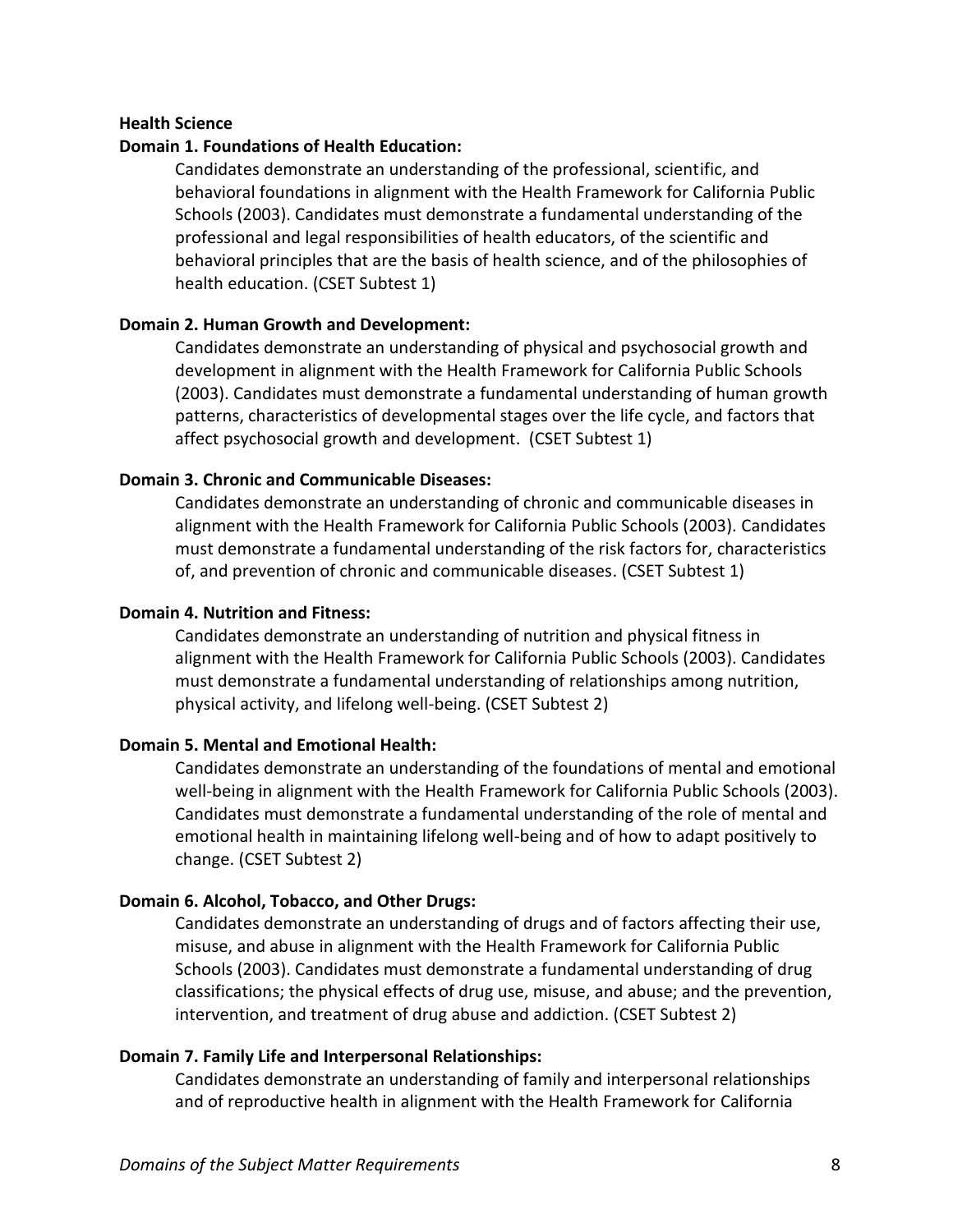**Health Science**

**Domain 1. Foundations of Health Education:**

Candidates demonstrate an understanding of the professional, scientific, and behavioral foundations in alignment with the Health Framework for California Public Schools (2003). Candidates must demonstrate a fundamental understanding of the professional and legal responsibilities of health educators, of the scientific and behavioral principles that are the basis of health science, and of the philosophies of health education. (CSET Subtest 1)

**Domain 2. Human Growth and Development:**

Candidates demonstrate an understanding of physical and psychosocial growth and development in alignment with the Health Framework for California Public Schools (2003). Candidates must demonstrate a fundamental understanding of human growth patterns, characteristics of developmental stages over the life cycle, and factors that affect psychosocial growth and development. (CSET Subtest 1)

**Domain 3. Chronic and Communicable Diseases:**

Candidates demonstrate an understanding of chronic and communicable diseases in alignment with the Health Framework for California Public Schools (2003). Candidates must demonstrate a fundamental understanding of the risk factors for, characteristics of, and prevention of chronic and communicable diseases. (CSET Subtest 1)

**Domain 4. Nutrition and Fitness:**

Candidates demonstrate an understanding of nutrition and physical fitness in alignment with the Health Framework for California Public Schools (2003). Candidates must demonstrate a fundamental understanding of relationships among nutrition, physical activity, and lifelong well-being. (CSET Subtest 2)

**Domain 5. Mental and Emotional Health:**

Candidates demonstrate an understanding of the foundations of mental and emotional well-being in alignment with the Health Framework for California Public Schools (2003). Candidates must demonstrate a fundamental understanding of the role of mental and emotional health in maintaining lifelong well-being and of how to adapt positively to change. (CSET Subtest 2)

**Domain 6. Alcohol, Tobacco, and Other Drugs:**

Candidates demonstrate an understanding of drugs and of factors affecting their use, misuse, and abuse in alignment with the Health Framework for California Public Schools (2003). Candidates must demonstrate a fundamental understanding of drug classifications; the physical effects of drug use, misuse, and abuse; and the prevention, intervention, and treatment of drug abuse and addiction. (CSET Subtest 2)

**Domain 7. Family Life and Interpersonal Relationships:**

Candidates demonstrate an understanding of family and interpersonal relationships and of reproductive health in alignment with the Health Framework for California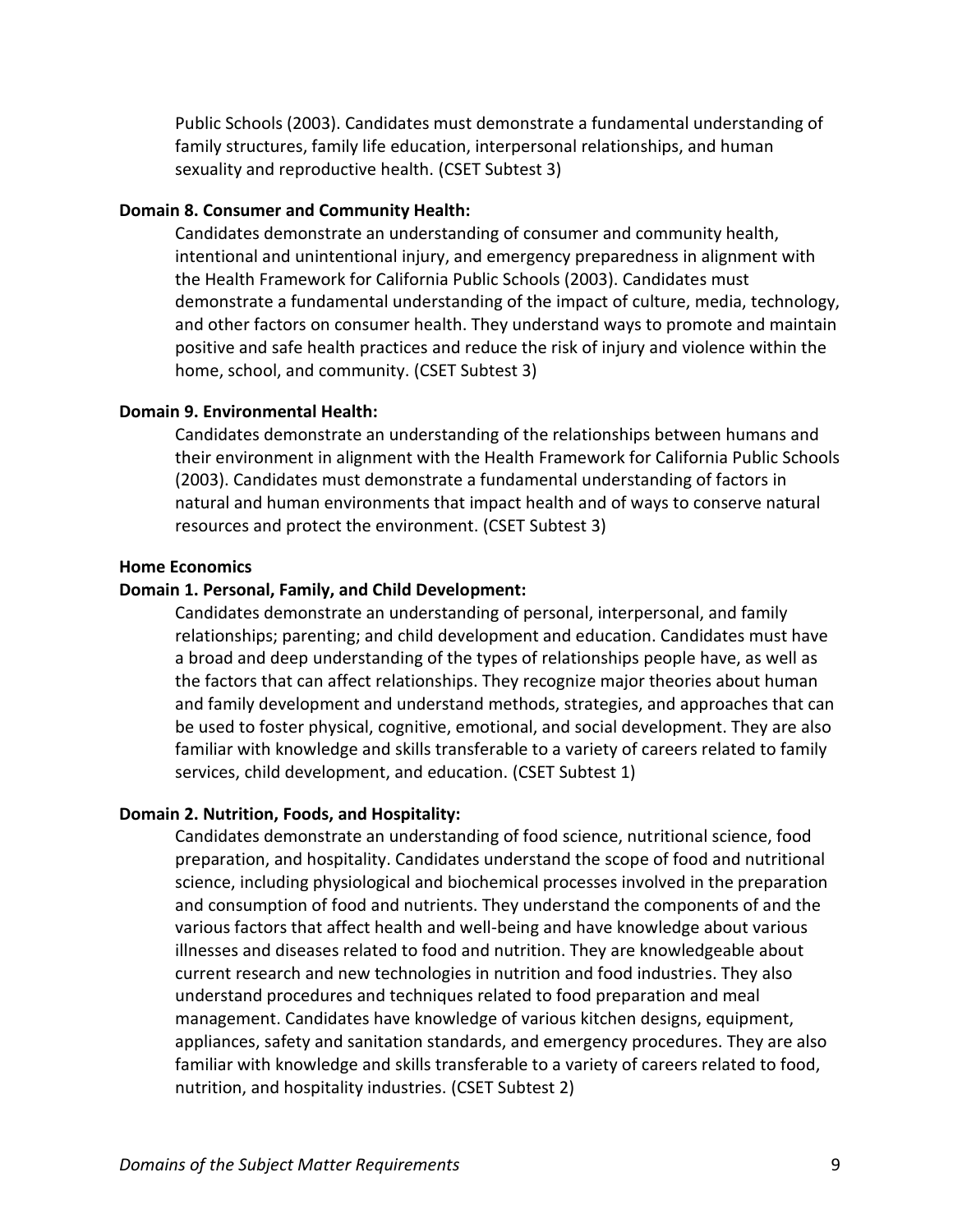Public Schools (2003). Candidates must demonstrate a fundamental understanding of family structures, family life education, interpersonal relationships, and human sexuality and reproductive health. (CSET Subtest 3)

**Domain 8. Consumer and Community Health:**

Candidates demonstrate an understanding of consumer and community health, intentional and unintentional injury, and emergency preparedness in alignment with the Health Framework for California Public Schools (2003). Candidates must demonstrate a fundamental understanding of the impact of culture, media, technology, and other factors on consumer health. They understand ways to promote and maintain positive and safe health practices and reduce the risk of injury and violence within the home, school, and community. (CSET Subtest 3)

**Domain 9. Environmental Health:**

Candidates demonstrate an understanding of the relationships between humans and their environment in alignment with the Health Framework for California Public Schools (2003). Candidates must demonstrate a fundamental understanding of factors in natural and human environments that impact health and of ways to conserve natural resources and protect the environment. (CSET Subtest 3)

**Home Economics**

**Domain 1. Personal, Family, and Child Development:**

Candidates demonstrate an understanding of personal, interpersonal, and family relationships; parenting; and child development and education. Candidates must have a broad and deep understanding of the types of relationships people have, as well as the factors that can affect relationships. They recognize major theories about human and family development and understand methods, strategies, and approaches that can be used to foster physical, cognitive, emotional, and social development. They are also familiar with knowledge and skills transferable to a variety of careers related to family services, child development, and education. (CSET Subtest 1)

**Domain 2. Nutrition, Foods, and Hospitality:**

Candidates demonstrate an understanding of food science, nutritional science, food preparation, and hospitality. Candidates understand the scope of food and nutritional science, including physiological and biochemical processes involved in the preparation and consumption of food and nutrients. They understand the components of and the various factors that affect health and well-being and have knowledge about various illnesses and diseases related to food and nutrition. They are knowledgeable about current research and new technologies in nutrition and food industries. They also understand procedures and techniques related to food preparation and meal management. Candidates have knowledge of various kitchen designs, equipment, appliances, safety and sanitation standards, and emergency procedures. They are also familiar with knowledge and skills transferable to a variety of careers related to food, nutrition, and hospitality industries. (CSET Subtest 2)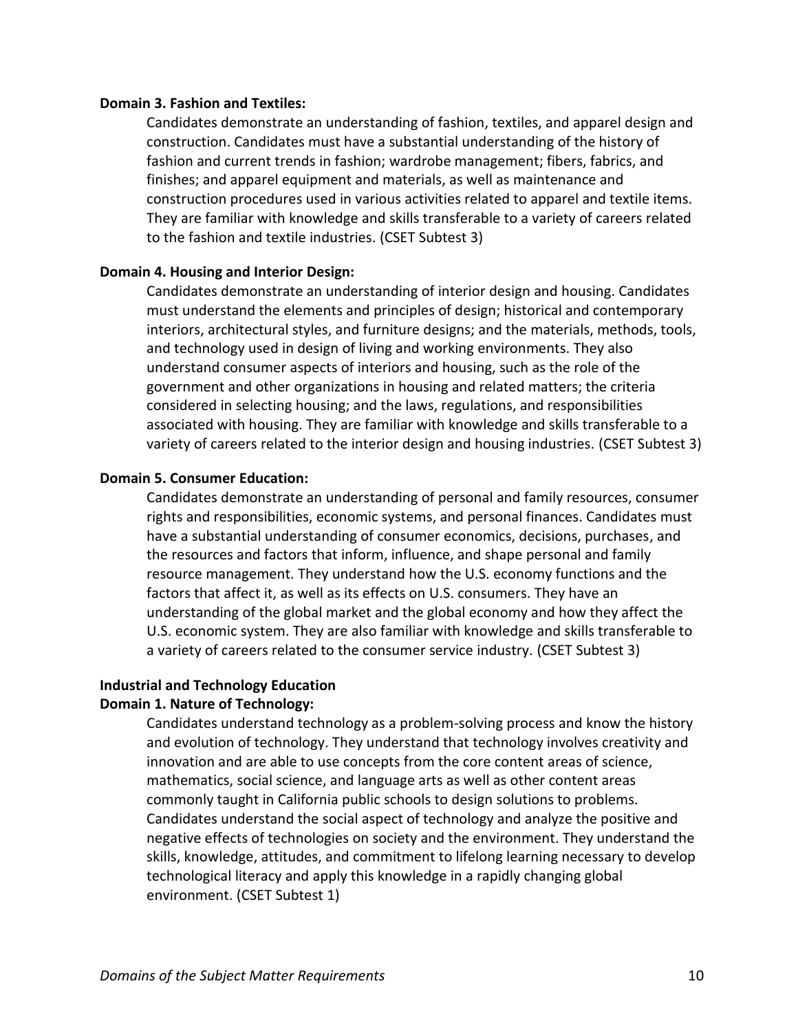**Domain 3. Fashion and Textiles:**

Candidates demonstrate an understanding of fashion, textiles, and apparel design and construction. Candidates must have a substantial understanding of the history of fashion and current trends in fashion; wardrobe management; fibers, fabrics, and finishes; and apparel equipment and materials, as well as maintenance and construction procedures used in various activities related to apparel and textile items. They are familiar with knowledge and skills transferable to a variety of careers related to the fashion and textile industries. (CSET Subtest 3)

**Domain 4. Housing and Interior Design:**

Candidates demonstrate an understanding of interior design and housing. Candidates must understand the elements and principles of design; historical and contemporary interiors, architectural styles, and furniture designs; and the materials, methods, tools, and technology used in design of living and working environments. They also understand consumer aspects of interiors and housing, such as the role of the government and other organizations in housing and related matters; the criteria considered in selecting housing; and the laws, regulations, and responsibilities associated with housing. They are familiar with knowledge and skills transferable to a variety of careers related to the interior design and housing industries. (CSET Subtest 3)

**Domain 5. Consumer Education:**

Candidates demonstrate an understanding of personal and family resources, consumer rights and responsibilities, economic systems, and personal finances. Candidates must have a substantial understanding of consumer economics, decisions, purchases, and the resources and factors that inform, influence, and shape personal and family resource management. They understand how the U.S. economy functions and the factors that affect it, as well as its effects on U.S. consumers. They have an understanding of the global market and the global economy and how they affect the U.S. economic system. They are also familiar with knowledge and skills transferable to a variety of careers related to the consumer service industry. (CSET Subtest 3)

**Industrial and Technology Education**

**Domain 1. Nature of Technology:**

Candidates understand technology as a problem-solving process and know the history and evolution of technology. They understand that technology involves creativity and innovation and are able to use concepts from the core content areas of science, mathematics, social science, and language arts as well as other content areas commonly taught in California public schools to design solutions to problems. Candidates understand the social aspect of technology and analyze the positive and negative effects of technologies on society and the environment. They understand the skills, knowledge, attitudes, and commitment to lifelong learning necessary to develop technological literacy and apply this knowledge in a rapidly changing global environment. (CSET Subtest 1)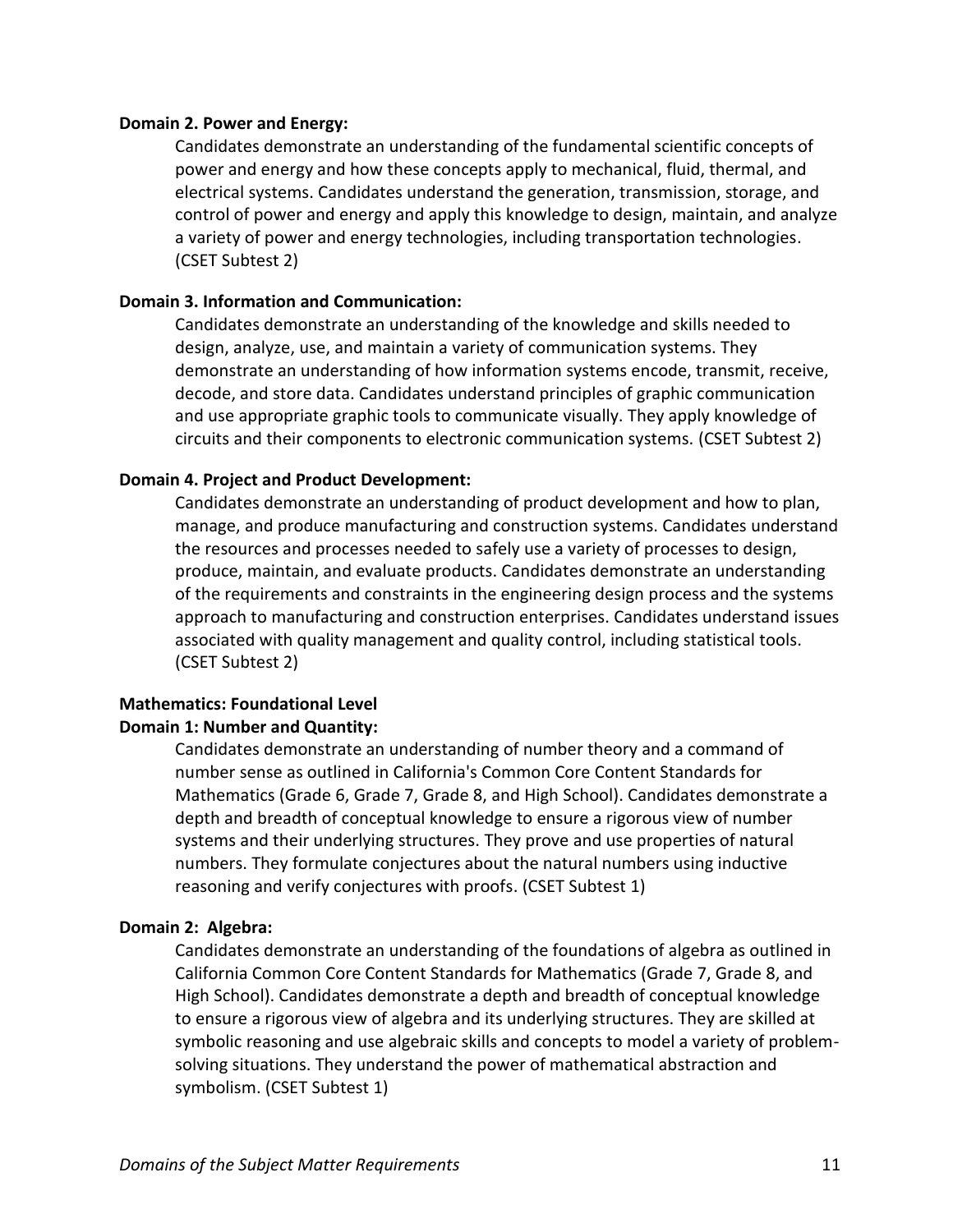**Domain 2. Power and Energy:**

Candidates demonstrate an understanding of the fundamental scientific concepts of power and energy and how these concepts apply to mechanical, fluid, thermal, and electrical systems. Candidates understand the generation, transmission, storage, and control of power and energy and apply this knowledge to design, maintain, and analyze a variety of power and energy technologies, including transportation technologies. (CSET Subtest 2)

**Domain 3. Information and Communication:**

Candidates demonstrate an understanding of the knowledge and skills needed to design, analyze, use, and maintain a variety of communication systems. They demonstrate an understanding of how information systems encode, transmit, receive, decode, and store data. Candidates understand principles of graphic communication and use appropriate graphic tools to communicate visually. They apply knowledge of circuits and their components to electronic communication systems. (CSET Subtest 2)

**Domain 4. Project and Product Development:**

Candidates demonstrate an understanding of product development and how to plan, manage, and produce manufacturing and construction systems. Candidates understand the resources and processes needed to safely use a variety of processes to design, produce, maintain, and evaluate products. Candidates demonstrate an understanding of the requirements and constraints in the engineering design process and the systems approach to manufacturing and construction enterprises. Candidates understand issues associated with quality management and quality control, including statistical tools. (CSET Subtest 2)

**Mathematics: Foundational Level**

**Domain 1: Number and Quantity:**

Candidates demonstrate an understanding of number theory and a command of number sense as outlined in California's Common Core Content Standards for Mathematics (Grade 6, Grade 7, Grade 8, and High School). Candidates demonstrate a depth and breadth of conceptual knowledge to ensure a rigorous view of number systems and their underlying structures. They prove and use properties of natural numbers. They formulate conjectures about the natural numbers using inductive reasoning and verify conjectures with proofs. (CSET Subtest 1)

**Domain 2: Algebra:**

Candidates demonstrate an understanding of the foundations of algebra as outlined in California Common Core Content Standards for Mathematics (Grade 7, Grade 8, and High School). Candidates demonstrate a depth and breadth of conceptual knowledge to ensure a rigorous view of algebra and its underlying structures. They are skilled at symbolic reasoning and use algebraic skills and concepts to model a variety of problem-solving situations. They understand the power of mathematical abstraction and symbolism. (CSET Subtest 1)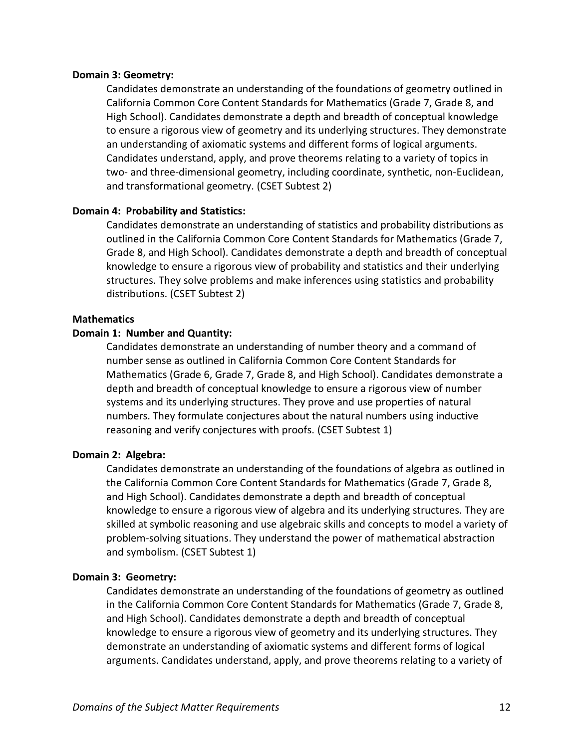**Domain 3: Geometry:**

Candidates demonstrate an understanding of the foundations of geometry outlined in California Common Core Content Standards for Mathematics (Grade 7, Grade 8, and High School). Candidates demonstrate a depth and breadth of conceptual knowledge to ensure a rigorous view of geometry and its underlying structures. They demonstrate an understanding of axiomatic systems and different forms of logical arguments. Candidates understand, apply, and prove theorems relating to a variety of topics in two- and three-dimensional geometry, including coordinate, synthetic, non-Euclidean, and transformational geometry. (CSET Subtest 2)

**Domain 4: Probability and Statistics:**

Candidates demonstrate an understanding of statistics and probability distributions as outlined in the California Common Core Content Standards for Mathematics (Grade 7, Grade 8, and High School). Candidates demonstrate a depth and breadth of conceptual knowledge to ensure a rigorous view of probability and statistics and their underlying structures. They solve problems and make inferences using statistics and probability distributions. (CSET Subtest 2)

**Mathematics**

**Domain 1: Number and Quantity:**

Candidates demonstrate an understanding of number theory and a command of number sense as outlined in California Common Core Content Standards for Mathematics (Grade 6, Grade 7, Grade 8, and High School). Candidates demonstrate a depth and breadth of conceptual knowledge to ensure a rigorous view of number systems and its underlying structures. They prove and use properties of natural numbers. They formulate conjectures about the natural numbers using inductive reasoning and verify conjectures with proofs. (CSET Subtest 1)

**Domain 2: Algebra:**

Candidates demonstrate an understanding of the foundations of algebra as outlined in the California Common Core Content Standards for Mathematics (Grade 7, Grade 8, and High School). Candidates demonstrate a depth and breadth of conceptual knowledge to ensure a rigorous view of algebra and its underlying structures. They are skilled at symbolic reasoning and use algebraic skills and concepts to model a variety of problem-solving situations. They understand the power of mathematical abstraction and symbolism. (CSET Subtest 1)

**Domain 3: Geometry:**

Candidates demonstrate an understanding of the foundations of geometry as outlined in the California Common Core Content Standards for Mathematics (Grade 7, Grade 8, and High School). Candidates demonstrate a depth and breadth of conceptual knowledge to ensure a rigorous view of geometry and its underlying structures. They demonstrate an understanding of axiomatic systems and different forms of logical arguments. Candidates understand, apply, and prove theorems relating to a variety of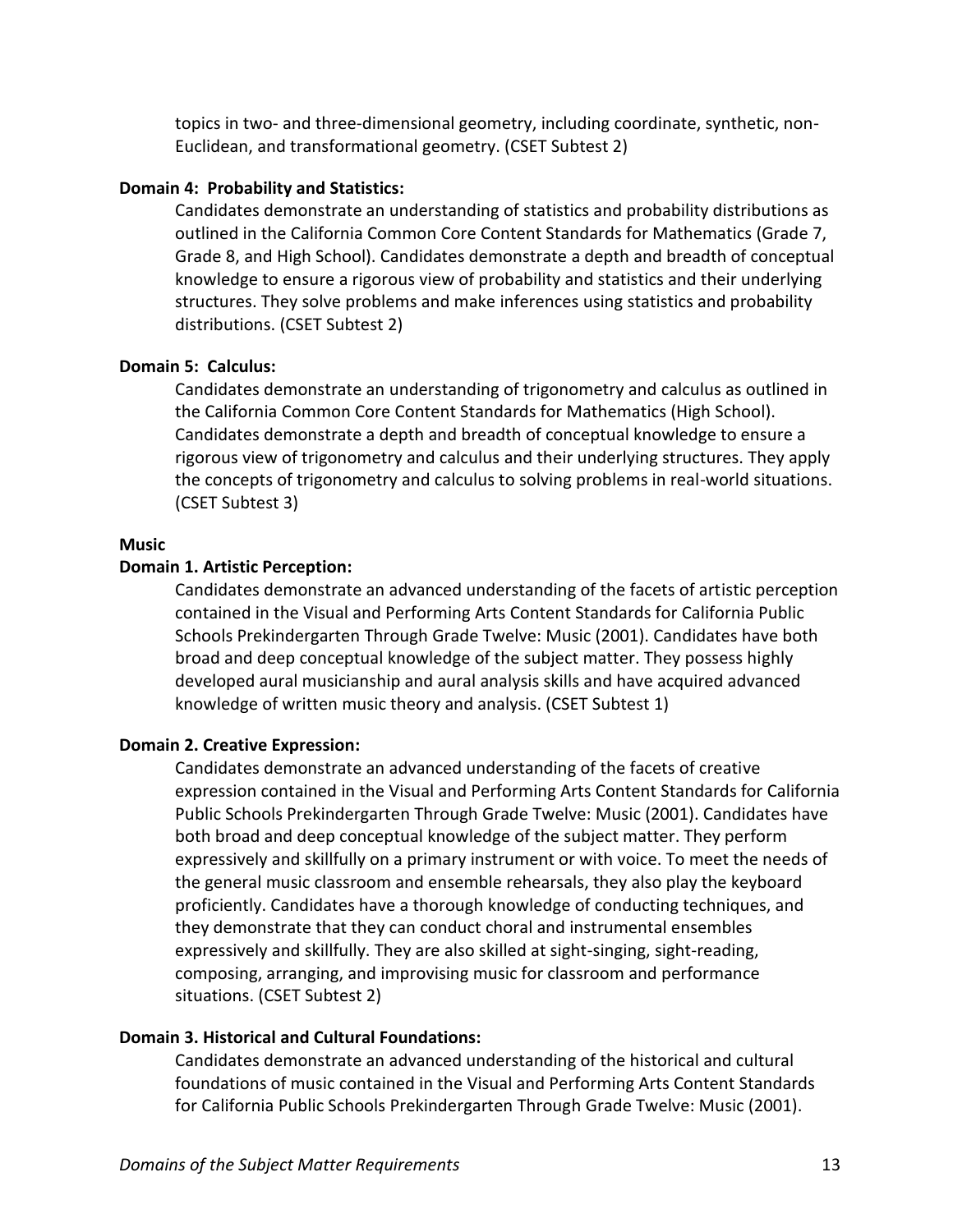topics in two- and three-dimensional geometry, including coordinate, synthetic, non-Euclidean, and transformational geometry. (CSET Subtest 2)

**Domain 4: Probability and Statistics:**

Candidates demonstrate an understanding of statistics and probability distributions as outlined in the California Common Core Content Standards for Mathematics (Grade 7, Grade 8, and High School). Candidates demonstrate a depth and breadth of conceptual knowledge to ensure a rigorous view of probability and statistics and their underlying structures. They solve problems and make inferences using statistics and probability distributions. (CSET Subtest 2)

**Domain 5: Calculus:**

Candidates demonstrate an understanding of trigonometry and calculus as outlined in the California Common Core Content Standards for Mathematics (High School). Candidates demonstrate a depth and breadth of conceptual knowledge to ensure a rigorous view of trigonometry and calculus and their underlying structures. They apply the concepts of trigonometry and calculus to solving problems in real-world situations. (CSET Subtest 3)

**Music**

**Domain 1. Artistic Perception:**

Candidates demonstrate an advanced understanding of the facets of artistic perception contained in the Visual and Performing Arts Content Standards for California Public Schools Prekindergarten Through Grade Twelve: Music (2001). Candidates have both broad and deep conceptual knowledge of the subject matter. They possess highly developed aural musicianship and aural analysis skills and have acquired advanced knowledge of written music theory and analysis. (CSET Subtest 1)

**Domain 2. Creative Expression:**

Candidates demonstrate an advanced understanding of the facets of creative expression contained in the Visual and Performing Arts Content Standards for California Public Schools Prekindergarten Through Grade Twelve: Music (2001). Candidates have both broad and deep conceptual knowledge of the subject matter. They perform expressively and skillfully on a primary instrument or with voice. To meet the needs of the general music classroom and ensemble rehearsals, they also play the keyboard proficiently. Candidates have a thorough knowledge of conducting techniques, and they demonstrate that they can conduct choral and instrumental ensembles expressively and skillfully. They are also skilled at sight-singing, sight-reading, composing, arranging, and improvising music for classroom and performance situations. (CSET Subtest 2)

**Domain 3. Historical and Cultural Foundations:**

Candidates demonstrate an advanced understanding of the historical and cultural foundations of music contained in the Visual and Performing Arts Content Standards for California Public Schools Prekindergarten Through Grade Twelve: Music (2001).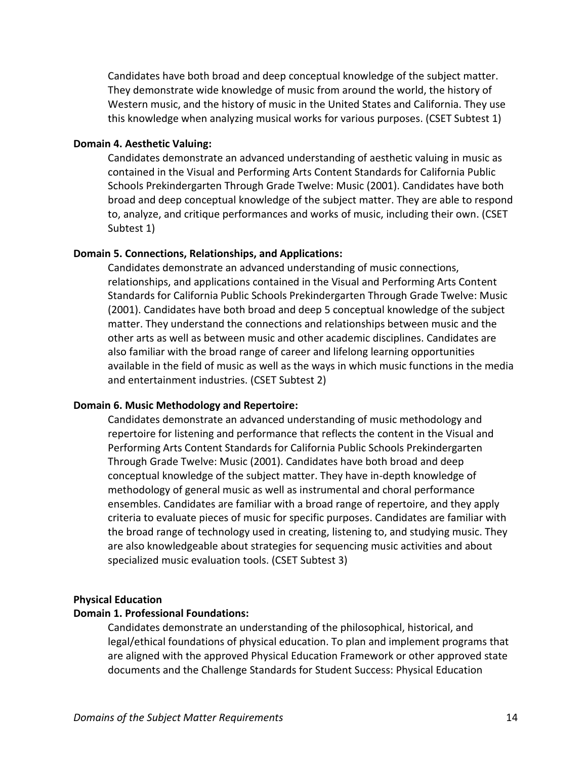Candidates have both broad and deep conceptual knowledge of the subject matter. They demonstrate wide knowledge of music from around the world, the history of Western music, and the history of music in the United States and California. They use this knowledge when analyzing musical works for various purposes. (CSET Subtest 1)

**Domain 4. Aesthetic Valuing:**

Candidates demonstrate an advanced understanding of aesthetic valuing in music as contained in the Visual and Performing Arts Content Standards for California Public Schools Prekindergarten Through Grade Twelve: Music (2001). Candidates have both broad and deep conceptual knowledge of the subject matter. They are able to respond to, analyze, and critique performances and works of music, including their own. (CSET Subtest 1)

**Domain 5. Connections, Relationships, and Applications:**

Candidates demonstrate an advanced understanding of music connections, relationships, and applications contained in the Visual and Performing Arts Content Standards for California Public Schools Prekindergarten Through Grade Twelve: Music (2001). Candidates have both broad and deep 5 conceptual knowledge of the subject matter. They understand the connections and relationships between music and the other arts as well as between music and other academic disciplines. Candidates are also familiar with the broad range of career and lifelong learning opportunities available in the field of music as well as the ways in which music functions in the media and entertainment industries. (CSET Subtest 2)

**Domain 6. Music Methodology and Repertoire:**

Candidates demonstrate an advanced understanding of music methodology and repertoire for listening and performance that reflects the content in the Visual and Performing Arts Content Standards for California Public Schools Prekindergarten Through Grade Twelve: Music (2001). Candidates have both broad and deep conceptual knowledge of the subject matter. They have in-depth knowledge of methodology of general music as well as instrumental and choral performance ensembles. Candidates are familiar with a broad range of repertoire, and they apply criteria to evaluate pieces of music for specific purposes. Candidates are familiar with the broad range of technology used in creating, listening to, and studying music. They are also knowledgeable about strategies for sequencing music activities and about specialized music evaluation tools. (CSET Subtest 3)

**Physical Education**

**Domain 1. Professional Foundations:**

Candidates demonstrate an understanding of the philosophical, historical, and legal/ethical foundations of physical education. To plan and implement programs that are aligned with the approved Physical Education Framework or other approved state documents and the Challenge Standards for Student Success: Physical Education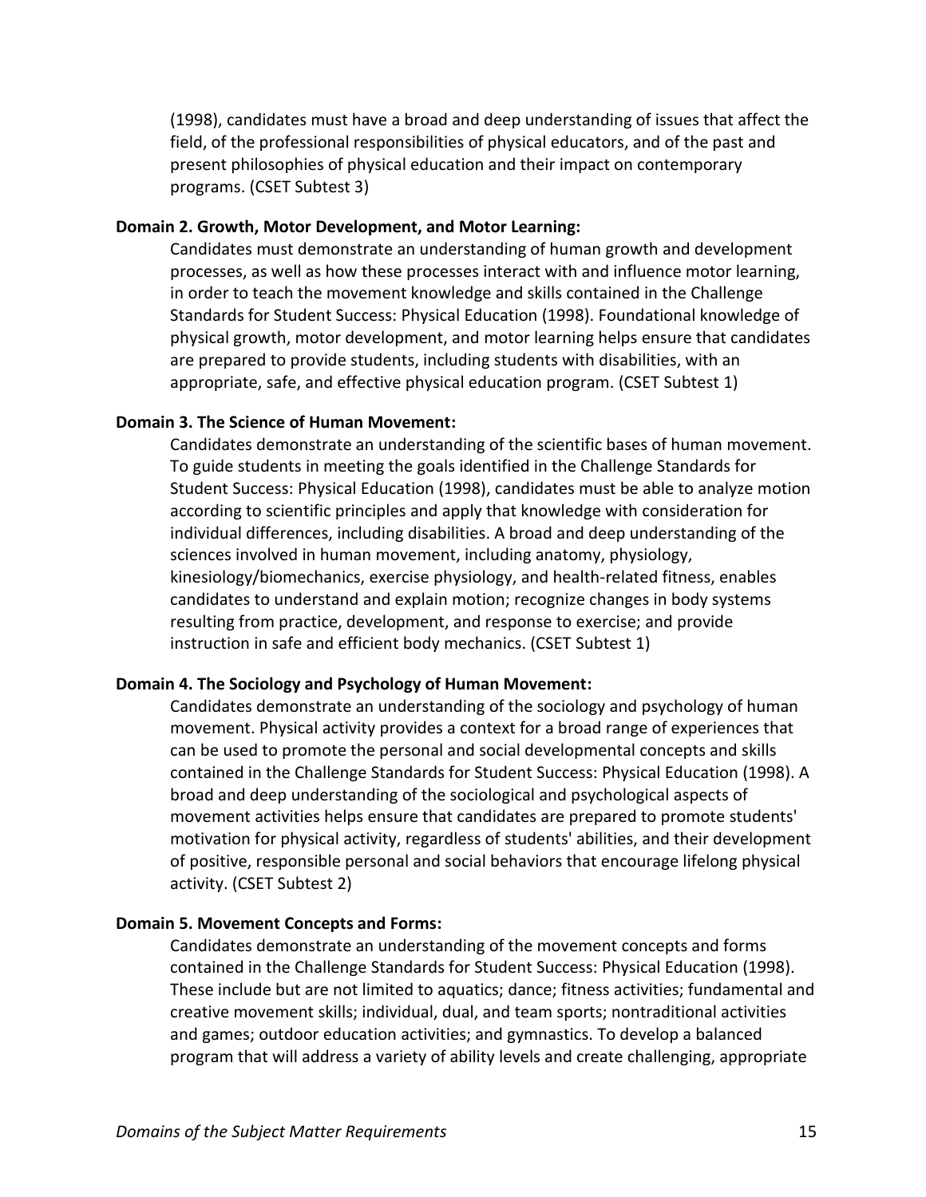(1998), candidates must have a broad and deep understanding of issues that affect the field, of the professional responsibilities of physical educators, and of the past and present philosophies of physical education and their impact on contemporary programs. (CSET Subtest 3)

**Domain 2. Growth, Motor Development, and Motor Learning:**

Candidates must demonstrate an understanding of human growth and development processes, as well as how these processes interact with and influence motor learning, in order to teach the movement knowledge and skills contained in the Challenge Standards for Student Success: Physical Education (1998). Foundational knowledge of physical growth, motor development, and motor learning helps ensure that candidates are prepared to provide students, including students with disabilities, with an appropriate, safe, and effective physical education program. (CSET Subtest 1)

**Domain 3. The Science of Human Movement:**

Candidates demonstrate an understanding of the scientific bases of human movement. To guide students in meeting the goals identified in the Challenge Standards for Student Success: Physical Education (1998), candidates must be able to analyze motion according to scientific principles and apply that knowledge with consideration for individual differences, including disabilities. A broad and deep understanding of the sciences involved in human movement, including anatomy, physiology, kinesiology/biomechanics, exercise physiology, and health-related fitness, enables candidates to understand and explain motion; recognize changes in body systems resulting from practice, development, and response to exercise; and provide instruction in safe and efficient body mechanics. (CSET Subtest 1)

**Domain 4. The Sociology and Psychology of Human Movement:**

Candidates demonstrate an understanding of the sociology and psychology of human movement. Physical activity provides a context for a broad range of experiences that can be used to promote the personal and social developmental concepts and skills contained in the Challenge Standards for Student Success: Physical Education (1998). A broad and deep understanding of the sociological and psychological aspects of movement activities helps ensure that candidates are prepared to promote students' motivation for physical activity, regardless of students' abilities, and their development of positive, responsible personal and social behaviors that encourage lifelong physical activity. (CSET Subtest 2)

**Domain 5. Movement Concepts and Forms:**

Candidates demonstrate an understanding of the movement concepts and forms contained in the Challenge Standards for Student Success: Physical Education (1998). These include but are not limited to aquatics; dance; fitness activities; fundamental and creative movement skills; individual, dual, and team sports; nontraditional activities and games; outdoor education activities; and gymnastics. To develop a balanced program that will address a variety of ability levels and create challenging, appropriate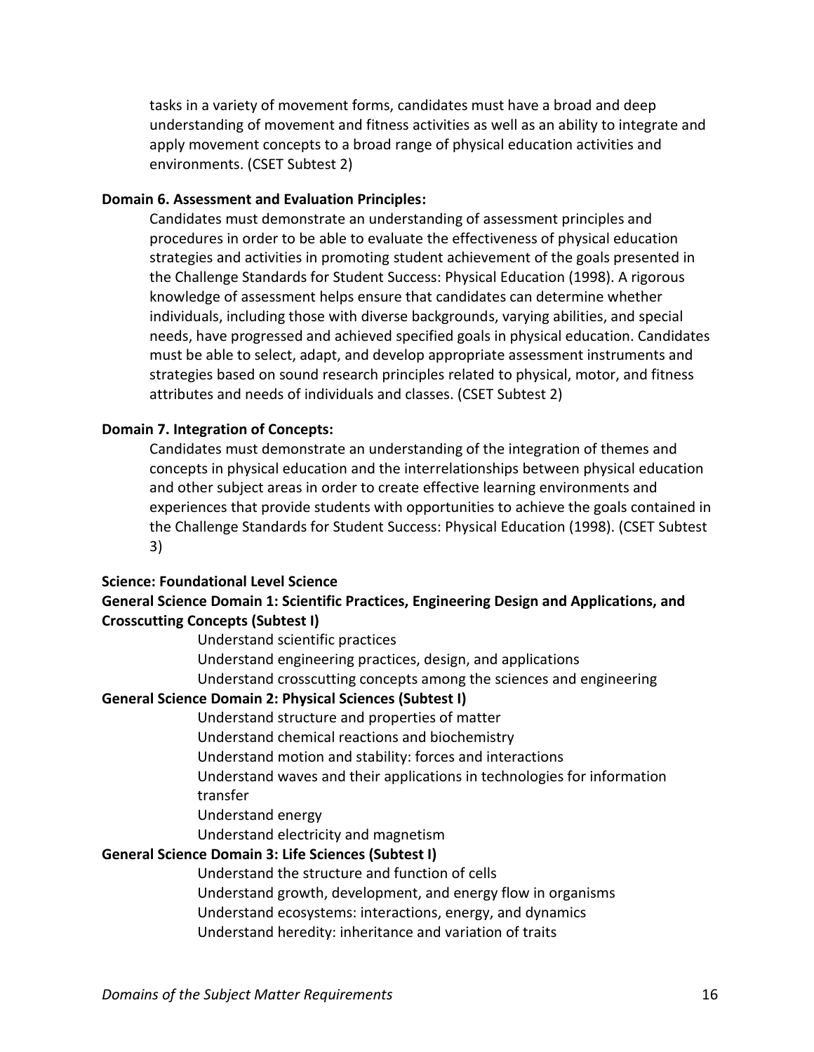tasks in a variety of movement forms, candidates must have a broad and deep understanding of movement and fitness activities as well as an ability to integrate and apply movement concepts to a broad range of physical education activities and environments. (CSET Subtest 2)

**Domain 6. Assessment and Evaluation Principles:**

Candidates must demonstrate an understanding of assessment principles and procedures in order to be able to evaluate the effectiveness of physical education strategies and activities in promoting student achievement of the goals presented in the Challenge Standards for Student Success: Physical Education (1998). A rigorous knowledge of assessment helps ensure that candidates can determine whether individuals, including those with diverse backgrounds, varying abilities, and special needs, have progressed and achieved specified goals in physical education. Candidates must be able to select, adapt, and develop appropriate assessment instruments and strategies based on sound research principles related to physical, motor, and fitness attributes and needs of individuals and classes. (CSET Subtest 2)

**Domain 7. Integration of Concepts:**

Candidates must demonstrate an understanding of the integration of themes and concepts in physical education and the interrelationships between physical education and other subject areas in order to create effective learning environments and experiences that provide students with opportunities to achieve the goals contained in the Challenge Standards for Student Success: Physical Education (1998). (CSET Subtest 3)

**Science: Foundational Level Science**

**General Science Domain 1: Scientific Practices, Engineering Design and Applications, and Crosscutting Concepts (Subtest I)**

Understand scientific practices
Understand engineering practices, design, and applications
Understand crosscutting concepts among the sciences and engineering

**General Science Domain 2: Physical Sciences (Subtest I)**

Understand structure and properties of matter
Understand chemical reactions and biochemistry
Understand motion and stability: forces and interactions
Understand waves and their applications in technologies for information transfer
Understand energy
Understand electricity and magnetism

**General Science Domain 3: Life Sciences (Subtest I)**

Understand the structure and function of cells
Understand growth, development, and energy flow in organisms
Understand ecosystems: interactions, energy, and dynamics
Understand heredity: inheritance and variation of traits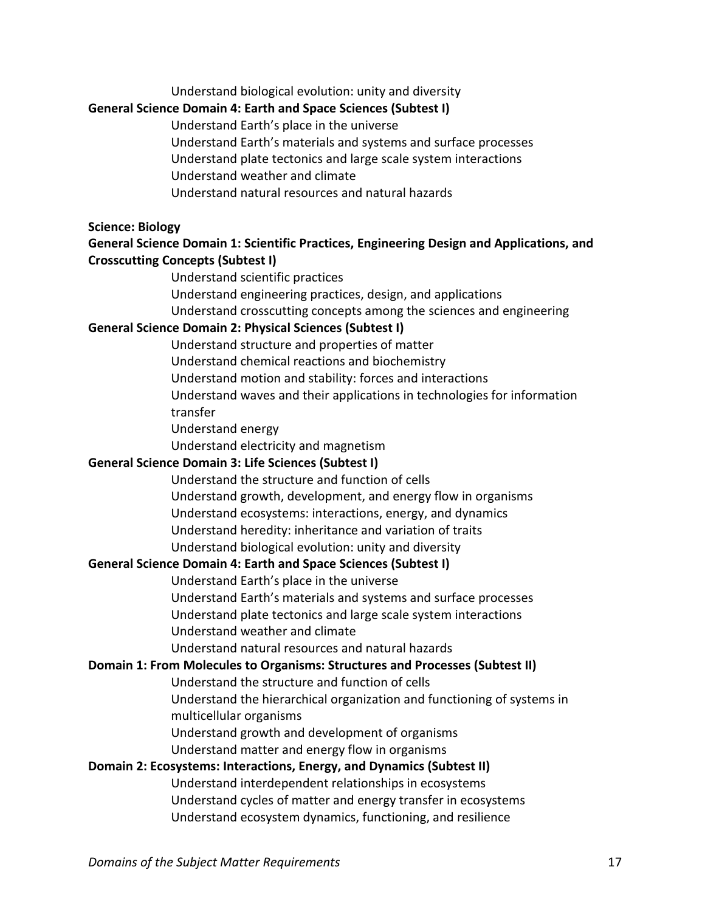Understand biological evolution: unity and diversity

**General Science Domain 4: Earth and Space Sciences (Subtest I)**

Understand Earth's place in the universe
Understand Earth's materials and systems and surface processes
Understand plate tectonics and large scale system interactions
Understand weather and climate
Understand natural resources and natural hazards

**Science: Biology**

**General Science Domain 1: Scientific Practices, Engineering Design and Applications, and Crosscutting Concepts (Subtest I)**

Understand scientific practices
Understand engineering practices, design, and applications
Understand crosscutting concepts among the sciences and engineering

**General Science Domain 2: Physical Sciences (Subtest I)**

Understand structure and properties of matter
Understand chemical reactions and biochemistry
Understand motion and stability: forces and interactions
Understand waves and their applications in technologies for information transfer
Understand energy
Understand electricity and magnetism

**General Science Domain 3: Life Sciences (Subtest I)**

Understand the structure and function of cells
Understand growth, development, and energy flow in organisms
Understand ecosystems: interactions, energy, and dynamics
Understand heredity: inheritance and variation of traits
Understand biological evolution: unity and diversity

**General Science Domain 4: Earth and Space Sciences (Subtest I)**

Understand Earth's place in the universe
Understand Earth's materials and systems and surface processes
Understand plate tectonics and large scale system interactions
Understand weather and climate
Understand natural resources and natural hazards

**Domain 1: From Molecules to Organisms: Structures and Processes (Subtest II)**

Understand the structure and function of cells
Understand the hierarchical organization and functioning of systems in multicellular organisms
Understand growth and development of organisms
Understand matter and energy flow in organisms

**Domain 2: Ecosystems: Interactions, Energy, and Dynamics (Subtest II)**

Understand interdependent relationships in ecosystems
Understand cycles of matter and energy transfer in ecosystems
Understand ecosystem dynamics, functioning, and resilience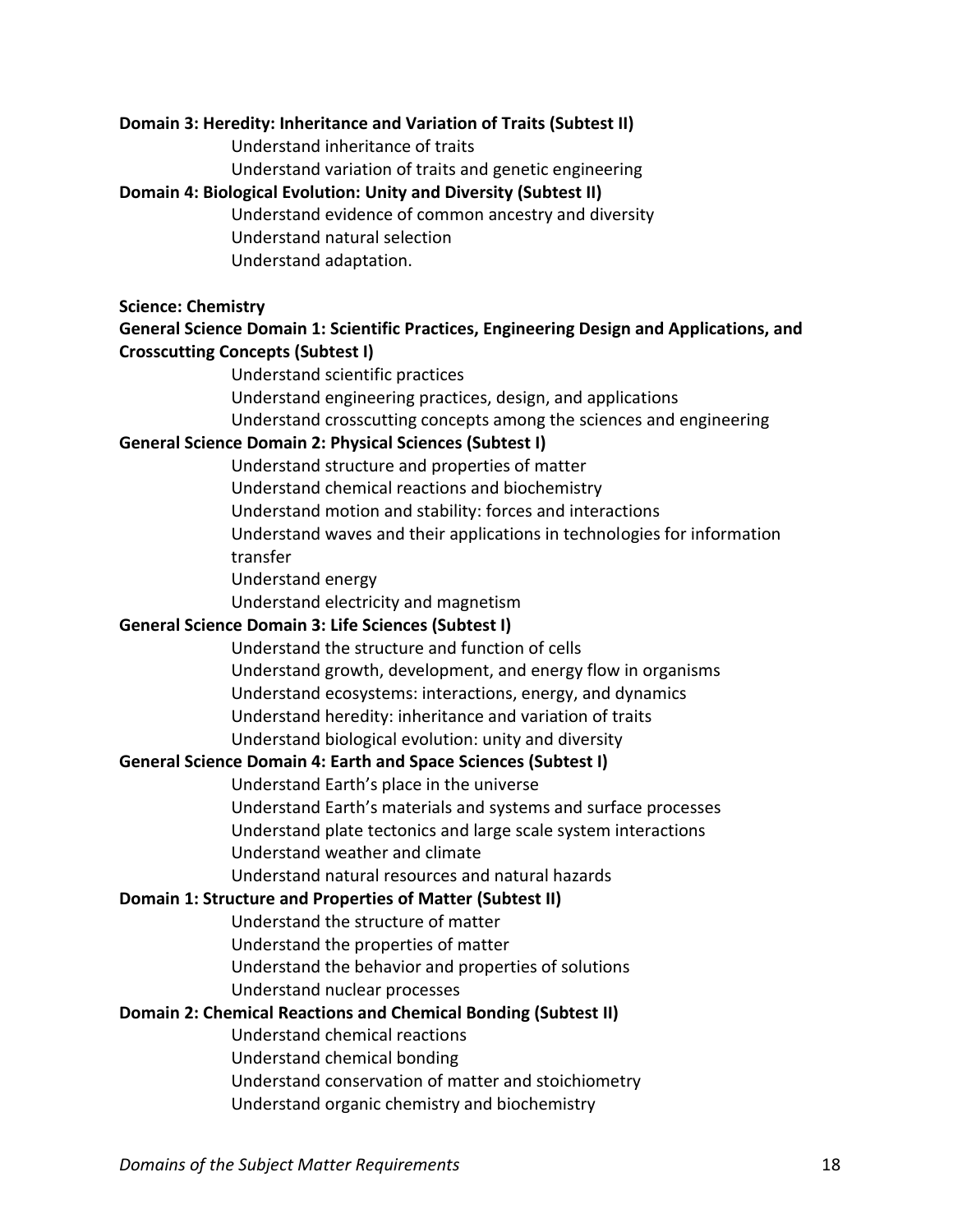**Domain 3: Heredity: Inheritance and Variation of Traits (Subtest II)**

Understand inheritance of traits
Understand variation of traits and genetic engineering

**Domain 4: Biological Evolution: Unity and Diversity (Subtest II)**

Understand evidence of common ancestry and diversity
Understand natural selection
Understand adaptation.

**Science: Chemistry**

**General Science Domain 1: Scientific Practices, Engineering Design and Applications, and Crosscutting Concepts (Subtest I)**

Understand scientific practices
Understand engineering practices, design, and applications
Understand crosscutting concepts among the sciences and engineering

**General Science Domain 2: Physical Sciences (Subtest I)**

Understand structure and properties of matter
Understand chemical reactions and biochemistry
Understand motion and stability: forces and interactions
Understand waves and their applications in technologies for information transfer
Understand energy
Understand electricity and magnetism

**General Science Domain 3: Life Sciences (Subtest I)**

Understand the structure and function of cells
Understand growth, development, and energy flow in organisms
Understand ecosystems: interactions, energy, and dynamics
Understand heredity: inheritance and variation of traits
Understand biological evolution: unity and diversity

**General Science Domain 4: Earth and Space Sciences (Subtest I)**

Understand Earth's place in the universe
Understand Earth's materials and systems and surface processes
Understand plate tectonics and large scale system interactions
Understand weather and climate
Understand natural resources and natural hazards

**Domain 1: Structure and Properties of Matter (Subtest II)**

Understand the structure of matter
Understand the properties of matter
Understand the behavior and properties of solutions
Understand nuclear processes

**Domain 2: Chemical Reactions and Chemical Bonding (Subtest II)**

Understand chemical reactions
Understand chemical bonding
Understand conservation of matter and stoichiometry
Understand organic chemistry and biochemistry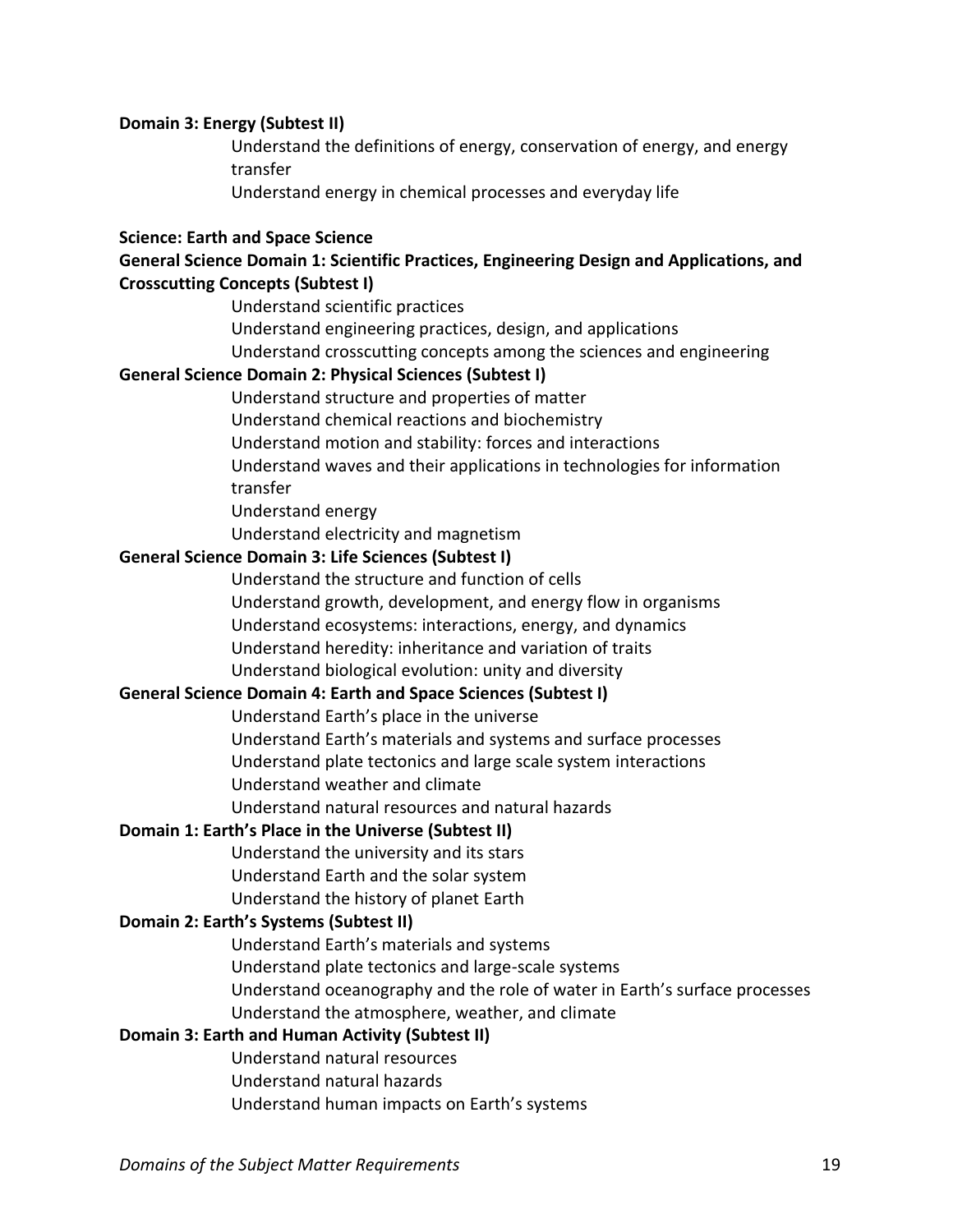**Domain 3: Energy (Subtest II)**

Understand the definitions of energy, conservation of energy, and energy transfer

Understand energy in chemical processes and everyday life

**Science: Earth and Space Science**

**General Science Domain 1: Scientific Practices, Engineering Design and Applications, and Crosscutting Concepts (Subtest I)**

Understand scientific practices

Understand engineering practices, design, and applications

Understand crosscutting concepts among the sciences and engineering

**General Science Domain 2: Physical Sciences (Subtest I)**

Understand structure and properties of matter

Understand chemical reactions and biochemistry

Understand motion and stability: forces and interactions

Understand waves and their applications in technologies for information transfer

Understand energy

Understand electricity and magnetism

**General Science Domain 3: Life Sciences (Subtest I)**

Understand the structure and function of cells

Understand growth, development, and energy flow in organisms

Understand ecosystems: interactions, energy, and dynamics

Understand heredity: inheritance and variation of traits

Understand biological evolution: unity and diversity

**General Science Domain 4: Earth and Space Sciences (Subtest I)**

Understand Earth's place in the universe

Understand Earth's materials and systems and surface processes

Understand plate tectonics and large scale system interactions

Understand weather and climate

Understand natural resources and natural hazards

**Domain 1: Earth's Place in the Universe (Subtest II)**

Understand the university and its stars

Understand Earth and the solar system

Understand the history of planet Earth

**Domain 2: Earth's Systems (Subtest II)**

Understand Earth's materials and systems

Understand plate tectonics and large-scale systems

Understand oceanography and the role of water in Earth's surface processes

Understand the atmosphere, weather, and climate

**Domain 3: Earth and Human Activity (Subtest II)**

Understand natural resources

Understand natural hazards

Understand human impacts on Earth's systems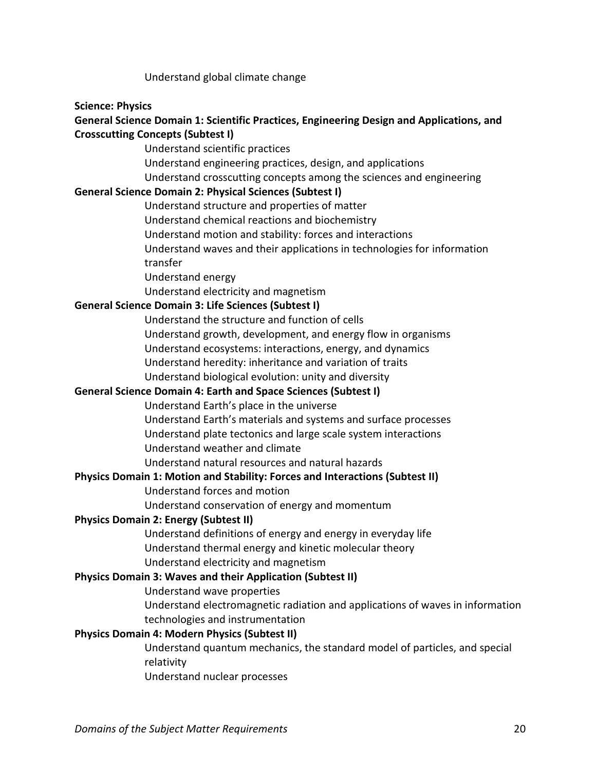Understand global climate change

**Science: Physics**

**General Science Domain 1: Scientific Practices, Engineering Design and Applications, and Crosscutting Concepts (Subtest I)**

Understand scientific practices

Understand engineering practices, design, and applications

Understand crosscutting concepts among the sciences and engineering

**General Science Domain 2: Physical Sciences (Subtest I)**

Understand structure and properties of matter

Understand chemical reactions and biochemistry

Understand motion and stability: forces and interactions

Understand waves and their applications in technologies for information transfer

Understand energy

Understand electricity and magnetism

**General Science Domain 3: Life Sciences (Subtest I)**

Understand the structure and function of cells

Understand growth, development, and energy flow in organisms

Understand ecosystems: interactions, energy, and dynamics

Understand heredity: inheritance and variation of traits

Understand biological evolution: unity and diversity

**General Science Domain 4: Earth and Space Sciences (Subtest I)**

Understand Earth's place in the universe

Understand Earth's materials and systems and surface processes

Understand plate tectonics and large scale system interactions

Understand weather and climate

Understand natural resources and natural hazards

**Physics Domain 1: Motion and Stability: Forces and Interactions (Subtest II)**

Understand forces and motion

Understand conservation of energy and momentum

**Physics Domain 2: Energy (Subtest II)**

Understand definitions of energy and energy in everyday life

Understand thermal energy and kinetic molecular theory

Understand electricity and magnetism

**Physics Domain 3: Waves and their Application (Subtest II)**

Understand wave properties

Understand electromagnetic radiation and applications of waves in information technologies and instrumentation

**Physics Domain 4: Modern Physics (Subtest II)**

Understand quantum mechanics, the standard model of particles, and special relativity

Understand nuclear processes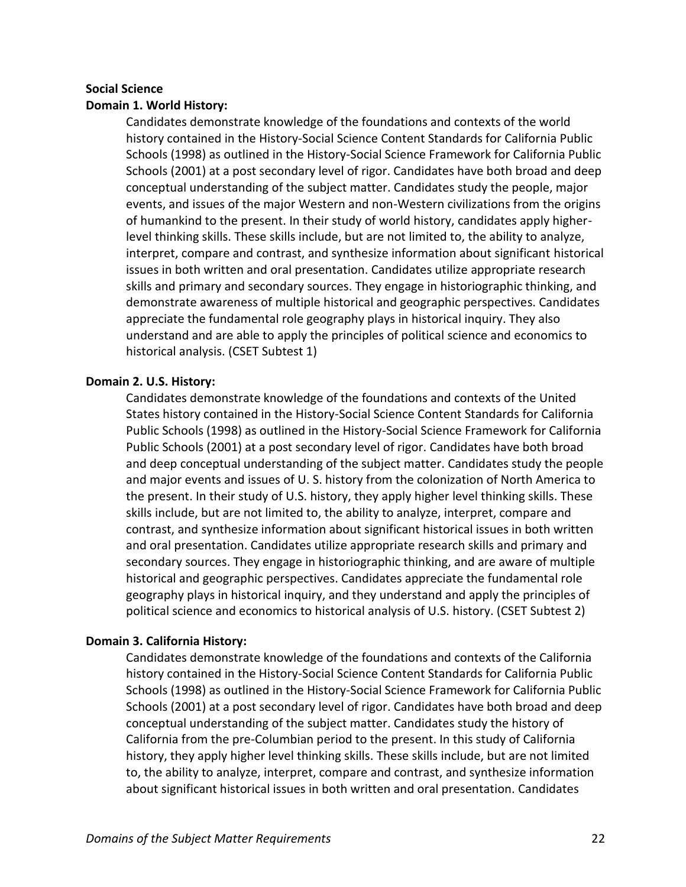**Social Science**

**Domain 1. World History:**

Candidates demonstrate knowledge of the foundations and contexts of the world history contained in the History-Social Science Content Standards for California Public Schools (1998) as outlined in the History-Social Science Framework for California Public Schools (2001) at a post secondary level of rigor. Candidates have both broad and deep conceptual understanding of the subject matter. Candidates study the people, major events, and issues of the major Western and non-Western civilizations from the origins of humankind to the present. In their study of world history, candidates apply higher-level thinking skills. These skills include, but are not limited to, the ability to analyze, interpret, compare and contrast, and synthesize information about significant historical issues in both written and oral presentation. Candidates utilize appropriate research skills and primary and secondary sources. They engage in historiographic thinking, and demonstrate awareness of multiple historical and geographic perspectives. Candidates appreciate the fundamental role geography plays in historical inquiry. They also understand and are able to apply the principles of political science and economics to historical analysis. (CSET Subtest 1)

**Domain 2. U.S. History:**

Candidates demonstrate knowledge of the foundations and contexts of the United States history contained in the History-Social Science Content Standards for California Public Schools (1998) as outlined in the History-Social Science Framework for California Public Schools (2001) at a post secondary level of rigor. Candidates have both broad and deep conceptual understanding of the subject matter. Candidates study the people and major events and issues of U. S. history from the colonization of North America to the present. In their study of U.S. history, they apply higher level thinking skills. These skills include, but are not limited to, the ability to analyze, interpret, compare and contrast, and synthesize information about significant historical issues in both written and oral presentation. Candidates utilize appropriate research skills and primary and secondary sources. They engage in historiographic thinking, and are aware of multiple historical and geographic perspectives. Candidates appreciate the fundamental role geography plays in historical inquiry, and they understand and apply the principles of political science and economics to historical analysis of U.S. history. (CSET Subtest 2)

**Domain 3. California History:**

Candidates demonstrate knowledge of the foundations and contexts of the California history contained in the History-Social Science Content Standards for California Public Schools (1998) as outlined in the History-Social Science Framework for California Public Schools (2001) at a post secondary level of rigor. Candidates have both broad and deep conceptual understanding of the subject matter. Candidates study the history of California from the pre-Columbian period to the present. In this study of California history, they apply higher level thinking skills. These skills include, but are not limited to, the ability to analyze, interpret, compare and contrast, and synthesize information about significant historical issues in both written and oral presentation. Candidates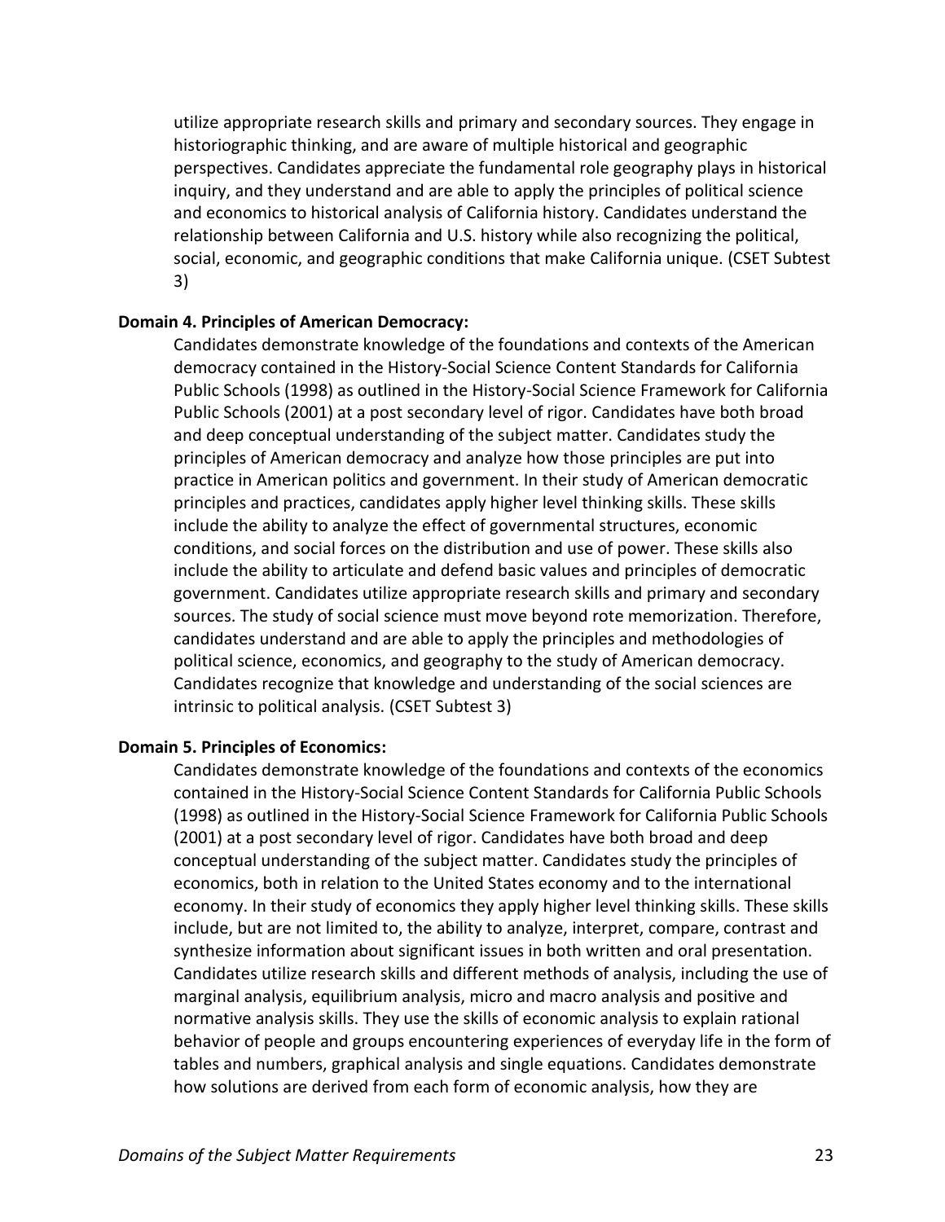utilize appropriate research skills and primary and secondary sources. They engage in historiographic thinking, and are aware of multiple historical and geographic perspectives. Candidates appreciate the fundamental role geography plays in historical inquiry, and they understand and are able to apply the principles of political science and economics to historical analysis of California history. Candidates understand the relationship between California and U.S. history while also recognizing the political, social, economic, and geographic conditions that make California unique. (CSET Subtest 3)

**Domain 4. Principles of American Democracy:**

Candidates demonstrate knowledge of the foundations and contexts of the American democracy contained in the History-Social Science Content Standards for California Public Schools (1998) as outlined in the History-Social Science Framework for California Public Schools (2001) at a post secondary level of rigor. Candidates have both broad and deep conceptual understanding of the subject matter. Candidates study the principles of American democracy and analyze how those principles are put into practice in American politics and government. In their study of American democratic principles and practices, candidates apply higher level thinking skills. These skills include the ability to analyze the effect of governmental structures, economic conditions, and social forces on the distribution and use of power. These skills also include the ability to articulate and defend basic values and principles of democratic government. Candidates utilize appropriate research skills and primary and secondary sources. The study of social science must move beyond rote memorization. Therefore, candidates understand and are able to apply the principles and methodologies of political science, economics, and geography to the study of American democracy. Candidates recognize that knowledge and understanding of the social sciences are intrinsic to political analysis. (CSET Subtest 3)

**Domain 5. Principles of Economics:**

Candidates demonstrate knowledge of the foundations and contexts of the economics contained in the History-Social Science Content Standards for California Public Schools (1998) as outlined in the History-Social Science Framework for California Public Schools (2001) at a post secondary level of rigor. Candidates have both broad and deep conceptual understanding of the subject matter. Candidates study the principles of economics, both in relation to the United States economy and to the international economy. In their study of economics they apply higher level thinking skills. These skills include, but are not limited to, the ability to analyze, interpret, compare, contrast and synthesize information about significant issues in both written and oral presentation. Candidates utilize research skills and different methods of analysis, including the use of marginal analysis, equilibrium analysis, micro and macro analysis and positive and normative analysis skills. They use the skills of economic analysis to explain rational behavior of people and groups encountering experiences of everyday life in the form of tables and numbers, graphical analysis and single equations. Candidates demonstrate how solutions are derived from each form of economic analysis, how they are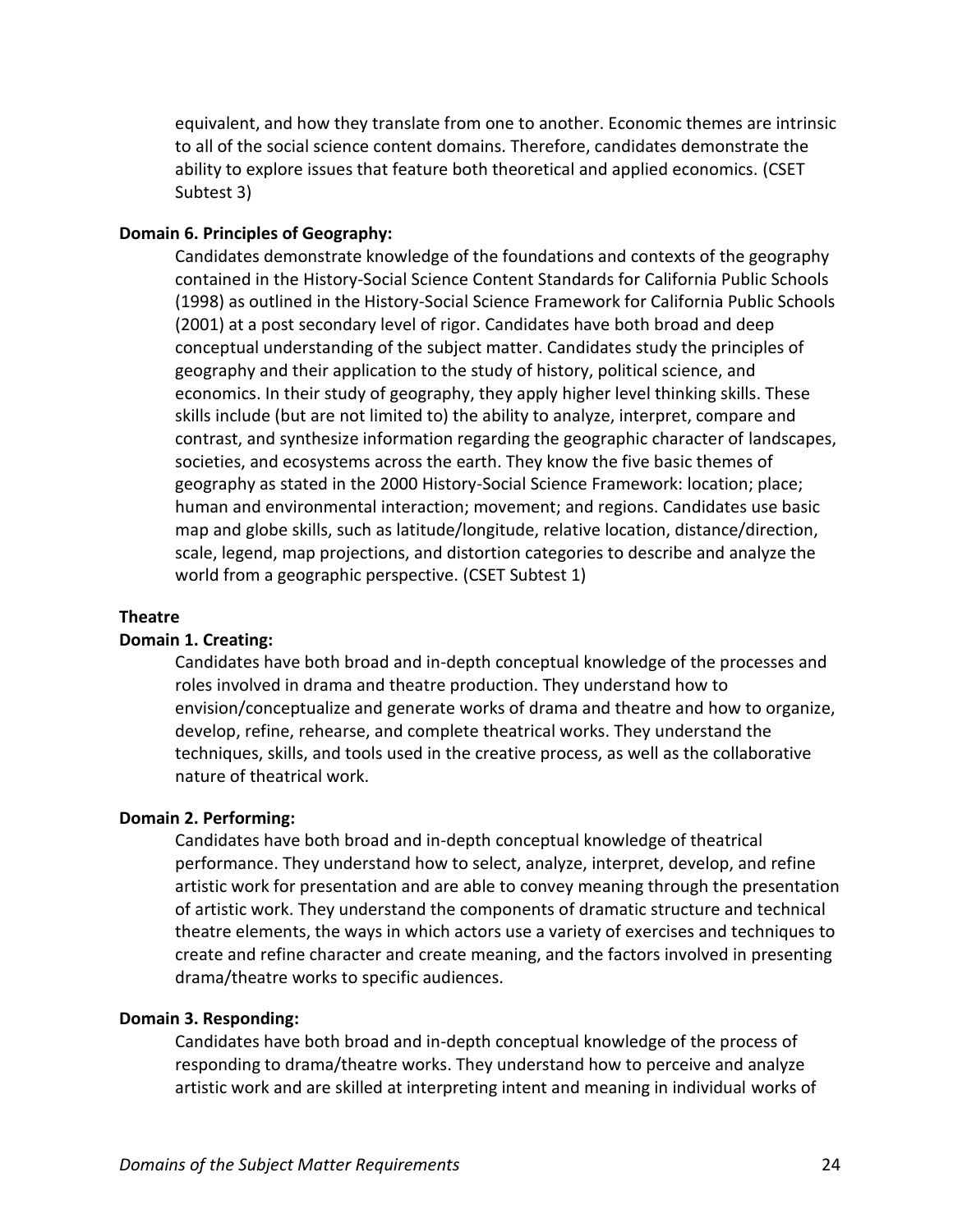equivalent, and how they translate from one to another. Economic themes are intrinsic to all of the social science content domains. Therefore, candidates demonstrate the ability to explore issues that feature both theoretical and applied economics. (CSET Subtest 3)

**Domain 6. Principles of Geography:**

Candidates demonstrate knowledge of the foundations and contexts of the geography contained in the History-Social Science Content Standards for California Public Schools (1998) as outlined in the History-Social Science Framework for California Public Schools (2001) at a post secondary level of rigor. Candidates have both broad and deep conceptual understanding of the subject matter. Candidates study the principles of geography and their application to the study of history, political science, and economics. In their study of geography, they apply higher level thinking skills. These skills include (but are not limited to) the ability to analyze, interpret, compare and contrast, and synthesize information regarding the geographic character of landscapes, societies, and ecosystems across the earth. They know the five basic themes of geography as stated in the 2000 History-Social Science Framework: location; place; human and environmental interaction; movement; and regions. Candidates use basic map and globe skills, such as latitude/longitude, relative location, distance/direction, scale, legend, map projections, and distortion categories to describe and analyze the world from a geographic perspective. (CSET Subtest 1)

**Theatre**

**Domain 1. Creating:**

Candidates have both broad and in-depth conceptual knowledge of the processes and roles involved in drama and theatre production. They understand how to envision/conceptualize and generate works of drama and theatre and how to organize, develop, refine, rehearse, and complete theatrical works. They understand the techniques, skills, and tools used in the creative process, as well as the collaborative nature of theatrical work.

**Domain 2. Performing:**

Candidates have both broad and in-depth conceptual knowledge of theatrical performance. They understand how to select, analyze, interpret, develop, and refine artistic work for presentation and are able to convey meaning through the presentation of artistic work. They understand the components of dramatic structure and technical theatre elements, the ways in which actors use a variety of exercises and techniques to create and refine character and create meaning, and the factors involved in presenting drama/theatre works to specific audiences.

**Domain 3. Responding:**

Candidates have both broad and in-depth conceptual knowledge of the process of responding to drama/theatre works. They understand how to perceive and analyze artistic work and are skilled at interpreting intent and meaning in individual works of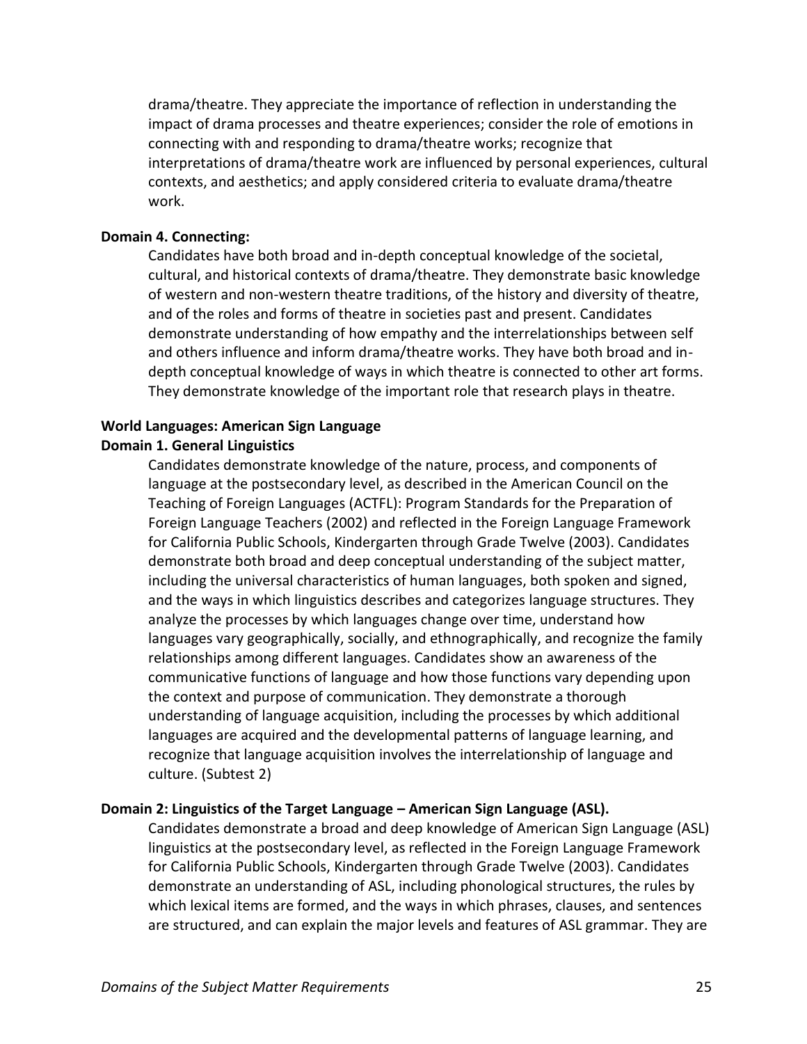drama/theatre. They appreciate the importance of reflection in understanding the impact of drama processes and theatre experiences; consider the role of emotions in connecting with and responding to drama/theatre works; recognize that interpretations of drama/theatre work are influenced by personal experiences, cultural contexts, and aesthetics; and apply considered criteria to evaluate drama/theatre work.

**Domain 4. Connecting:**

Candidates have both broad and in-depth conceptual knowledge of the societal, cultural, and historical contexts of drama/theatre. They demonstrate basic knowledge of western and non-western theatre traditions, of the history and diversity of theatre, and of the roles and forms of theatre in societies past and present. Candidates demonstrate understanding of how empathy and the interrelationships between self and others influence and inform drama/theatre works. They have both broad and in-depth conceptual knowledge of ways in which theatre is connected to other art forms. They demonstrate knowledge of the important role that research plays in theatre.

**World Languages: American Sign Language**

**Domain 1. General Linguistics**

Candidates demonstrate knowledge of the nature, process, and components of language at the postsecondary level, as described in the American Council on the Teaching of Foreign Languages (ACTFL): Program Standards for the Preparation of Foreign Language Teachers (2002) and reflected in the Foreign Language Framework for California Public Schools, Kindergarten through Grade Twelve (2003). Candidates demonstrate both broad and deep conceptual understanding of the subject matter, including the universal characteristics of human languages, both spoken and signed, and the ways in which linguistics describes and categorizes language structures. They analyze the processes by which languages change over time, understand how languages vary geographically, socially, and ethnographically, and recognize the family relationships among different languages. Candidates show an awareness of the communicative functions of language and how those functions vary depending upon the context and purpose of communication. They demonstrate a thorough understanding of language acquisition, including the processes by which additional languages are acquired and the developmental patterns of language learning, and recognize that language acquisition involves the interrelationship of language and culture. (Subtest 2)

**Domain 2: Linguistics of the Target Language – American Sign Language (ASL).**

Candidates demonstrate a broad and deep knowledge of American Sign Language (ASL) linguistics at the postsecondary level, as reflected in the Foreign Language Framework for California Public Schools, Kindergarten through Grade Twelve (2003). Candidates demonstrate an understanding of ASL, including phonological structures, the rules by which lexical items are formed, and the ways in which phrases, clauses, and sentences are structured, and can explain the major levels and features of ASL grammar. They are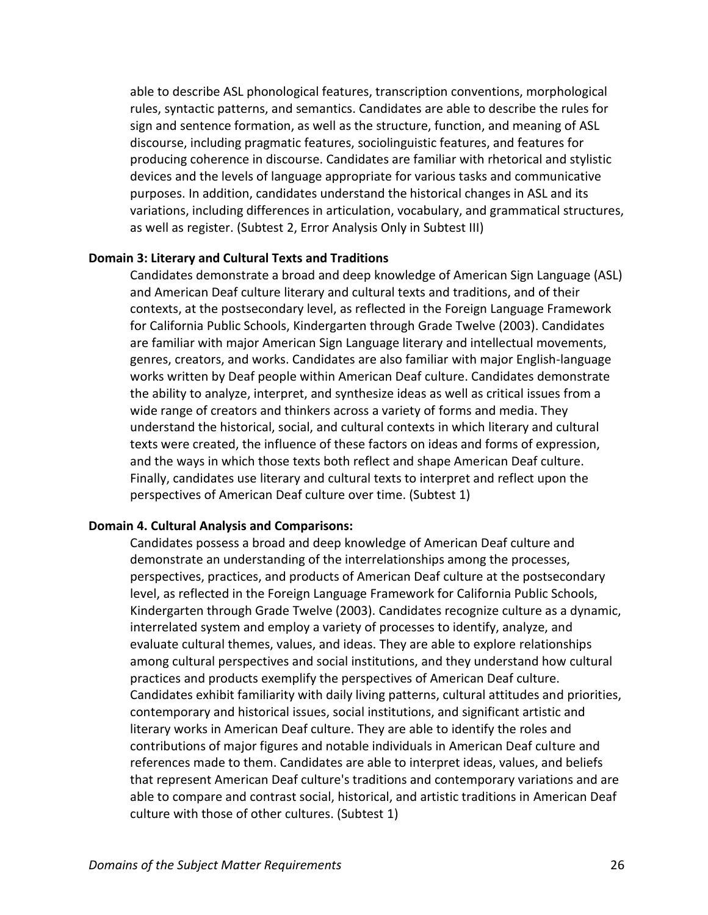able to describe ASL phonological features, transcription conventions, morphological rules, syntactic patterns, and semantics. Candidates are able to describe the rules for sign and sentence formation, as well as the structure, function, and meaning of ASL discourse, including pragmatic features, sociolinguistic features, and features for producing coherence in discourse. Candidates are familiar with rhetorical and stylistic devices and the levels of language appropriate for various tasks and communicative purposes. In addition, candidates understand the historical changes in ASL and its variations, including differences in articulation, vocabulary, and grammatical structures, as well as register. (Subtest 2, Error Analysis Only in Subtest III)

**Domain 3: Literary and Cultural Texts and Traditions**

Candidates demonstrate a broad and deep knowledge of American Sign Language (ASL) and American Deaf culture literary and cultural texts and traditions, and of their contexts, at the postsecondary level, as reflected in the Foreign Language Framework for California Public Schools, Kindergarten through Grade Twelve (2003). Candidates are familiar with major American Sign Language literary and intellectual movements, genres, creators, and works. Candidates are also familiar with major English-language works written by Deaf people within American Deaf culture. Candidates demonstrate the ability to analyze, interpret, and synthesize ideas as well as critical issues from a wide range of creators and thinkers across a variety of forms and media. They understand the historical, social, and cultural contexts in which literary and cultural texts were created, the influence of these factors on ideas and forms of expression, and the ways in which those texts both reflect and shape American Deaf culture. Finally, candidates use literary and cultural texts to interpret and reflect upon the perspectives of American Deaf culture over time. (Subtest 1)

**Domain 4. Cultural Analysis and Comparisons:**

Candidates possess a broad and deep knowledge of American Deaf culture and demonstrate an understanding of the interrelationships among the processes, perspectives, practices, and products of American Deaf culture at the postsecondary level, as reflected in the Foreign Language Framework for California Public Schools, Kindergarten through Grade Twelve (2003). Candidates recognize culture as a dynamic, interrelated system and employ a variety of processes to identify, analyze, and evaluate cultural themes, values, and ideas. They are able to explore relationships among cultural perspectives and social institutions, and they understand how cultural practices and products exemplify the perspectives of American Deaf culture. Candidates exhibit familiarity with daily living patterns, cultural attitudes and priorities, contemporary and historical issues, social institutions, and significant artistic and literary works in American Deaf culture. They are able to identify the roles and contributions of major figures and notable individuals in American Deaf culture and references made to them. Candidates are able to interpret ideas, values, and beliefs that represent American Deaf culture's traditions and contemporary variations and are able to compare and contrast social, historical, and artistic traditions in American Deaf culture with those of other cultures. (Subtest 1)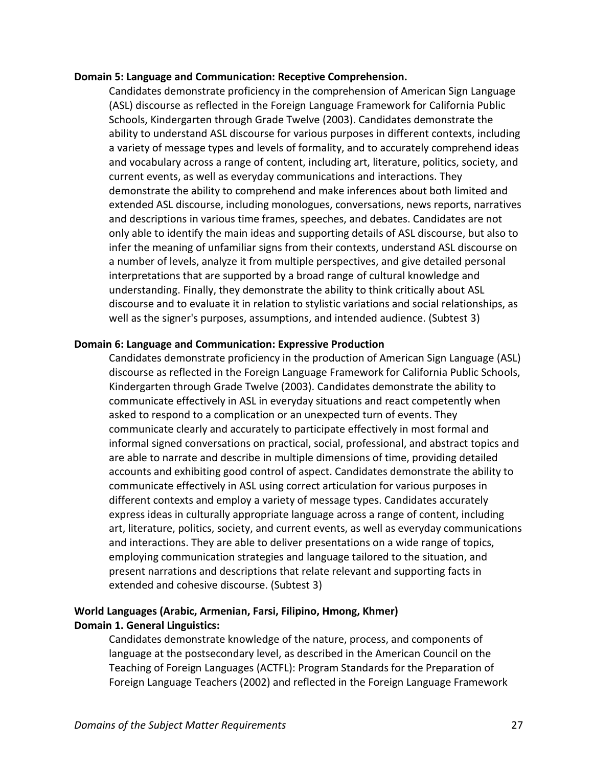**Domain 5: Language and Communication: Receptive Comprehension.**

Candidates demonstrate proficiency in the comprehension of American Sign Language (ASL) discourse as reflected in the Foreign Language Framework for California Public Schools, Kindergarten through Grade Twelve (2003). Candidates demonstrate the ability to understand ASL discourse for various purposes in different contexts, including a variety of message types and levels of formality, and to accurately comprehend ideas and vocabulary across a range of content, including art, literature, politics, society, and current events, as well as everyday communications and interactions. They demonstrate the ability to comprehend and make inferences about both limited and extended ASL discourse, including monologues, conversations, news reports, narratives and descriptions in various time frames, speeches, and debates. Candidates are not only able to identify the main ideas and supporting details of ASL discourse, but also to infer the meaning of unfamiliar signs from their contexts, understand ASL discourse on a number of levels, analyze it from multiple perspectives, and give detailed personal interpretations that are supported by a broad range of cultural knowledge and understanding. Finally, they demonstrate the ability to think critically about ASL discourse and to evaluate it in relation to stylistic variations and social relationships, as well as the signer's purposes, assumptions, and intended audience. (Subtest 3)

**Domain 6: Language and Communication: Expressive Production**

Candidates demonstrate proficiency in the production of American Sign Language (ASL) discourse as reflected in the Foreign Language Framework for California Public Schools, Kindergarten through Grade Twelve (2003). Candidates demonstrate the ability to communicate effectively in ASL in everyday situations and react competently when asked to respond to a complication or an unexpected turn of events. They communicate clearly and accurately to participate effectively in most formal and informal signed conversations on practical, social, professional, and abstract topics and are able to narrate and describe in multiple dimensions of time, providing detailed accounts and exhibiting good control of aspect. Candidates demonstrate the ability to communicate effectively in ASL using correct articulation for various purposes in different contexts and employ a variety of message types. Candidates accurately express ideas in culturally appropriate language across a range of content, including art, literature, politics, society, and current events, as well as everyday communications and interactions. They are able to deliver presentations on a wide range of topics, employing communication strategies and language tailored to the situation, and present narrations and descriptions that relate relevant and supporting facts in extended and cohesive discourse. (Subtest 3)

**World Languages (Arabic, Armenian, Farsi, Filipino, Hmong, Khmer)**

**Domain 1. General Linguistics:**

Candidates demonstrate knowledge of the nature, process, and components of language at the postsecondary level, as described in the American Council on the Teaching of Foreign Languages (ACTFL): Program Standards for the Preparation of Foreign Language Teachers (2002) and reflected in the Foreign Language Framework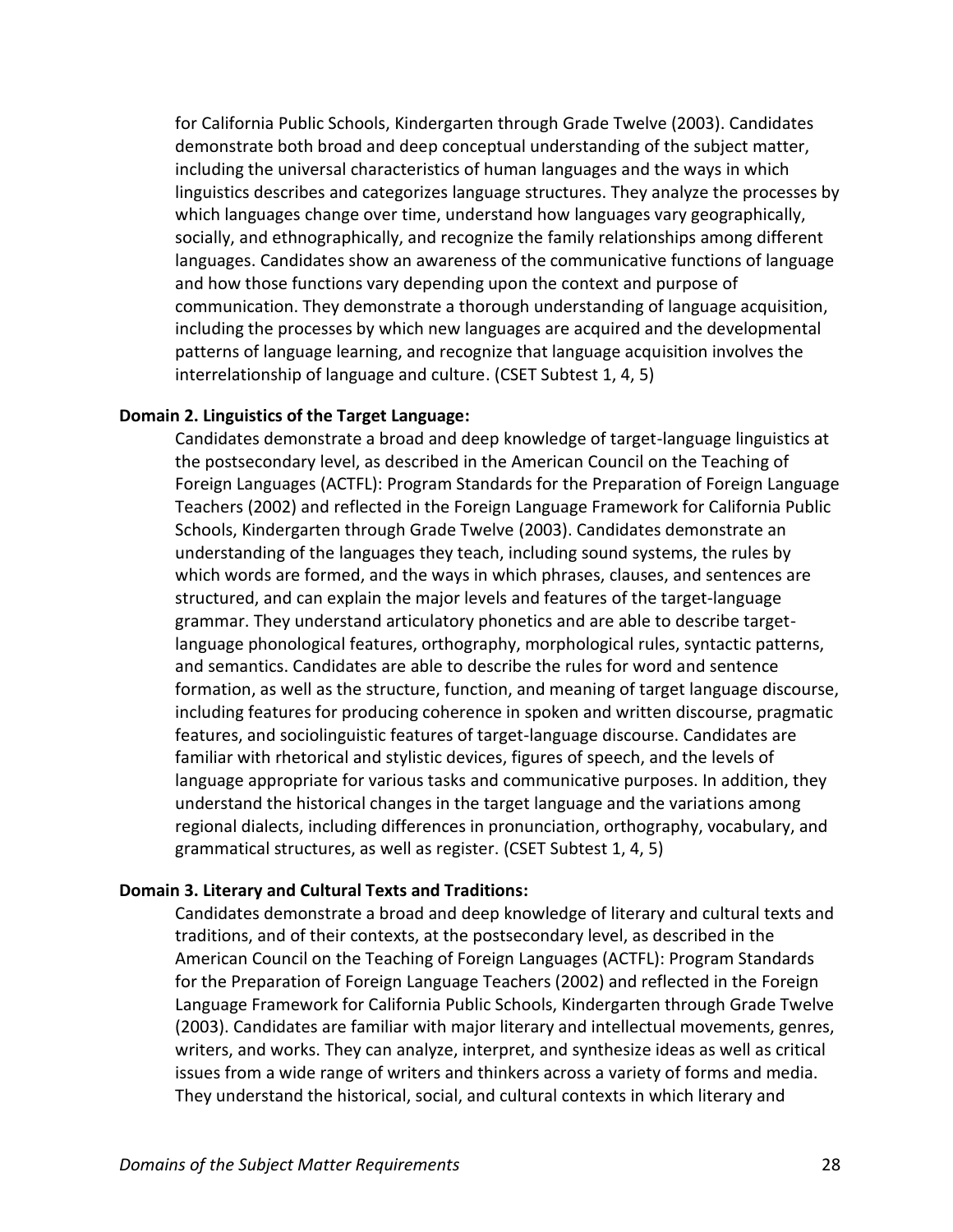for California Public Schools, Kindergarten through Grade Twelve (2003). Candidates demonstrate both broad and deep conceptual understanding of the subject matter, including the universal characteristics of human languages and the ways in which linguistics describes and categorizes language structures. They analyze the processes by which languages change over time, understand how languages vary geographically, socially, and ethnographically, and recognize the family relationships among different languages. Candidates show an awareness of the communicative functions of language and how those functions vary depending upon the context and purpose of communication. They demonstrate a thorough understanding of language acquisition, including the processes by which new languages are acquired and the developmental patterns of language learning, and recognize that language acquisition involves the interrelationship of language and culture. (CSET Subtest 1, 4, 5)

**Domain 2. Linguistics of the Target Language:**

Candidates demonstrate a broad and deep knowledge of target-language linguistics at the postsecondary level, as described in the American Council on the Teaching of Foreign Languages (ACTFL): Program Standards for the Preparation of Foreign Language Teachers (2002) and reflected in the Foreign Language Framework for California Public Schools, Kindergarten through Grade Twelve (2003). Candidates demonstrate an understanding of the languages they teach, including sound systems, the rules by which words are formed, and the ways in which phrases, clauses, and sentences are structured, and can explain the major levels and features of the target-language grammar. They understand articulatory phonetics and are able to describe target-language phonological features, orthography, morphological rules, syntactic patterns, and semantics. Candidates are able to describe the rules for word and sentence formation, as well as the structure, function, and meaning of target language discourse, including features for producing coherence in spoken and written discourse, pragmatic features, and sociolinguistic features of target-language discourse. Candidates are familiar with rhetorical and stylistic devices, figures of speech, and the levels of language appropriate for various tasks and communicative purposes. In addition, they understand the historical changes in the target language and the variations among regional dialects, including differences in pronunciation, orthography, vocabulary, and grammatical structures, as well as register. (CSET Subtest 1, 4, 5)

**Domain 3. Literary and Cultural Texts and Traditions:**

Candidates demonstrate a broad and deep knowledge of literary and cultural texts and traditions, and of their contexts, at the postsecondary level, as described in the American Council on the Teaching of Foreign Languages (ACTFL): Program Standards for the Preparation of Foreign Language Teachers (2002) and reflected in the Foreign Language Framework for California Public Schools, Kindergarten through Grade Twelve (2003). Candidates are familiar with major literary and intellectual movements, genres, writers, and works. They can analyze, interpret, and synthesize ideas as well as critical issues from a wide range of writers and thinkers across a variety of forms and media. They understand the historical, social, and cultural contexts in which literary and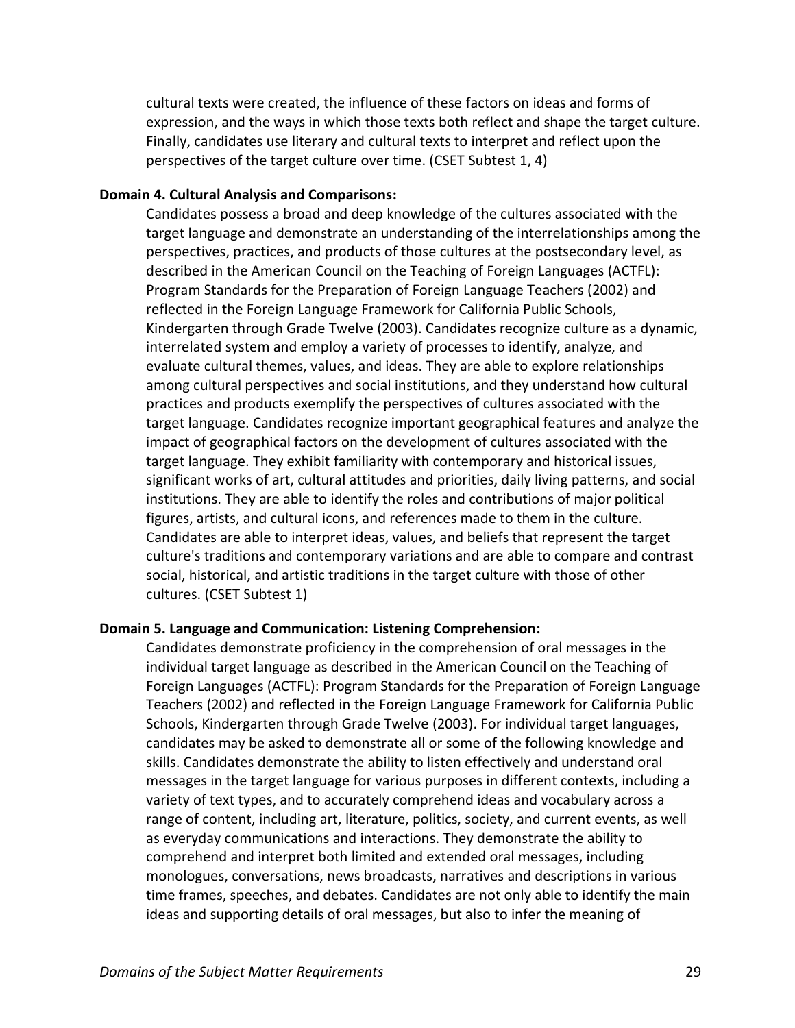cultural texts were created, the influence of these factors on ideas and forms of expression, and the ways in which those texts both reflect and shape the target culture. Finally, candidates use literary and cultural texts to interpret and reflect upon the perspectives of the target culture over time. (CSET Subtest 1, 4)

**Domain 4. Cultural Analysis and Comparisons:**

Candidates possess a broad and deep knowledge of the cultures associated with the target language and demonstrate an understanding of the interrelationships among the perspectives, practices, and products of those cultures at the postsecondary level, as described in the American Council on the Teaching of Foreign Languages (ACTFL): Program Standards for the Preparation of Foreign Language Teachers (2002) and reflected in the Foreign Language Framework for California Public Schools, Kindergarten through Grade Twelve (2003). Candidates recognize culture as a dynamic, interrelated system and employ a variety of processes to identify, analyze, and evaluate cultural themes, values, and ideas. They are able to explore relationships among cultural perspectives and social institutions, and they understand how cultural practices and products exemplify the perspectives of cultures associated with the target language. Candidates recognize important geographical features and analyze the impact of geographical factors on the development of cultures associated with the target language. They exhibit familiarity with contemporary and historical issues, significant works of art, cultural attitudes and priorities, daily living patterns, and social institutions. They are able to identify the roles and contributions of major political figures, artists, and cultural icons, and references made to them in the culture. Candidates are able to interpret ideas, values, and beliefs that represent the target culture's traditions and contemporary variations and are able to compare and contrast social, historical, and artistic traditions in the target culture with those of other cultures. (CSET Subtest 1)

**Domain 5. Language and Communication: Listening Comprehension:**

Candidates demonstrate proficiency in the comprehension of oral messages in the individual target language as described in the American Council on the Teaching of Foreign Languages (ACTFL): Program Standards for the Preparation of Foreign Language Teachers (2002) and reflected in the Foreign Language Framework for California Public Schools, Kindergarten through Grade Twelve (2003). For individual target languages, candidates may be asked to demonstrate all or some of the following knowledge and skills. Candidates demonstrate the ability to listen effectively and understand oral messages in the target language for various purposes in different contexts, including a variety of text types, and to accurately comprehend ideas and vocabulary across a range of content, including art, literature, politics, society, and current events, as well as everyday communications and interactions. They demonstrate the ability to comprehend and interpret both limited and extended oral messages, including monologues, conversations, news broadcasts, narratives and descriptions in various time frames, speeches, and debates. Candidates are not only able to identify the main ideas and supporting details of oral messages, but also to infer the meaning of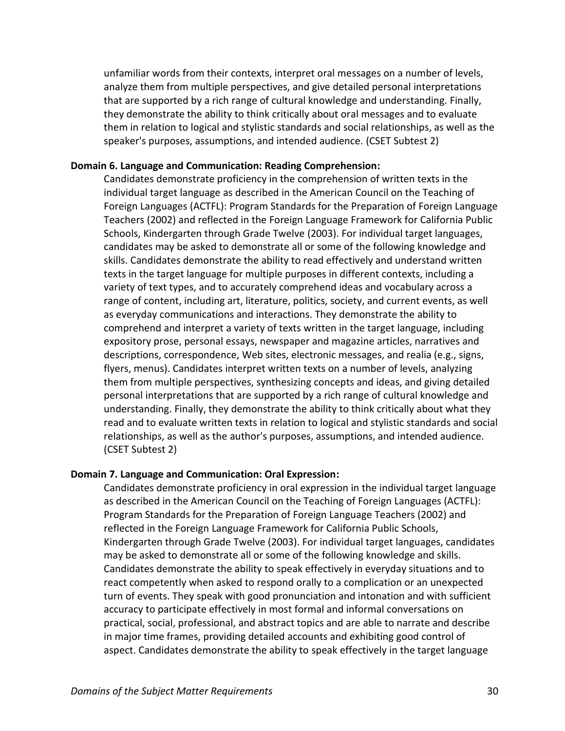unfamiliar words from their contexts, interpret oral messages on a number of levels, analyze them from multiple perspectives, and give detailed personal interpretations that are supported by a rich range of cultural knowledge and understanding. Finally, they demonstrate the ability to think critically about oral messages and to evaluate them in relation to logical and stylistic standards and social relationships, as well as the speaker's purposes, assumptions, and intended audience. (CSET Subtest 2)

**Domain 6. Language and Communication: Reading Comprehension:**

Candidates demonstrate proficiency in the comprehension of written texts in the individual target language as described in the American Council on the Teaching of Foreign Languages (ACTFL): Program Standards for the Preparation of Foreign Language Teachers (2002) and reflected in the Foreign Language Framework for California Public Schools, Kindergarten through Grade Twelve (2003). For individual target languages, candidates may be asked to demonstrate all or some of the following knowledge and skills. Candidates demonstrate the ability to read effectively and understand written texts in the target language for multiple purposes in different contexts, including a variety of text types, and to accurately comprehend ideas and vocabulary across a range of content, including art, literature, politics, society, and current events, as well as everyday communications and interactions. They demonstrate the ability to comprehend and interpret a variety of texts written in the target language, including expository prose, personal essays, newspaper and magazine articles, narratives and descriptions, correspondence, Web sites, electronic messages, and realia (e.g., signs, flyers, menus). Candidates interpret written texts on a number of levels, analyzing them from multiple perspectives, synthesizing concepts and ideas, and giving detailed personal interpretations that are supported by a rich range of cultural knowledge and understanding. Finally, they demonstrate the ability to think critically about what they read and to evaluate written texts in relation to logical and stylistic standards and social relationships, as well as the author's purposes, assumptions, and intended audience. (CSET Subtest 2)

**Domain 7. Language and Communication: Oral Expression:**

Candidates demonstrate proficiency in oral expression in the individual target language as described in the American Council on the Teaching of Foreign Languages (ACTFL): Program Standards for the Preparation of Foreign Language Teachers (2002) and reflected in the Foreign Language Framework for California Public Schools, Kindergarten through Grade Twelve (2003). For individual target languages, candidates may be asked to demonstrate all or some of the following knowledge and skills. Candidates demonstrate the ability to speak effectively in everyday situations and to react competently when asked to respond orally to a complication or an unexpected turn of events. They speak with good pronunciation and intonation and with sufficient accuracy to participate effectively in most formal and informal conversations on practical, social, professional, and abstract topics and are able to narrate and describe in major time frames, providing detailed accounts and exhibiting good control of aspect. Candidates demonstrate the ability to speak effectively in the target language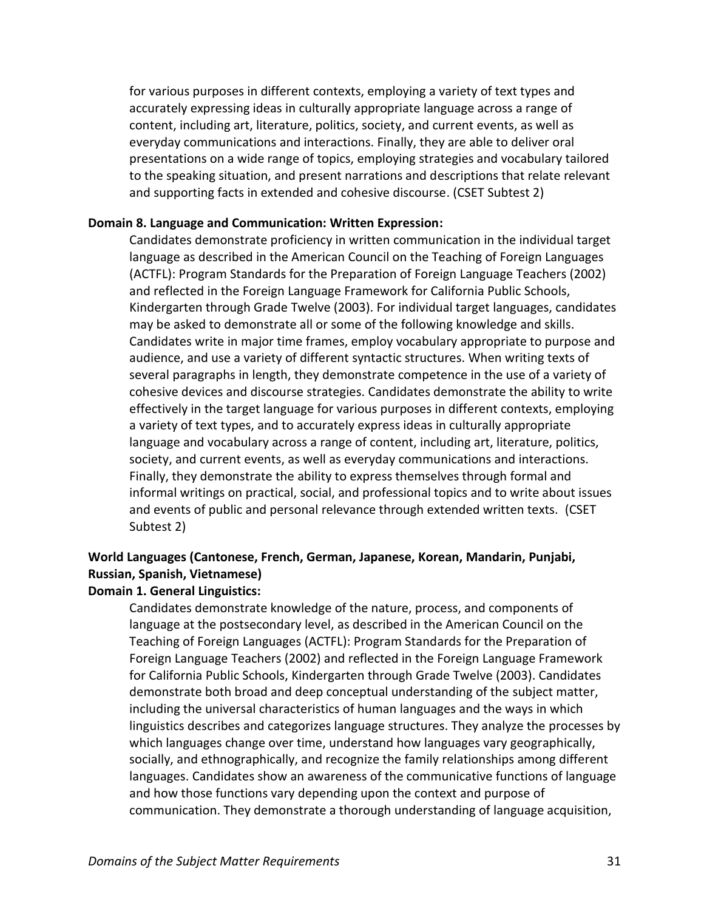for various purposes in different contexts, employing a variety of text types and accurately expressing ideas in culturally appropriate language across a range of content, including art, literature, politics, society, and current events, as well as everyday communications and interactions. Finally, they are able to deliver oral presentations on a wide range of topics, employing strategies and vocabulary tailored to the speaking situation, and present narrations and descriptions that relate relevant and supporting facts in extended and cohesive discourse. (CSET Subtest 2)

**Domain 8. Language and Communication: Written Expression:**

Candidates demonstrate proficiency in written communication in the individual target language as described in the American Council on the Teaching of Foreign Languages (ACTFL): Program Standards for the Preparation of Foreign Language Teachers (2002) and reflected in the Foreign Language Framework for California Public Schools, Kindergarten through Grade Twelve (2003). For individual target languages, candidates may be asked to demonstrate all or some of the following knowledge and skills. Candidates write in major time frames, employ vocabulary appropriate to purpose and audience, and use a variety of different syntactic structures. When writing texts of several paragraphs in length, they demonstrate competence in the use of a variety of cohesive devices and discourse strategies. Candidates demonstrate the ability to write effectively in the target language for various purposes in different contexts, employing a variety of text types, and to accurately express ideas in culturally appropriate language and vocabulary across a range of content, including art, literature, politics, society, and current events, as well as everyday communications and interactions. Finally, they demonstrate the ability to express themselves through formal and informal writings on practical, social, and professional topics and to write about issues and events of public and personal relevance through extended written texts. (CSET Subtest 2)

**World Languages (Cantonese, French, German, Japanese, Korean, Mandarin, Punjabi, Russian, Spanish, Vietnamese)**

**Domain 1. General Linguistics:**

Candidates demonstrate knowledge of the nature, process, and components of language at the postsecondary level, as described in the American Council on the Teaching of Foreign Languages (ACTFL): Program Standards for the Preparation of Foreign Language Teachers (2002) and reflected in the Foreign Language Framework for California Public Schools, Kindergarten through Grade Twelve (2003). Candidates demonstrate both broad and deep conceptual understanding of the subject matter, including the universal characteristics of human languages and the ways in which linguistics describes and categorizes language structures. They analyze the processes by which languages change over time, understand how languages vary geographically, socially, and ethnographically, and recognize the family relationships among different languages. Candidates show an awareness of the communicative functions of language and how those functions vary depending upon the context and purpose of communication. They demonstrate a thorough understanding of language acquisition,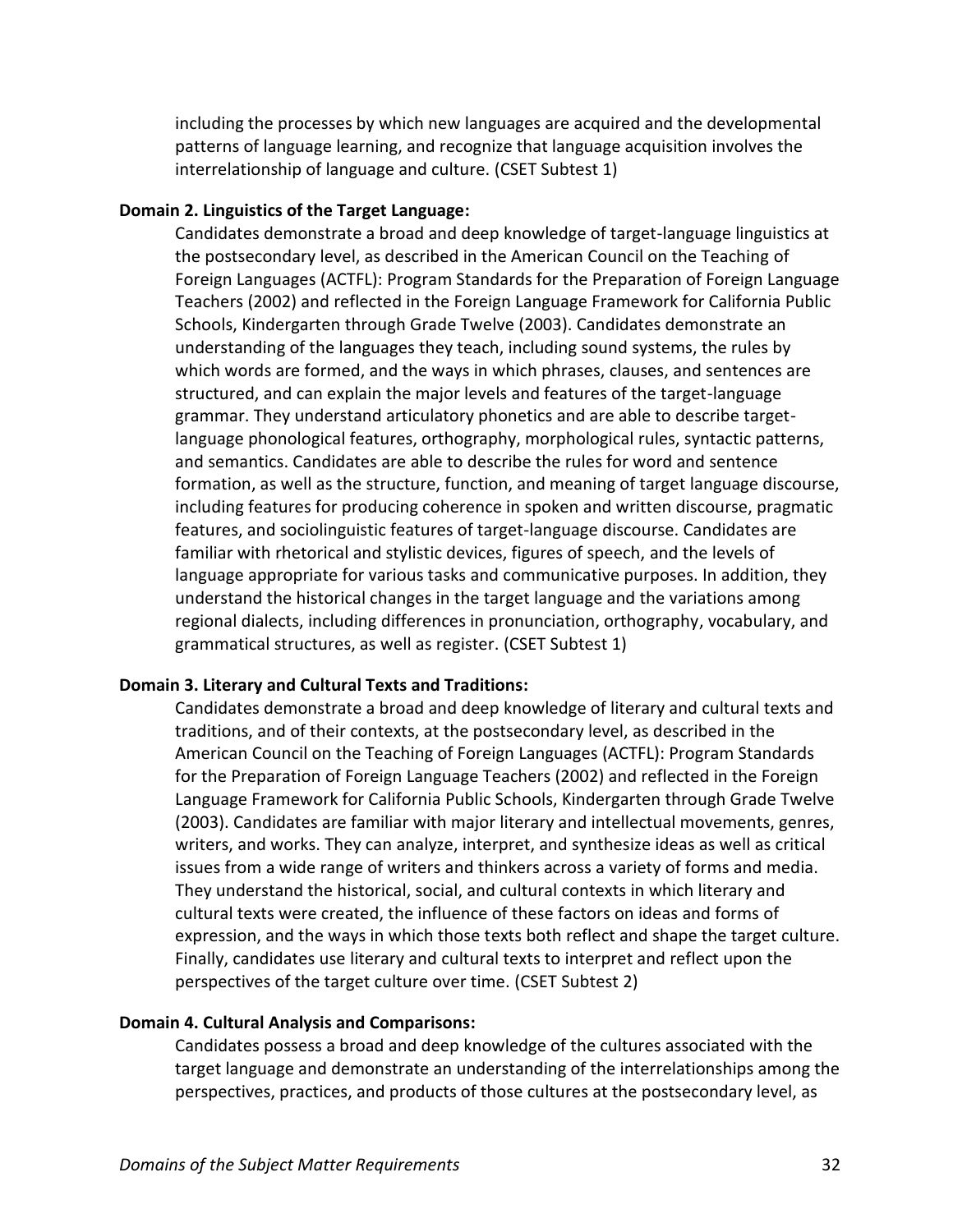including the processes by which new languages are acquired and the developmental patterns of language learning, and recognize that language acquisition involves the interrelationship of language and culture. (CSET Subtest 1)

**Domain 2. Linguistics of the Target Language:**

Candidates demonstrate a broad and deep knowledge of target-language linguistics at the postsecondary level, as described in the American Council on the Teaching of Foreign Languages (ACTFL): Program Standards for the Preparation of Foreign Language Teachers (2002) and reflected in the Foreign Language Framework for California Public Schools, Kindergarten through Grade Twelve (2003). Candidates demonstrate an understanding of the languages they teach, including sound systems, the rules by which words are formed, and the ways in which phrases, clauses, and sentences are structured, and can explain the major levels and features of the target-language grammar. They understand articulatory phonetics and are able to describe target-language phonological features, orthography, morphological rules, syntactic patterns, and semantics. Candidates are able to describe the rules for word and sentence formation, as well as the structure, function, and meaning of target language discourse, including features for producing coherence in spoken and written discourse, pragmatic features, and sociolinguistic features of target-language discourse. Candidates are familiar with rhetorical and stylistic devices, figures of speech, and the levels of language appropriate for various tasks and communicative purposes. In addition, they understand the historical changes in the target language and the variations among regional dialects, including differences in pronunciation, orthography, vocabulary, and grammatical structures, as well as register. (CSET Subtest 1)

**Domain 3. Literary and Cultural Texts and Traditions:**

Candidates demonstrate a broad and deep knowledge of literary and cultural texts and traditions, and of their contexts, at the postsecondary level, as described in the American Council on the Teaching of Foreign Languages (ACTFL): Program Standards for the Preparation of Foreign Language Teachers (2002) and reflected in the Foreign Language Framework for California Public Schools, Kindergarten through Grade Twelve (2003). Candidates are familiar with major literary and intellectual movements, genres, writers, and works. They can analyze, interpret, and synthesize ideas as well as critical issues from a wide range of writers and thinkers across a variety of forms and media. They understand the historical, social, and cultural contexts in which literary and cultural texts were created, the influence of these factors on ideas and forms of expression, and the ways in which those texts both reflect and shape the target culture. Finally, candidates use literary and cultural texts to interpret and reflect upon the perspectives of the target culture over time. (CSET Subtest 2)

**Domain 4. Cultural Analysis and Comparisons:**

Candidates possess a broad and deep knowledge of the cultures associated with the target language and demonstrate an understanding of the interrelationships among the perspectives, practices, and products of those cultures at the postsecondary level, as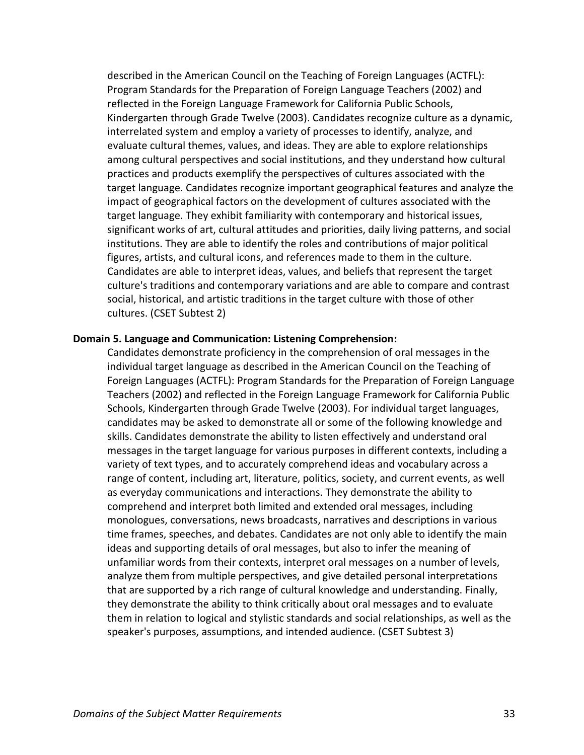described in the American Council on the Teaching of Foreign Languages (ACTFL): Program Standards for the Preparation of Foreign Language Teachers (2002) and reflected in the Foreign Language Framework for California Public Schools, Kindergarten through Grade Twelve (2003). Candidates recognize culture as a dynamic, interrelated system and employ a variety of processes to identify, analyze, and evaluate cultural themes, values, and ideas. They are able to explore relationships among cultural perspectives and social institutions, and they understand how cultural practices and products exemplify the perspectives of cultures associated with the target language. Candidates recognize important geographical features and analyze the impact of geographical factors on the development of cultures associated with the target language. They exhibit familiarity with contemporary and historical issues, significant works of art, cultural attitudes and priorities, daily living patterns, and social institutions. They are able to identify the roles and contributions of major political figures, artists, and cultural icons, and references made to them in the culture. Candidates are able to interpret ideas, values, and beliefs that represent the target culture's traditions and contemporary variations and are able to compare and contrast social, historical, and artistic traditions in the target culture with those of other cultures. (CSET Subtest 2)

**Domain 5. Language and Communication: Listening Comprehension:**

Candidates demonstrate proficiency in the comprehension of oral messages in the individual target language as described in the American Council on the Teaching of Foreign Languages (ACTFL): Program Standards for the Preparation of Foreign Language Teachers (2002) and reflected in the Foreign Language Framework for California Public Schools, Kindergarten through Grade Twelve (2003). For individual target languages, candidates may be asked to demonstrate all or some of the following knowledge and skills. Candidates demonstrate the ability to listen effectively and understand oral messages in the target language for various purposes in different contexts, including a variety of text types, and to accurately comprehend ideas and vocabulary across a range of content, including art, literature, politics, society, and current events, as well as everyday communications and interactions. They demonstrate the ability to comprehend and interpret both limited and extended oral messages, including monologues, conversations, news broadcasts, narratives and descriptions in various time frames, speeches, and debates. Candidates are not only able to identify the main ideas and supporting details of oral messages, but also to infer the meaning of unfamiliar words from their contexts, interpret oral messages on a number of levels, analyze them from multiple perspectives, and give detailed personal interpretations that are supported by a rich range of cultural knowledge and understanding. Finally, they demonstrate the ability to think critically about oral messages and to evaluate them in relation to logical and stylistic standards and social relationships, as well as the speaker's purposes, assumptions, and intended audience. (CSET Subtest 3)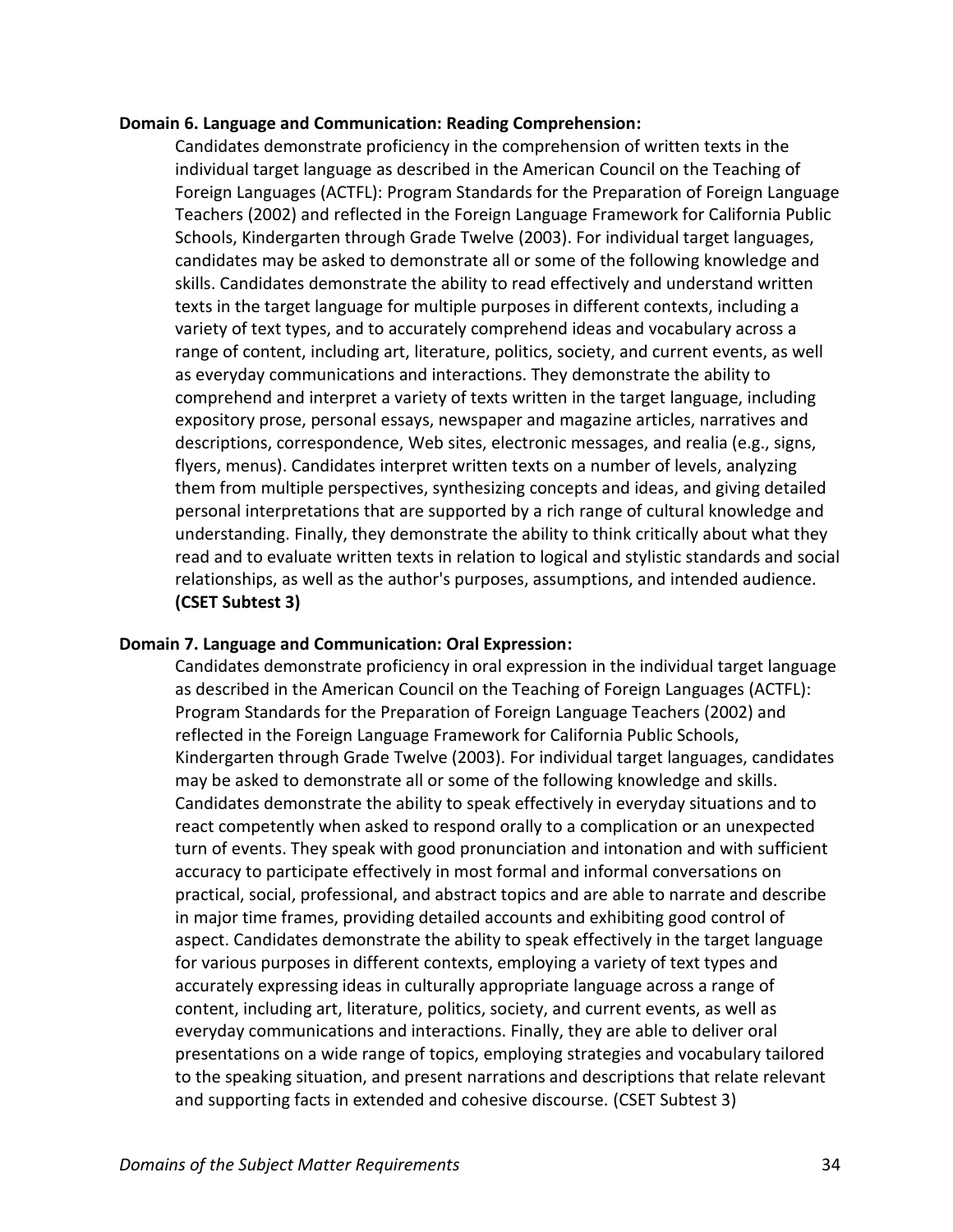**Domain 6. Language and Communication: Reading Comprehension:**

Candidates demonstrate proficiency in the comprehension of written texts in the individual target language as described in the American Council on the Teaching of Foreign Languages (ACTFL): Program Standards for the Preparation of Foreign Language Teachers (2002) and reflected in the Foreign Language Framework for California Public Schools, Kindergarten through Grade Twelve (2003). For individual target languages, candidates may be asked to demonstrate all or some of the following knowledge and skills. Candidates demonstrate the ability to read effectively and understand written texts in the target language for multiple purposes in different contexts, including a variety of text types, and to accurately comprehend ideas and vocabulary across a range of content, including art, literature, politics, society, and current events, as well as everyday communications and interactions. They demonstrate the ability to comprehend and interpret a variety of texts written in the target language, including expository prose, personal essays, newspaper and magazine articles, narratives and descriptions, correspondence, Web sites, electronic messages, and realia (e.g., signs, flyers, menus). Candidates interpret written texts on a number of levels, analyzing them from multiple perspectives, synthesizing concepts and ideas, and giving detailed personal interpretations that are supported by a rich range of cultural knowledge and understanding. Finally, they demonstrate the ability to think critically about what they read and to evaluate written texts in relation to logical and stylistic standards and social relationships, as well as the author's purposes, assumptions, and intended audience. **(CSET Subtest 3)**

**Domain 7. Language and Communication: Oral Expression:**

Candidates demonstrate proficiency in oral expression in the individual target language as described in the American Council on the Teaching of Foreign Languages (ACTFL): Program Standards for the Preparation of Foreign Language Teachers (2002) and reflected in the Foreign Language Framework for California Public Schools, Kindergarten through Grade Twelve (2003). For individual target languages, candidates may be asked to demonstrate all or some of the following knowledge and skills. Candidates demonstrate the ability to speak effectively in everyday situations and to react competently when asked to respond orally to a complication or an unexpected turn of events. They speak with good pronunciation and intonation and with sufficient accuracy to participate effectively in most formal and informal conversations on practical, social, professional, and abstract topics and are able to narrate and describe in major time frames, providing detailed accounts and exhibiting good control of aspect. Candidates demonstrate the ability to speak effectively in the target language for various purposes in different contexts, employing a variety of text types and accurately expressing ideas in culturally appropriate language across a range of content, including art, literature, politics, society, and current events, as well as everyday communications and interactions. Finally, they are able to deliver oral presentations on a wide range of topics, employing strategies and vocabulary tailored to the speaking situation, and present narrations and descriptions that relate relevant and supporting facts in extended and cohesive discourse. (CSET Subtest 3)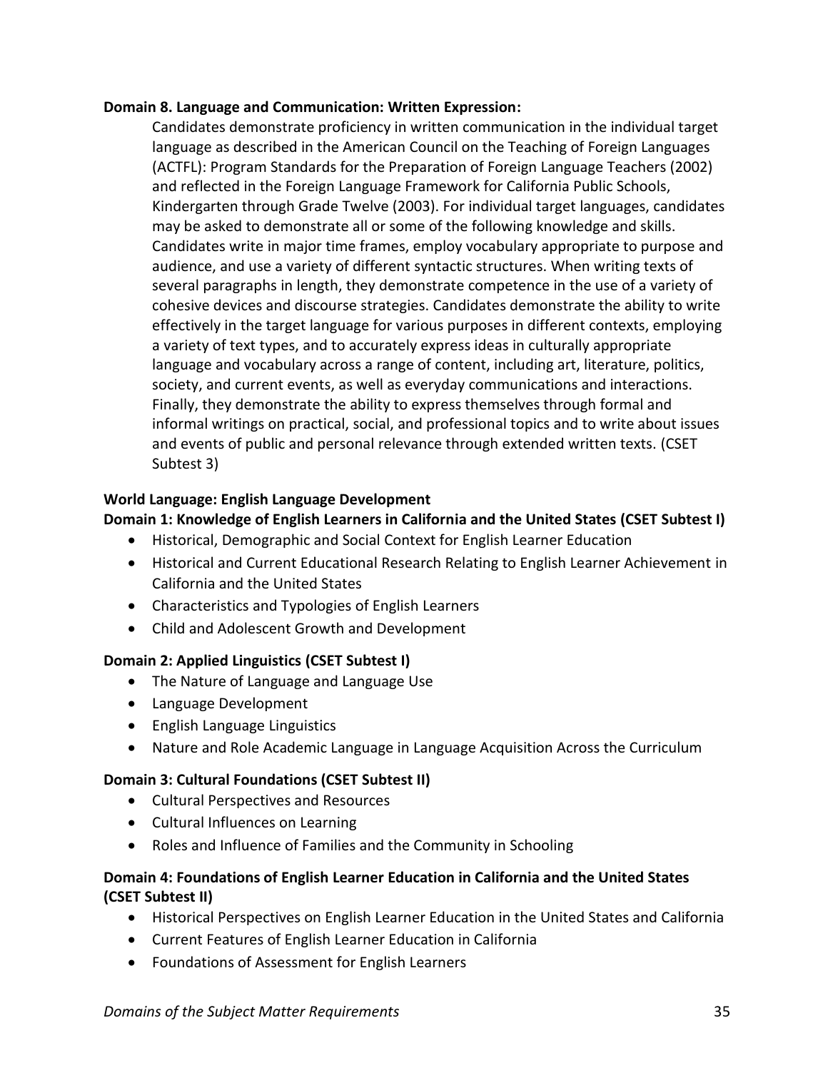**Domain 8. Language and Communication: Written Expression:**

Candidates demonstrate proficiency in written communication in the individual target language as described in the American Council on the Teaching of Foreign Languages (ACTFL): Program Standards for the Preparation of Foreign Language Teachers (2002) and reflected in the Foreign Language Framework for California Public Schools, Kindergarten through Grade Twelve (2003). For individual target languages, candidates may be asked to demonstrate all or some of the following knowledge and skills. Candidates write in major time frames, employ vocabulary appropriate to purpose and audience, and use a variety of different syntactic structures. When writing texts of several paragraphs in length, they demonstrate competence in the use of a variety of cohesive devices and discourse strategies. Candidates demonstrate the ability to write effectively in the target language for various purposes in different contexts, employing a variety of text types, and to accurately express ideas in culturally appropriate language and vocabulary across a range of content, including art, literature, politics, society, and current events, as well as everyday communications and interactions. Finally, they demonstrate the ability to express themselves through formal and informal writings on practical, social, and professional topics and to write about issues and events of public and personal relevance through extended written texts. (CSET Subtest 3)

**World Language: English Language Development**

**Domain 1: Knowledge of English Learners in California and the United States (CSET Subtest I)**

- Historical, Demographic and Social Context for English Learner Education
- Historical and Current Educational Research Relating to English Learner Achievement in California and the United States
- Characteristics and Typologies of English Learners
- Child and Adolescent Growth and Development

**Domain 2: Applied Linguistics (CSET Subtest I)**

- The Nature of Language and Language Use
- Language Development
- English Language Linguistics
- Nature and Role Academic Language in Language Acquisition Across the Curriculum

**Domain 3: Cultural Foundations (CSET Subtest II)**

- Cultural Perspectives and Resources
- Cultural Influences on Learning
- Roles and Influence of Families and the Community in Schooling

**Domain 4: Foundations of English Learner Education in California and the United States (CSET Subtest II)**

- Historical Perspectives on English Learner Education in the United States and California
- Current Features of English Learner Education in California
- Foundations of Assessment for English Learners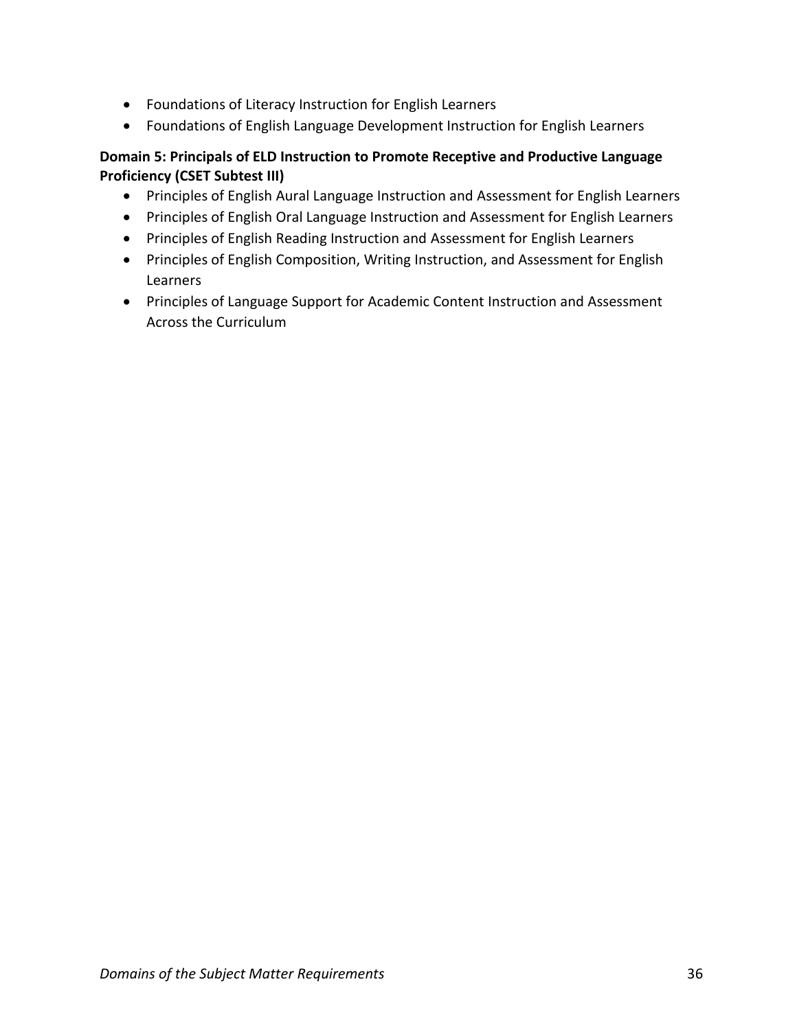- Foundations of Literacy Instruction for English Learners
- Foundations of English Language Development Instruction for English Learners

**Domain 5: Principals of ELD Instruction to Promote Receptive and Productive Language Proficiency (CSET Subtest III)**

- Principles of English Aural Language Instruction and Assessment for English Learners
- Principles of English Oral Language Instruction and Assessment for English Learners
- Principles of English Reading Instruction and Assessment for English Learners
- Principles of English Composition, Writing Instruction, and Assessment for English Learners
- Principles of Language Support for Academic Content Instruction and Assessment Across the Curriculum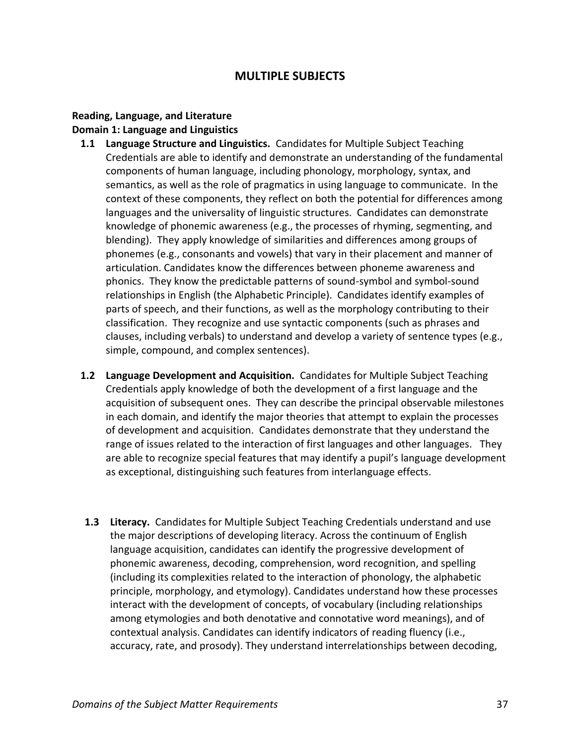# MULTIPLE SUBJECTS

**Reading, Language, and Literature**
**Domain 1: Language and Linguistics**

**1.1 Language Structure and Linguistics.** Candidates for Multiple Subject Teaching Credentials are able to identify and demonstrate an understanding of the fundamental components of human language, including phonology, morphology, syntax, and semantics, as well as the role of pragmatics in using language to communicate. In the context of these components, they reflect on both the potential for differences among languages and the universality of linguistic structures. Candidates can demonstrate knowledge of phonemic awareness (e.g., the processes of rhyming, segmenting, and blending). They apply knowledge of similarities and differences among groups of phonemes (e.g., consonants and vowels) that vary in their placement and manner of articulation. Candidates know the differences between phoneme awareness and phonics. They know the predictable patterns of sound-symbol and symbol-sound relationships in English (the Alphabetic Principle). Candidates identify examples of parts of speech, and their functions, as well as the morphology contributing to their classification. They recognize and use syntactic components (such as phrases and clauses, including verbals) to understand and develop a variety of sentence types (e.g., simple, compound, and complex sentences).

**1.2 Language Development and Acquisition.** Candidates for Multiple Subject Teaching Credentials apply knowledge of both the development of a first language and the acquisition of subsequent ones. They can describe the principal observable milestones in each domain, and identify the major theories that attempt to explain the processes of development and acquisition. Candidates demonstrate that they understand the range of issues related to the interaction of first languages and other languages. They are able to recognize special features that may identify a pupil's language development as exceptional, distinguishing such features from interlanguage effects.

**1.3 Literacy.** Candidates for Multiple Subject Teaching Credentials understand and use the major descriptions of developing literacy. Across the continuum of English language acquisition, candidates can identify the progressive development of phonemic awareness, decoding, comprehension, word recognition, and spelling (including its complexities related to the interaction of phonology, the alphabetic principle, morphology, and etymology). Candidates understand how these processes interact with the development of concepts, of vocabulary (including relationships among etymologies and both denotative and connotative word meanings), and of contextual analysis. Candidates can identify indicators of reading fluency (i.e., accuracy, rate, and prosody). They understand interrelationships between decoding,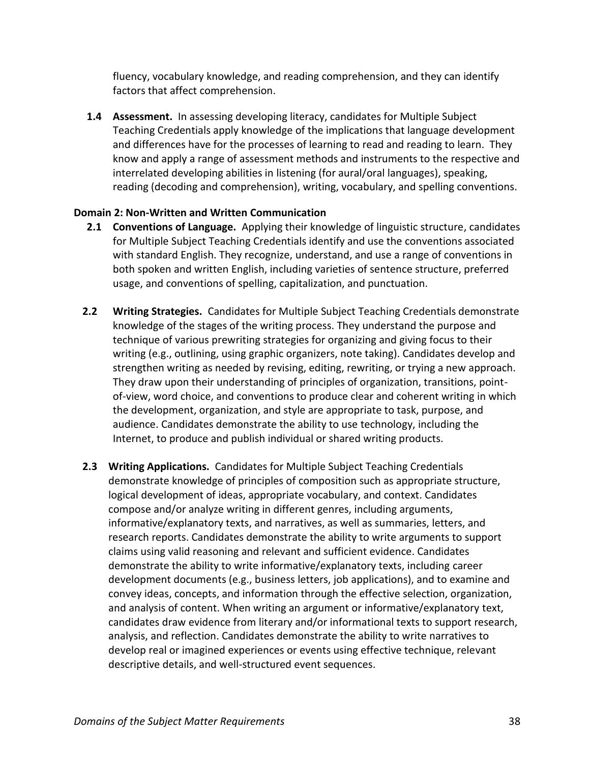fluency, vocabulary knowledge, and reading comprehension, and they can identify factors that affect comprehension.

**1.4 Assessment.** In assessing developing literacy, candidates for Multiple Subject Teaching Credentials apply knowledge of the implications that language development and differences have for the processes of learning to read and reading to learn. They know and apply a range of assessment methods and instruments to the respective and interrelated developing abilities in listening (for aural/oral languages), speaking, reading (decoding and comprehension), writing, vocabulary, and spelling conventions.

**Domain 2: Non-Written and Written Communication**

**2.1 Conventions of Language.** Applying their knowledge of linguistic structure, candidates for Multiple Subject Teaching Credentials identify and use the conventions associated with standard English. They recognize, understand, and use a range of conventions in both spoken and written English, including varieties of sentence structure, preferred usage, and conventions of spelling, capitalization, and punctuation.

**2.2 Writing Strategies.** Candidates for Multiple Subject Teaching Credentials demonstrate knowledge of the stages of the writing process. They understand the purpose and technique of various prewriting strategies for organizing and giving focus to their writing (e.g., outlining, using graphic organizers, note taking). Candidates develop and strengthen writing as needed by revising, editing, rewriting, or trying a new approach. They draw upon their understanding of principles of organization, transitions, point-of-view, word choice, and conventions to produce clear and coherent writing in which the development, organization, and style are appropriate to task, purpose, and audience. Candidates demonstrate the ability to use technology, including the Internet, to produce and publish individual or shared writing products.

**2.3 Writing Applications.** Candidates for Multiple Subject Teaching Credentials demonstrate knowledge of principles of composition such as appropriate structure, logical development of ideas, appropriate vocabulary, and context. Candidates compose and/or analyze writing in different genres, including arguments, informative/explanatory texts, and narratives, as well as summaries, letters, and research reports. Candidates demonstrate the ability to write arguments to support claims using valid reasoning and relevant and sufficient evidence. Candidates demonstrate the ability to write informative/explanatory texts, including career development documents (e.g., business letters, job applications), and to examine and convey ideas, concepts, and information through the effective selection, organization, and analysis of content. When writing an argument or informative/explanatory text, candidates draw evidence from literary and/or informational texts to support research, analysis, and reflection. Candidates demonstrate the ability to write narratives to develop real or imagined experiences or events using effective technique, relevant descriptive details, and well-structured event sequences.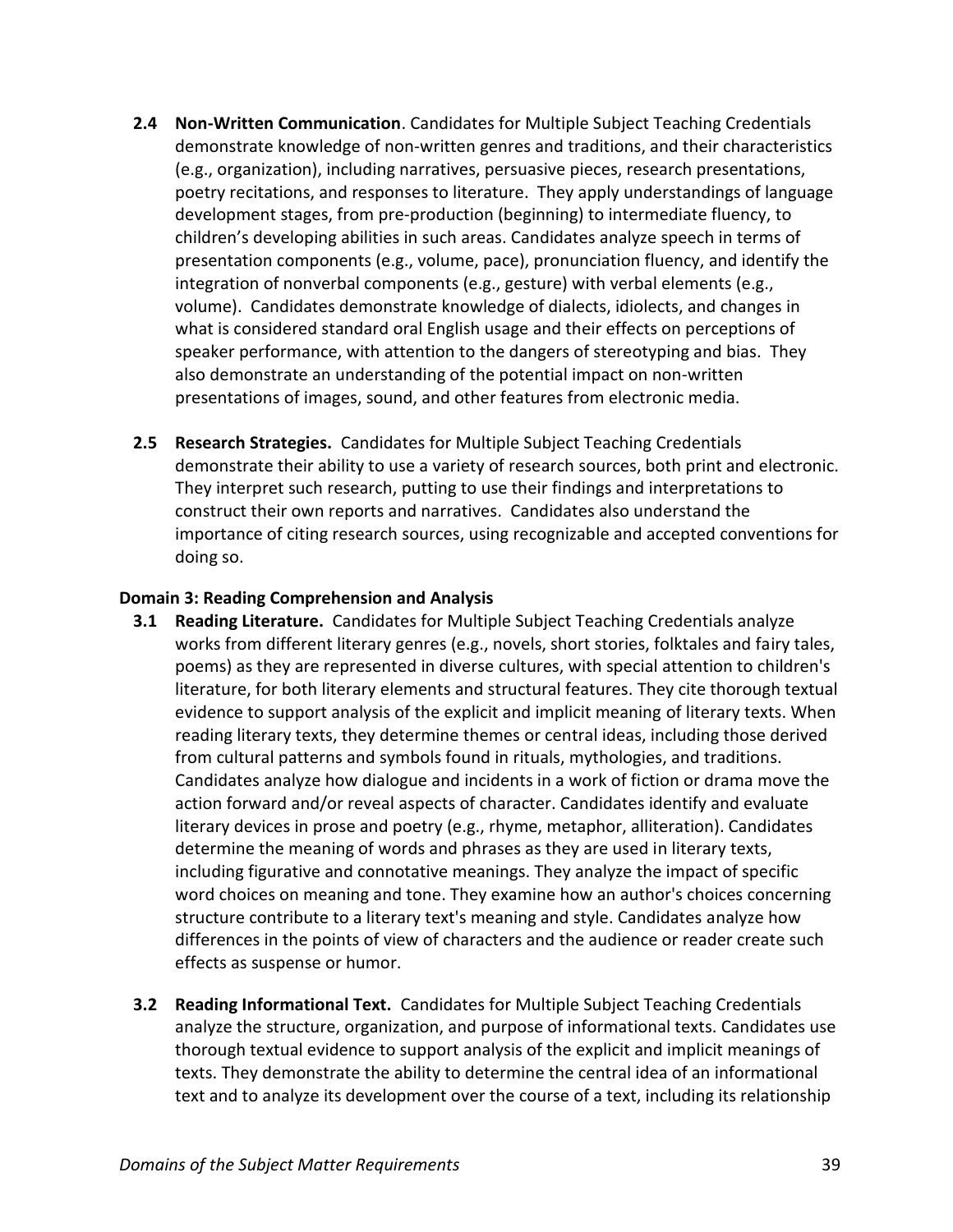**2.4 Non-Written Communication**. Candidates for Multiple Subject Teaching Credentials demonstrate knowledge of non-written genres and traditions, and their characteristics (e.g., organization), including narratives, persuasive pieces, research presentations, poetry recitations, and responses to literature. They apply understandings of language development stages, from pre-production (beginning) to intermediate fluency, to children's developing abilities in such areas. Candidates analyze speech in terms of presentation components (e.g., volume, pace), pronunciation fluency, and identify the integration of nonverbal components (e.g., gesture) with verbal elements (e.g., volume). Candidates demonstrate knowledge of dialects, idiolects, and changes in what is considered standard oral English usage and their effects on perceptions of speaker performance, with attention to the dangers of stereotyping and bias. They also demonstrate an understanding of the potential impact on non-written presentations of images, sound, and other features from electronic media.

**2.5 Research Strategies.** Candidates for Multiple Subject Teaching Credentials demonstrate their ability to use a variety of research sources, both print and electronic. They interpret such research, putting to use their findings and interpretations to construct their own reports and narratives. Candidates also understand the importance of citing research sources, using recognizable and accepted conventions for doing so.

**Domain 3: Reading Comprehension and Analysis**

**3.1 Reading Literature.** Candidates for Multiple Subject Teaching Credentials analyze works from different literary genres (e.g., novels, short stories, folktales and fairy tales, poems) as they are represented in diverse cultures, with special attention to children's literature, for both literary elements and structural features. They cite thorough textual evidence to support analysis of the explicit and implicit meaning of literary texts. When reading literary texts, they determine themes or central ideas, including those derived from cultural patterns and symbols found in rituals, mythologies, and traditions. Candidates analyze how dialogue and incidents in a work of fiction or drama move the action forward and/or reveal aspects of character. Candidates identify and evaluate literary devices in prose and poetry (e.g., rhyme, metaphor, alliteration). Candidates determine the meaning of words and phrases as they are used in literary texts, including figurative and connotative meanings. They analyze the impact of specific word choices on meaning and tone. They examine how an author's choices concerning structure contribute to a literary text's meaning and style. Candidates analyze how differences in the points of view of characters and the audience or reader create such effects as suspense or humor.

**3.2 Reading Informational Text.** Candidates for Multiple Subject Teaching Credentials analyze the structure, organization, and purpose of informational texts. Candidates use thorough textual evidence to support analysis of the explicit and implicit meanings of texts. They demonstrate the ability to determine the central idea of an informational text and to analyze its development over the course of a text, including its relationship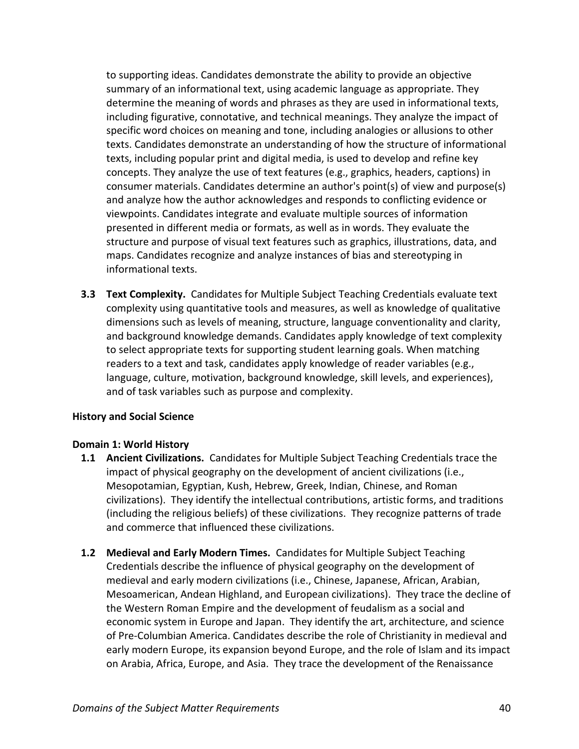to supporting ideas. Candidates demonstrate the ability to provide an objective summary of an informational text, using academic language as appropriate. They determine the meaning of words and phrases as they are used in informational texts, including figurative, connotative, and technical meanings. They analyze the impact of specific word choices on meaning and tone, including analogies or allusions to other texts. Candidates demonstrate an understanding of how the structure of informational texts, including popular print and digital media, is used to develop and refine key concepts. They analyze the use of text features (e.g., graphics, headers, captions) in consumer materials. Candidates determine an author's point(s) of view and purpose(s) and analyze how the author acknowledges and responds to conflicting evidence or viewpoints. Candidates integrate and evaluate multiple sources of information presented in different media or formats, as well as in words. They evaluate the structure and purpose of visual text features such as graphics, illustrations, data, and maps. Candidates recognize and analyze instances of bias and stereotyping in informational texts.

**3.3 Text Complexity.** Candidates for Multiple Subject Teaching Credentials evaluate text complexity using quantitative tools and measures, as well as knowledge of qualitative dimensions such as levels of meaning, structure, language conventionality and clarity, and background knowledge demands. Candidates apply knowledge of text complexity to select appropriate texts for supporting student learning goals. When matching readers to a text and task, candidates apply knowledge of reader variables (e.g., language, culture, motivation, background knowledge, skill levels, and experiences), and of task variables such as purpose and complexity.

## History and Social Science

### Domain 1: World History

**1.1 Ancient Civilizations.** Candidates for Multiple Subject Teaching Credentials trace the impact of physical geography on the development of ancient civilizations (i.e., Mesopotamian, Egyptian, Kush, Hebrew, Greek, Indian, Chinese, and Roman civilizations). They identify the intellectual contributions, artistic forms, and traditions (including the religious beliefs) of these civilizations. They recognize patterns of trade and commerce that influenced these civilizations.

**1.2 Medieval and Early Modern Times.** Candidates for Multiple Subject Teaching Credentials describe the influence of physical geography on the development of medieval and early modern civilizations (i.e., Chinese, Japanese, African, Arabian, Mesoamerican, Andean Highland, and European civilizations). They trace the decline of the Western Roman Empire and the development of feudalism as a social and economic system in Europe and Japan. They identify the art, architecture, and science of Pre-Columbian America. Candidates describe the role of Christianity in medieval and early modern Europe, its expansion beyond Europe, and the role of Islam and its impact on Arabia, Africa, Europe, and Asia. They trace the development of the Renaissance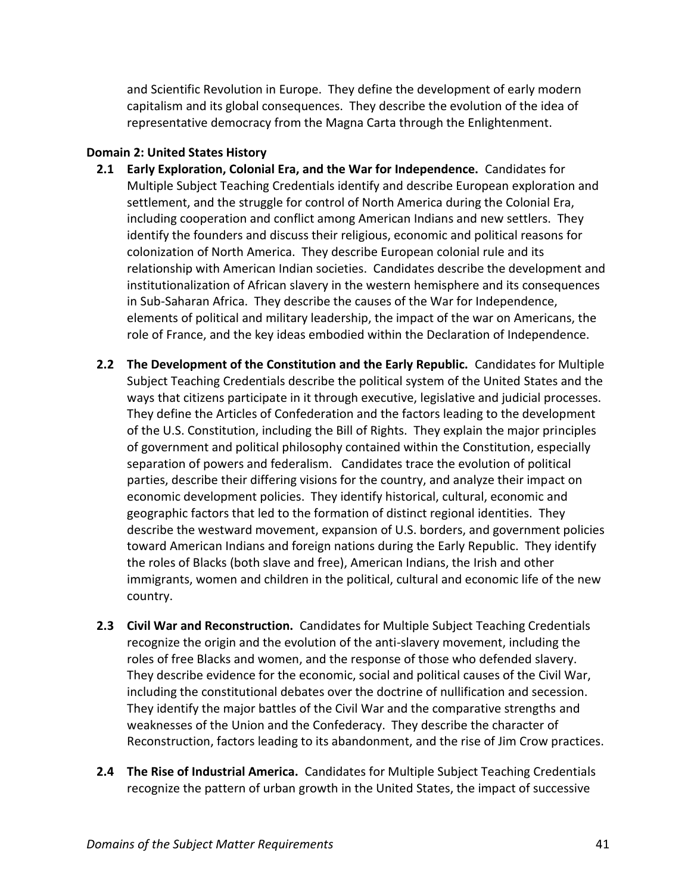and Scientific Revolution in Europe. They define the development of early modern capitalism and its global consequences. They describe the evolution of the idea of representative democracy from the Magna Carta through the Enlightenment.

**Domain 2: United States History**

**2.1 Early Exploration, Colonial Era, and the War for Independence.** Candidates for Multiple Subject Teaching Credentials identify and describe European exploration and settlement, and the struggle for control of North America during the Colonial Era, including cooperation and conflict among American Indians and new settlers. They identify the founders and discuss their religious, economic and political reasons for colonization of North America. They describe European colonial rule and its relationship with American Indian societies. Candidates describe the development and institutionalization of African slavery in the western hemisphere and its consequences in Sub-Saharan Africa. They describe the causes of the War for Independence, elements of political and military leadership, the impact of the war on Americans, the role of France, and the key ideas embodied within the Declaration of Independence.

**2.2 The Development of the Constitution and the Early Republic.** Candidates for Multiple Subject Teaching Credentials describe the political system of the United States and the ways that citizens participate in it through executive, legislative and judicial processes. They define the Articles of Confederation and the factors leading to the development of the U.S. Constitution, including the Bill of Rights. They explain the major principles of government and political philosophy contained within the Constitution, especially separation of powers and federalism. Candidates trace the evolution of political parties, describe their differing visions for the country, and analyze their impact on economic development policies. They identify historical, cultural, economic and geographic factors that led to the formation of distinct regional identities. They describe the westward movement, expansion of U.S. borders, and government policies toward American Indians and foreign nations during the Early Republic. They identify the roles of Blacks (both slave and free), American Indians, the Irish and other immigrants, women and children in the political, cultural and economic life of the new country.

**2.3 Civil War and Reconstruction.** Candidates for Multiple Subject Teaching Credentials recognize the origin and the evolution of the anti-slavery movement, including the roles of free Blacks and women, and the response of those who defended slavery. They describe evidence for the economic, social and political causes of the Civil War, including the constitutional debates over the doctrine of nullification and secession. They identify the major battles of the Civil War and the comparative strengths and weaknesses of the Union and the Confederacy. They describe the character of Reconstruction, factors leading to its abandonment, and the rise of Jim Crow practices.

**2.4 The Rise of Industrial America.** Candidates for Multiple Subject Teaching Credentials recognize the pattern of urban growth in the United States, the impact of successive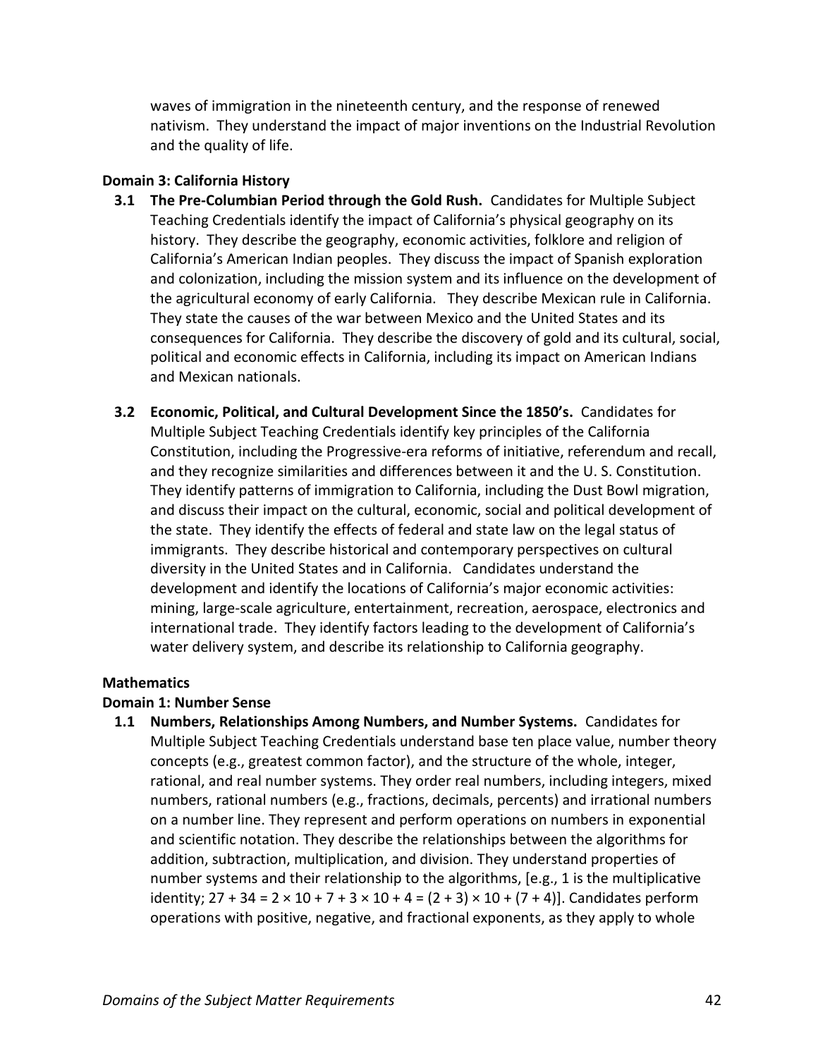waves of immigration in the nineteenth century, and the response of renewed nativism. They understand the impact of major inventions on the Industrial Revolution and the quality of life.

**Domain 3: California History**

**3.1 The Pre-Columbian Period through the Gold Rush.** Candidates for Multiple Subject Teaching Credentials identify the impact of California's physical geography on its history. They describe the geography, economic activities, folklore and religion of California's American Indian peoples. They discuss the impact of Spanish exploration and colonization, including the mission system and its influence on the development of the agricultural economy of early California. They describe Mexican rule in California. They state the causes of the war between Mexico and the United States and its consequences for California. They describe the discovery of gold and its cultural, social, political and economic effects in California, including its impact on American Indians and Mexican nationals.

**3.2 Economic, Political, and Cultural Development Since the 1850's.** Candidates for Multiple Subject Teaching Credentials identify key principles of the California Constitution, including the Progressive-era reforms of initiative, referendum and recall, and they recognize similarities and differences between it and the U. S. Constitution. They identify patterns of immigration to California, including the Dust Bowl migration, and discuss their impact on the cultural, economic, social and political development of the state. They identify the effects of federal and state law on the legal status of immigrants. They describe historical and contemporary perspectives on cultural diversity in the United States and in California. Candidates understand the development and identify the locations of California's major economic activities: mining, large-scale agriculture, entertainment, recreation, aerospace, electronics and international trade. They identify factors leading to the development of California's water delivery system, and describe its relationship to California geography.

**Mathematics**

**Domain 1: Number Sense**

**1.1 Numbers, Relationships Among Numbers, and Number Systems.** Candidates for Multiple Subject Teaching Credentials understand base ten place value, number theory concepts (e.g., greatest common factor), and the structure of the whole, integer, rational, and real number systems. They order real numbers, including integers, mixed numbers, rational numbers (e.g., fractions, decimals, percents) and irrational numbers on a number line. They represent and perform operations on numbers in exponential and scientific notation. They describe the relationships between the algorithms for addition, subtraction, multiplication, and division. They understand properties of number systems and their relationship to the algorithms, [e.g., 1 is the multiplicative identity; $27 + 34 = 2 \times 10 + 7 + 3 \times 10 + 4 = (2 + 3) \times 10 + (7 + 4)$]. Candidates perform operations with positive, negative, and fractional exponents, as they apply to whole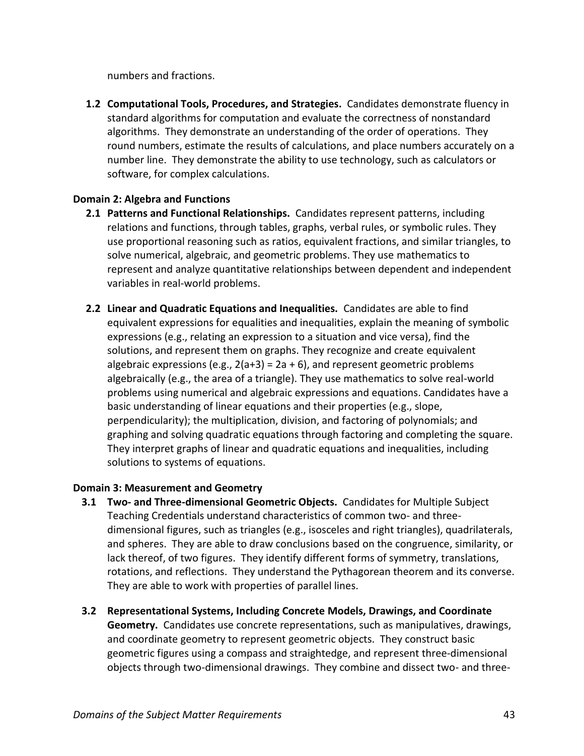numbers and fractions.

**1.2 Computational Tools, Procedures, and Strategies.** Candidates demonstrate fluency in standard algorithms for computation and evaluate the correctness of nonstandard algorithms. They demonstrate an understanding of the order of operations. They round numbers, estimate the results of calculations, and place numbers accurately on a number line. They demonstrate the ability to use technology, such as calculators or software, for complex calculations.

**Domain 2: Algebra and Functions**

**2.1 Patterns and Functional Relationships.** Candidates represent patterns, including relations and functions, through tables, graphs, verbal rules, or symbolic rules. They use proportional reasoning such as ratios, equivalent fractions, and similar triangles, to solve numerical, algebraic, and geometric problems. They use mathematics to represent and analyze quantitative relationships between dependent and independent variables in real-world problems.

**2.2 Linear and Quadratic Equations and Inequalities.** Candidates are able to find equivalent expressions for equalities and inequalities, explain the meaning of symbolic expressions (e.g., relating an expression to a situation and vice versa), find the solutions, and represent them on graphs. They recognize and create equivalent algebraic expressions (e.g., $2(a+3) = 2a + 6$), and represent geometric problems algebraically (e.g., the area of a triangle). They use mathematics to solve real-world problems using numerical and algebraic expressions and equations. Candidates have a basic understanding of linear equations and their properties (e.g., slope, perpendicularity); the multiplication, division, and factoring of polynomials; and graphing and solving quadratic equations through factoring and completing the square. They interpret graphs of linear and quadratic equations and inequalities, including solutions to systems of equations.

**Domain 3: Measurement and Geometry**

**3.1 Two- and Three-dimensional Geometric Objects.** Candidates for Multiple Subject Teaching Credentials understand characteristics of common two- and three-dimensional figures, such as triangles (e.g., isosceles and right triangles), quadrilaterals, and spheres. They are able to draw conclusions based on the congruence, similarity, or lack thereof, of two figures. They identify different forms of symmetry, translations, rotations, and reflections. They understand the Pythagorean theorem and its converse. They are able to work with properties of parallel lines.

**3.2 Representational Systems, Including Concrete Models, Drawings, and Coordinate Geometry.** Candidates use concrete representations, such as manipulatives, drawings, and coordinate geometry to represent geometric objects. They construct basic geometric figures using a compass and straightedge, and represent three-dimensional objects through two-dimensional drawings. They combine and dissect two- and three-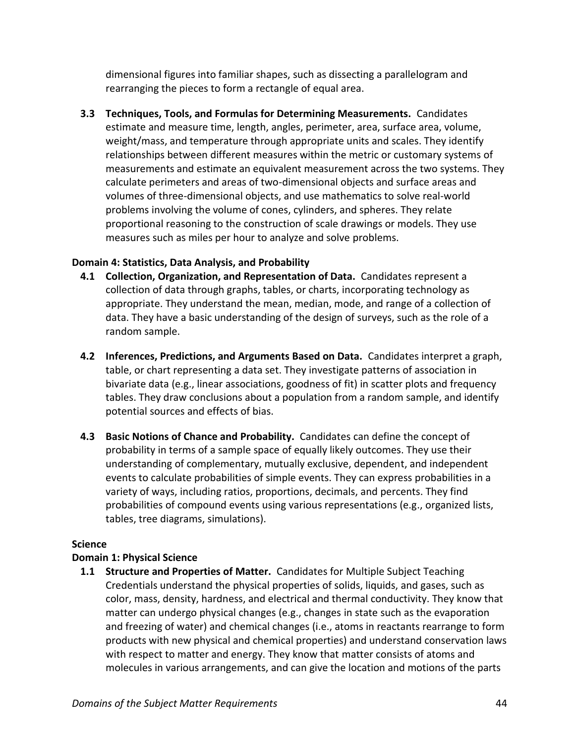dimensional figures into familiar shapes, such as dissecting a parallelogram and rearranging the pieces to form a rectangle of equal area.

**3.3 Techniques, Tools, and Formulas for Determining Measurements.** Candidates estimate and measure time, length, angles, perimeter, area, surface area, volume, weight/mass, and temperature through appropriate units and scales. They identify relationships between different measures within the metric or customary systems of measurements and estimate an equivalent measurement across the two systems. They calculate perimeters and areas of two-dimensional objects and surface areas and volumes of three-dimensional objects, and use mathematics to solve real-world problems involving the volume of cones, cylinders, and spheres. They relate proportional reasoning to the construction of scale drawings or models. They use measures such as miles per hour to analyze and solve problems.

**Domain 4: Statistics, Data Analysis, and Probability**

**4.1 Collection, Organization, and Representation of Data.** Candidates represent a collection of data through graphs, tables, or charts, incorporating technology as appropriate. They understand the mean, median, mode, and range of a collection of data. They have a basic understanding of the design of surveys, such as the role of a random sample.

**4.2 Inferences, Predictions, and Arguments Based on Data.** Candidates interpret a graph, table, or chart representing a data set. They investigate patterns of association in bivariate data (e.g., linear associations, goodness of fit) in scatter plots and frequency tables. They draw conclusions about a population from a random sample, and identify potential sources and effects of bias.

**4.3 Basic Notions of Chance and Probability.** Candidates can define the concept of probability in terms of a sample space of equally likely outcomes. They use their understanding of complementary, mutually exclusive, dependent, and independent events to calculate probabilities of simple events. They can express probabilities in a variety of ways, including ratios, proportions, decimals, and percents. They find probabilities of compound events using various representations (e.g., organized lists, tables, tree diagrams, simulations).

**Science**

**Domain 1: Physical Science**

**1.1 Structure and Properties of Matter.** Candidates for Multiple Subject Teaching Credentials understand the physical properties of solids, liquids, and gases, such as color, mass, density, hardness, and electrical and thermal conductivity. They know that matter can undergo physical changes (e.g., changes in state such as the evaporation and freezing of water) and chemical changes (i.e., atoms in reactants rearrange to form products with new physical and chemical properties) and understand conservation laws with respect to matter and energy. They know that matter consists of atoms and molecules in various arrangements, and can give the location and motions of the parts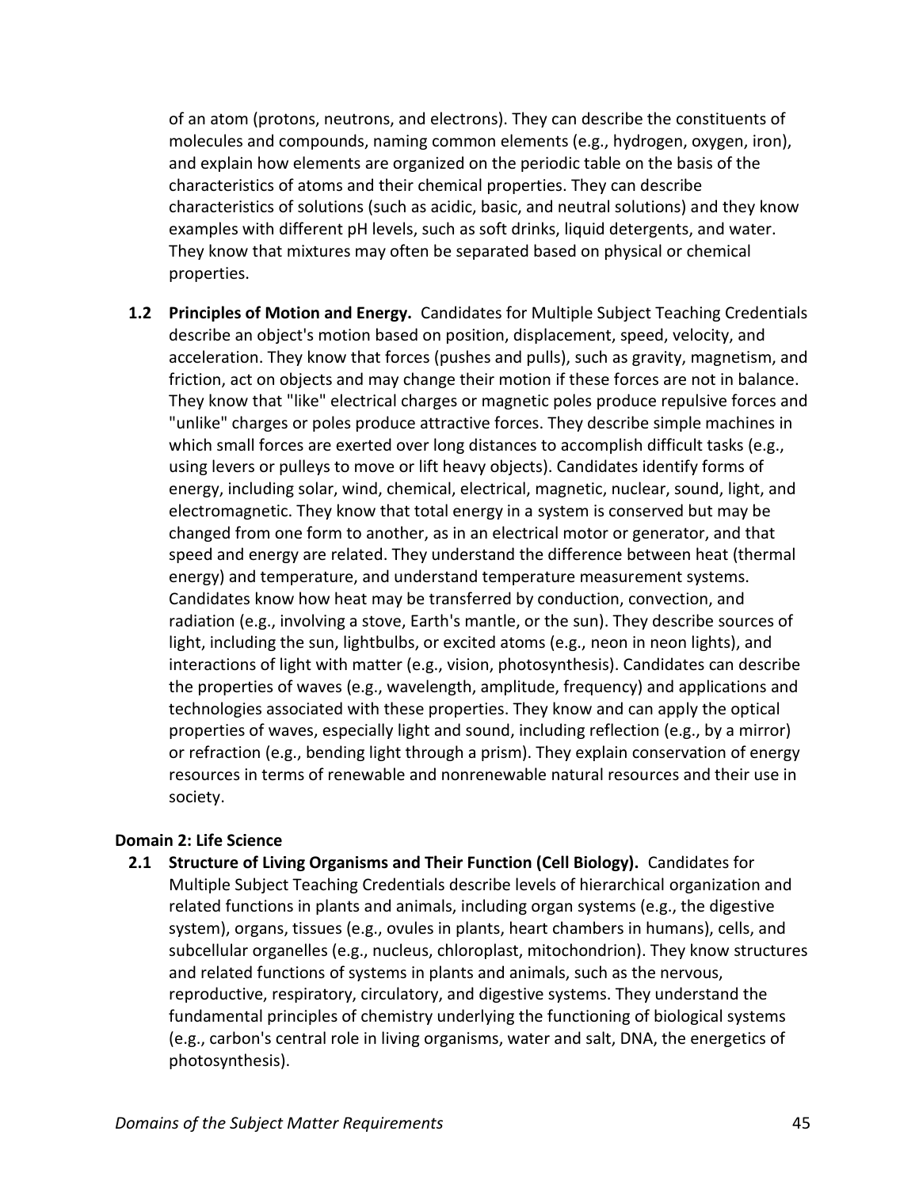of an atom (protons, neutrons, and electrons). They can describe the constituents of molecules and compounds, naming common elements (e.g., hydrogen, oxygen, iron), and explain how elements are organized on the periodic table on the basis of the characteristics of atoms and their chemical properties. They can describe characteristics of solutions (such as acidic, basic, and neutral solutions) and they know examples with different pH levels, such as soft drinks, liquid detergents, and water. They know that mixtures may often be separated based on physical or chemical properties.

**1.2 Principles of Motion and Energy.** Candidates for Multiple Subject Teaching Credentials describe an object's motion based on position, displacement, speed, velocity, and acceleration. They know that forces (pushes and pulls), such as gravity, magnetism, and friction, act on objects and may change their motion if these forces are not in balance. They know that "like" electrical charges or magnetic poles produce repulsive forces and "unlike" charges or poles produce attractive forces. They describe simple machines in which small forces are exerted over long distances to accomplish difficult tasks (e.g., using levers or pulleys to move or lift heavy objects). Candidates identify forms of energy, including solar, wind, chemical, electrical, magnetic, nuclear, sound, light, and electromagnetic. They know that total energy in a system is conserved but may be changed from one form to another, as in an electrical motor or generator, and that speed and energy are related. They understand the difference between heat (thermal energy) and temperature, and understand temperature measurement systems. Candidates know how heat may be transferred by conduction, convection, and radiation (e.g., involving a stove, Earth's mantle, or the sun). They describe sources of light, including the sun, lightbulbs, or excited atoms (e.g., neon in neon lights), and interactions of light with matter (e.g., vision, photosynthesis). Candidates can describe the properties of waves (e.g., wavelength, amplitude, frequency) and applications and technologies associated with these properties. They know and can apply the optical properties of waves, especially light and sound, including reflection (e.g., by a mirror) or refraction (e.g., bending light through a prism). They explain conservation of energy resources in terms of renewable and nonrenewable natural resources and their use in society.

### Domain 2: Life Science

**2.1 Structure of Living Organisms and Their Function (Cell Biology).** Candidates for Multiple Subject Teaching Credentials describe levels of hierarchical organization and related functions in plants and animals, including organ systems (e.g., the digestive system), organs, tissues (e.g., ovules in plants, heart chambers in humans), cells, and subcellular organelles (e.g., nucleus, chloroplast, mitochondrion). They know structures and related functions of systems in plants and animals, such as the nervous, reproductive, respiratory, circulatory, and digestive systems. They understand the fundamental principles of chemistry underlying the functioning of biological systems (e.g., carbon's central role in living organisms, water and salt, DNA, the energetics of photosynthesis).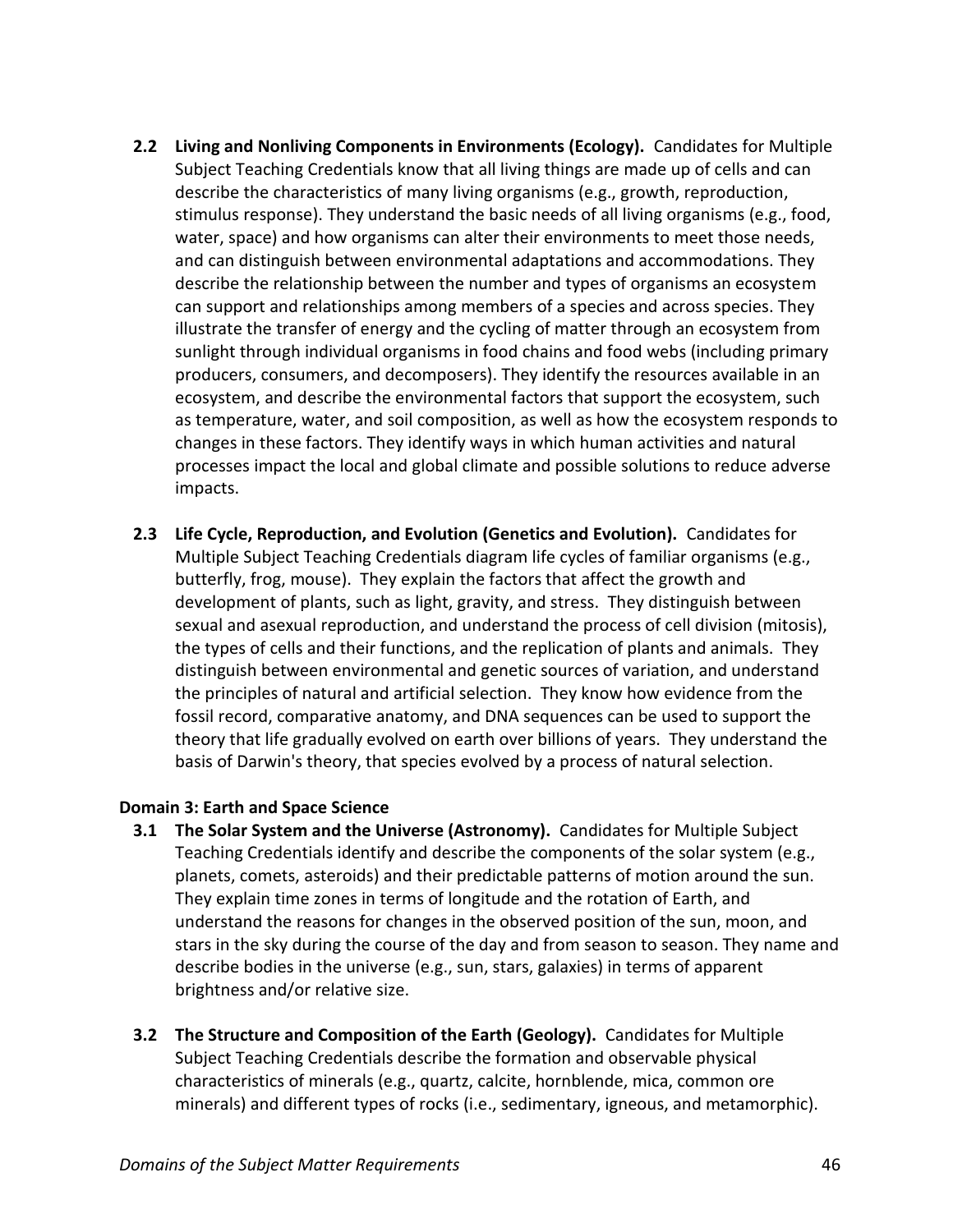**2.2 Living and Nonliving Components in Environments (Ecology).** Candidates for Multiple Subject Teaching Credentials know that all living things are made up of cells and can describe the characteristics of many living organisms (e.g., growth, reproduction, stimulus response). They understand the basic needs of all living organisms (e.g., food, water, space) and how organisms can alter their environments to meet those needs, and can distinguish between environmental adaptations and accommodations. They describe the relationship between the number and types of organisms an ecosystem can support and relationships among members of a species and across species. They illustrate the transfer of energy and the cycling of matter through an ecosystem from sunlight through individual organisms in food chains and food webs (including primary producers, consumers, and decomposers). They identify the resources available in an ecosystem, and describe the environmental factors that support the ecosystem, such as temperature, water, and soil composition, as well as how the ecosystem responds to changes in these factors. They identify ways in which human activities and natural processes impact the local and global climate and possible solutions to reduce adverse impacts.

**2.3 Life Cycle, Reproduction, and Evolution (Genetics and Evolution).** Candidates for Multiple Subject Teaching Credentials diagram life cycles of familiar organisms (e.g., butterfly, frog, mouse). They explain the factors that affect the growth and development of plants, such as light, gravity, and stress. They distinguish between sexual and asexual reproduction, and understand the process of cell division (mitosis), the types of cells and their functions, and the replication of plants and animals. They distinguish between environmental and genetic sources of variation, and understand the principles of natural and artificial selection. They know how evidence from the fossil record, comparative anatomy, and DNA sequences can be used to support the theory that life gradually evolved on earth over billions of years. They understand the basis of Darwin's theory, that species evolved by a process of natural selection.

**Domain 3: Earth and Space Science**

**3.1 The Solar System and the Universe (Astronomy).** Candidates for Multiple Subject Teaching Credentials identify and describe the components of the solar system (e.g., planets, comets, asteroids) and their predictable patterns of motion around the sun. They explain time zones in terms of longitude and the rotation of Earth, and understand the reasons for changes in the observed position of the sun, moon, and stars in the sky during the course of the day and from season to season. They name and describe bodies in the universe (e.g., sun, stars, galaxies) in terms of apparent brightness and/or relative size.

**3.2 The Structure and Composition of the Earth (Geology).** Candidates for Multiple Subject Teaching Credentials describe the formation and observable physical characteristics of minerals (e.g., quartz, calcite, hornblende, mica, common ore minerals) and different types of rocks (i.e., sedimentary, igneous, and metamorphic).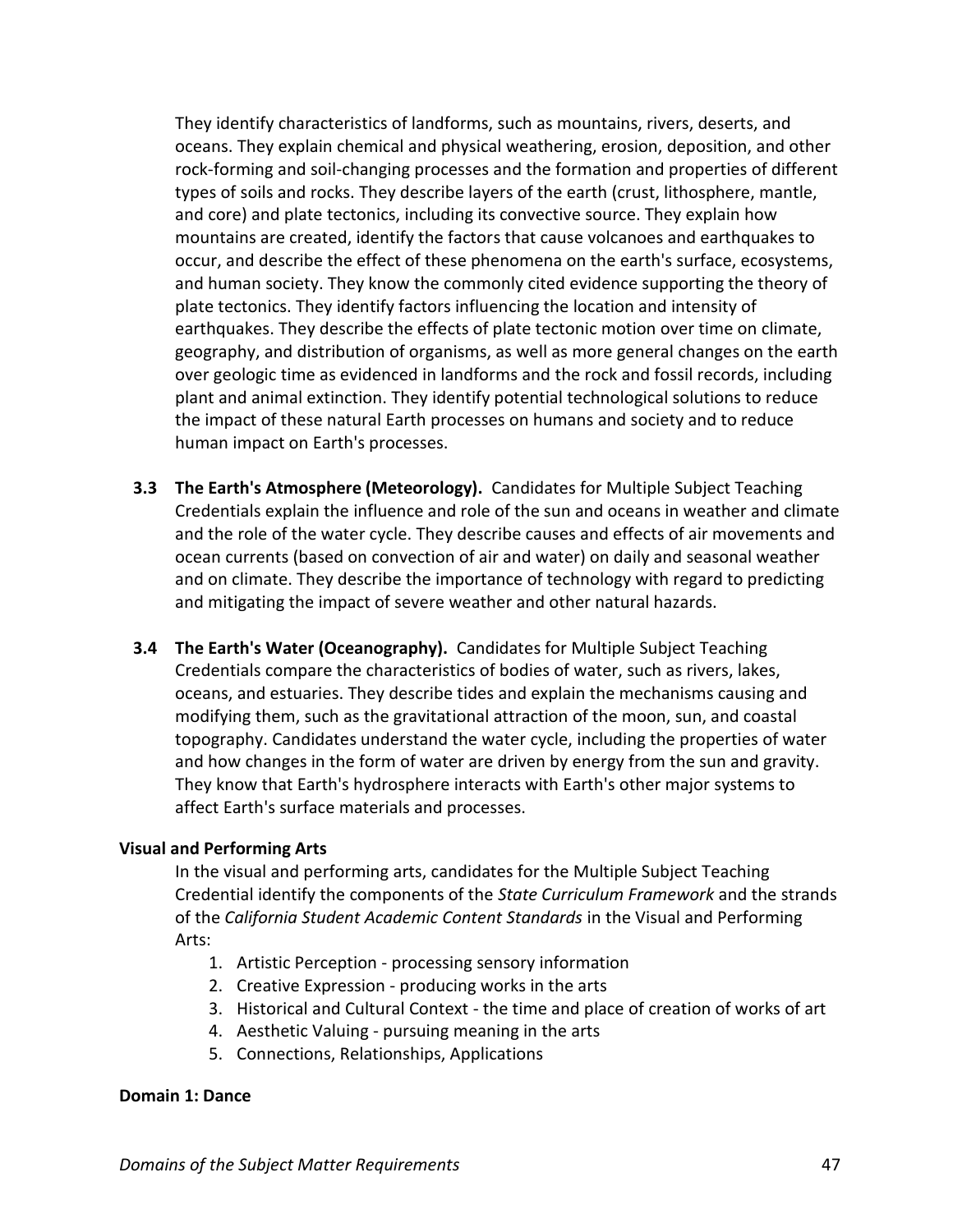They identify characteristics of landforms, such as mountains, rivers, deserts, and oceans. They explain chemical and physical weathering, erosion, deposition, and other rock-forming and soil-changing processes and the formation and properties of different types of soils and rocks. They describe layers of the earth (crust, lithosphere, mantle, and core) and plate tectonics, including its convective source. They explain how mountains are created, identify the factors that cause volcanoes and earthquakes to occur, and describe the effect of these phenomena on the earth's surface, ecosystems, and human society. They know the commonly cited evidence supporting the theory of plate tectonics. They identify factors influencing the location and intensity of earthquakes. They describe the effects of plate tectonic motion over time on climate, geography, and distribution of organisms, as well as more general changes on the earth over geologic time as evidenced in landforms and the rock and fossil records, including plant and animal extinction. They identify potential technological solutions to reduce the impact of these natural Earth processes on humans and society and to reduce human impact on Earth's processes.

**3.3 The Earth's Atmosphere (Meteorology).** Candidates for Multiple Subject Teaching Credentials explain the influence and role of the sun and oceans in weather and climate and the role of the water cycle. They describe causes and effects of air movements and ocean currents (based on convection of air and water) on daily and seasonal weather and on climate. They describe the importance of technology with regard to predicting and mitigating the impact of severe weather and other natural hazards.

**3.4 The Earth's Water (Oceanography).** Candidates for Multiple Subject Teaching Credentials compare the characteristics of bodies of water, such as rivers, lakes, oceans, and estuaries. They describe tides and explain the mechanisms causing and modifying them, such as the gravitational attraction of the moon, sun, and coastal topography. Candidates understand the water cycle, including the properties of water and how changes in the form of water are driven by energy from the sun and gravity. They know that Earth's hydrosphere interacts with Earth's other major systems to affect Earth's surface materials and processes.

**Visual and Performing Arts**

In the visual and performing arts, candidates for the Multiple Subject Teaching Credential identify the components of the *State Curriculum Framework* and the strands of the *California Student Academic Content Standards* in the Visual and Performing Arts:

1. Artistic Perception - processing sensory information
2. Creative Expression - producing works in the arts
3. Historical and Cultural Context - the time and place of creation of works of art
4. Aesthetic Valuing - pursuing meaning in the arts
5. Connections, Relationships, Applications

**Domain 1: Dance**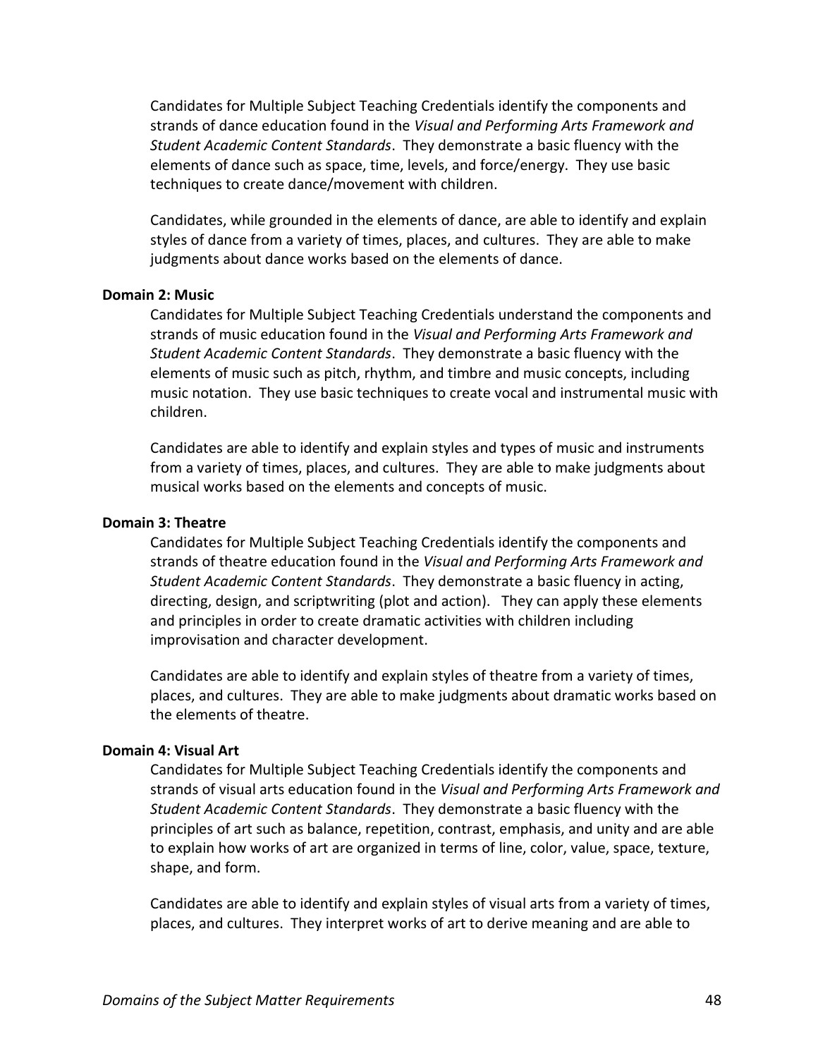Candidates for Multiple Subject Teaching Credentials identify the components and strands of dance education found in the *Visual and Performing Arts Framework and Student Academic Content Standards*. They demonstrate a basic fluency with the elements of dance such as space, time, levels, and force/energy. They use basic techniques to create dance/movement with children.

Candidates, while grounded in the elements of dance, are able to identify and explain styles of dance from a variety of times, places, and cultures. They are able to make judgments about dance works based on the elements of dance.

**Domain 2: Music**

Candidates for Multiple Subject Teaching Credentials understand the components and strands of music education found in the *Visual and Performing Arts Framework and Student Academic Content Standards*. They demonstrate a basic fluency with the elements of music such as pitch, rhythm, and timbre and music concepts, including music notation. They use basic techniques to create vocal and instrumental music with children.

Candidates are able to identify and explain styles and types of music and instruments from a variety of times, places, and cultures. They are able to make judgments about musical works based on the elements and concepts of music.

**Domain 3: Theatre**

Candidates for Multiple Subject Teaching Credentials identify the components and strands of theatre education found in the *Visual and Performing Arts Framework and Student Academic Content Standards*. They demonstrate a basic fluency in acting, directing, design, and scriptwriting (plot and action). They can apply these elements and principles in order to create dramatic activities with children including improvisation and character development.

Candidates are able to identify and explain styles of theatre from a variety of times, places, and cultures. They are able to make judgments about dramatic works based on the elements of theatre.

**Domain 4: Visual Art**

Candidates for Multiple Subject Teaching Credentials identify the components and strands of visual arts education found in the *Visual and Performing Arts Framework and Student Academic Content Standards*. They demonstrate a basic fluency with the principles of art such as balance, repetition, contrast, emphasis, and unity and are able to explain how works of art are organized in terms of line, color, value, space, texture, shape, and form.

Candidates are able to identify and explain styles of visual arts from a variety of times, places, and cultures. They interpret works of art to derive meaning and are able to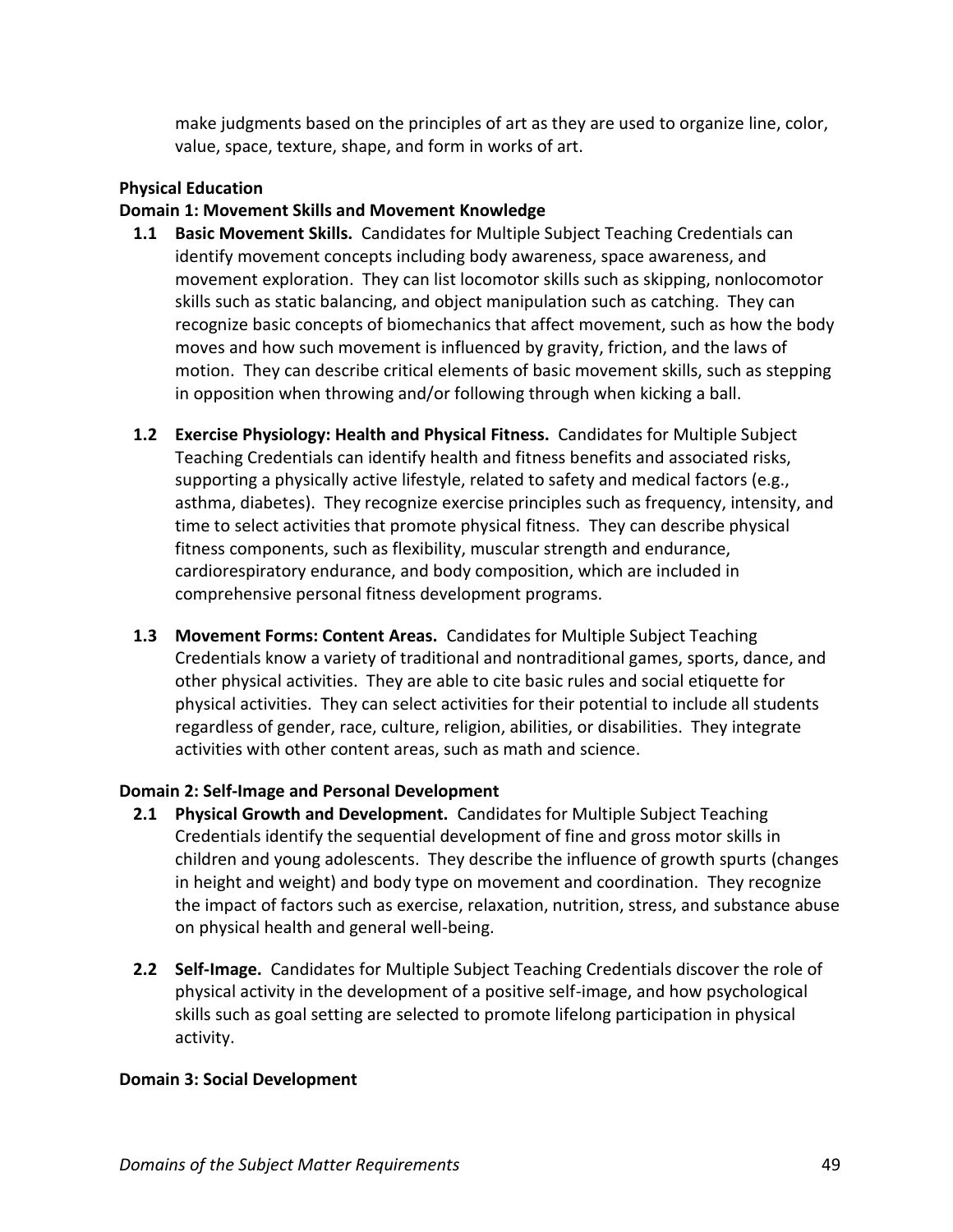make judgments based on the principles of art as they are used to organize line, color, value, space, texture, shape, and form in works of art.

**Physical Education**

**Domain 1: Movement Skills and Movement Knowledge**

**1.1 Basic Movement Skills.** Candidates for Multiple Subject Teaching Credentials can identify movement concepts including body awareness, space awareness, and movement exploration. They can list locomotor skills such as skipping, nonlocomotor skills such as static balancing, and object manipulation such as catching. They can recognize basic concepts of biomechanics that affect movement, such as how the body moves and how such movement is influenced by gravity, friction, and the laws of motion. They can describe critical elements of basic movement skills, such as stepping in opposition when throwing and/or following through when kicking a ball.

**1.2 Exercise Physiology: Health and Physical Fitness.** Candidates for Multiple Subject Teaching Credentials can identify health and fitness benefits and associated risks, supporting a physically active lifestyle, related to safety and medical factors (e.g., asthma, diabetes). They recognize exercise principles such as frequency, intensity, and time to select activities that promote physical fitness. They can describe physical fitness components, such as flexibility, muscular strength and endurance, cardiorespiratory endurance, and body composition, which are included in comprehensive personal fitness development programs.

**1.3 Movement Forms: Content Areas.** Candidates for Multiple Subject Teaching Credentials know a variety of traditional and nontraditional games, sports, dance, and other physical activities. They are able to cite basic rules and social etiquette for physical activities. They can select activities for their potential to include all students regardless of gender, race, culture, religion, abilities, or disabilities. They integrate activities with other content areas, such as math and science.

**Domain 2: Self-Image and Personal Development**

**2.1 Physical Growth and Development.** Candidates for Multiple Subject Teaching Credentials identify the sequential development of fine and gross motor skills in children and young adolescents. They describe the influence of growth spurts (changes in height and weight) and body type on movement and coordination. They recognize the impact of factors such as exercise, relaxation, nutrition, stress, and substance abuse on physical health and general well-being.

**2.2 Self-Image.** Candidates for Multiple Subject Teaching Credentials discover the role of physical activity in the development of a positive self-image, and how psychological skills such as goal setting are selected to promote lifelong participation in physical activity.

**Domain 3: Social Development**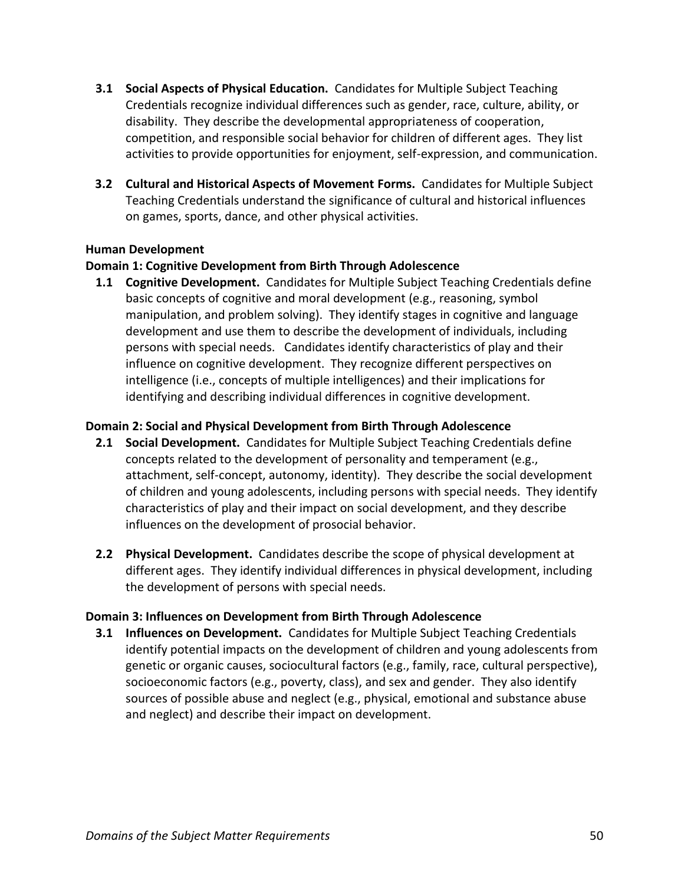**3.1 Social Aspects of Physical Education.** Candidates for Multiple Subject Teaching Credentials recognize individual differences such as gender, race, culture, ability, or disability. They describe the developmental appropriateness of cooperation, competition, and responsible social behavior for children of different ages. They list activities to provide opportunities for enjoyment, self-expression, and communication.

**3.2 Cultural and Historical Aspects of Movement Forms.** Candidates for Multiple Subject Teaching Credentials understand the significance of cultural and historical influences on games, sports, dance, and other physical activities.

**Human Development**

**Domain 1: Cognitive Development from Birth Through Adolescence**

**1.1 Cognitive Development.** Candidates for Multiple Subject Teaching Credentials define basic concepts of cognitive and moral development (e.g., reasoning, symbol manipulation, and problem solving). They identify stages in cognitive and language development and use them to describe the development of individuals, including persons with special needs. Candidates identify characteristics of play and their influence on cognitive development. They recognize different perspectives on intelligence (i.e., concepts of multiple intelligences) and their implications for identifying and describing individual differences in cognitive development.

**Domain 2: Social and Physical Development from Birth Through Adolescence**

**2.1 Social Development.** Candidates for Multiple Subject Teaching Credentials define concepts related to the development of personality and temperament (e.g., attachment, self-concept, autonomy, identity). They describe the social development of children and young adolescents, including persons with special needs. They identify characteristics of play and their impact on social development, and they describe influences on the development of prosocial behavior.

**2.2 Physical Development.** Candidates describe the scope of physical development at different ages. They identify individual differences in physical development, including the development of persons with special needs.

**Domain 3: Influences on Development from Birth Through Adolescence**

**3.1 Influences on Development.** Candidates for Multiple Subject Teaching Credentials identify potential impacts on the development of children and young adolescents from genetic or organic causes, sociocultural factors (e.g., family, race, cultural perspective), socioeconomic factors (e.g., poverty, class), and sex and gender. They also identify sources of possible abuse and neglect (e.g., physical, emotional and substance abuse and neglect) and describe their impact on development.